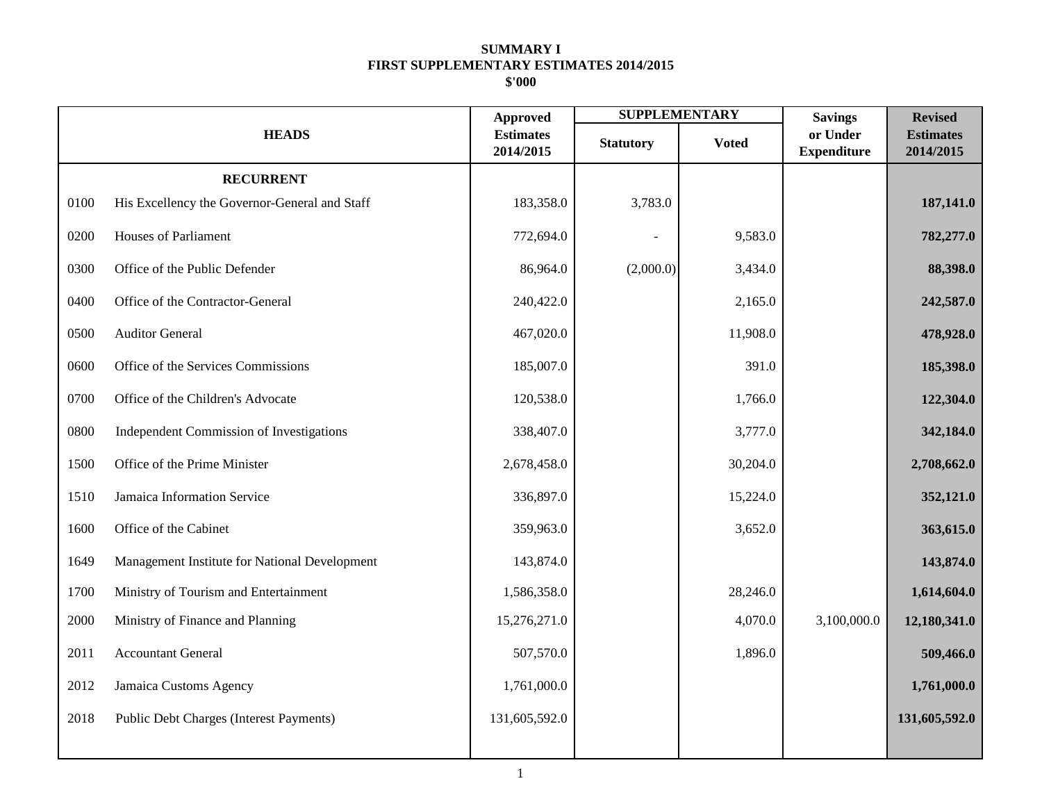# SUMMARY I
## FIRST SUPPLEMENTARY ESTIMATES 2014/2015
### $'000

| | HEADS | Approved Estimates 2014/2015 | SUPPLEMENTARY | | Savings or Under Expenditure | Revised Estimates 2014/2015 |
|---|---|---|---|---|---|---|
| | | | Statutory | Voted | | |
| | **RECURRENT** | | | | | |
| 0100 | His Excellency the Governor-General and Staff | 183,358.0 | 3,783.0 | | | **187,141.0** |
| 0200 | Houses of Parliament | 772,694.0 | - | 9,583.0 | | **782,277.0** |
| 0300 | Office of the Public Defender | 86,964.0 | (2,000.0) | 3,434.0 | | **88,398.0** |
| 0400 | Office of the Contractor-General | 240,422.0 | | 2,165.0 | | **242,587.0** |
| 0500 | Auditor General | 467,020.0 | | 11,908.0 | | **478,928.0** |
| 0600 | Office of the Services Commissions | 185,007.0 | | 391.0 | | **185,398.0** |
| 0700 | Office of the Children's Advocate | 120,538.0 | | 1,766.0 | | **122,304.0** |
| 0800 | Independent Commission of Investigations | 338,407.0 | | 3,777.0 | | **342,184.0** |
| 1500 | Office of the Prime Minister | 2,678,458.0 | | 30,204.0 | | **2,708,662.0** |
| 1510 | Jamaica Information Service | 336,897.0 | | 15,224.0 | | **352,121.0** |
| 1600 | Office of the Cabinet | 359,963.0 | | 3,652.0 | | **363,615.0** |
| 1649 | Management Institute for National Development | 143,874.0 | | | | **143,874.0** |
| 1700 | Ministry of Tourism and Entertainment | 1,586,358.0 | | 28,246.0 | | **1,614,604.0** |
| 2000 | Ministry of Finance and Planning | 15,276,271.0 | | 4,070.0 | 3,100,000.0 | **12,180,341.0** |
| 2011 | Accountant General | 507,570.0 | | 1,896.0 | | **509,466.0** |
| 2012 | Jamaica Customs Agency | 1,761,000.0 | | | | **1,761,000.0** |
| 2018 | Public Debt Charges (Interest Payments) | 131,605,592.0 | | | | **131,605,592.0** |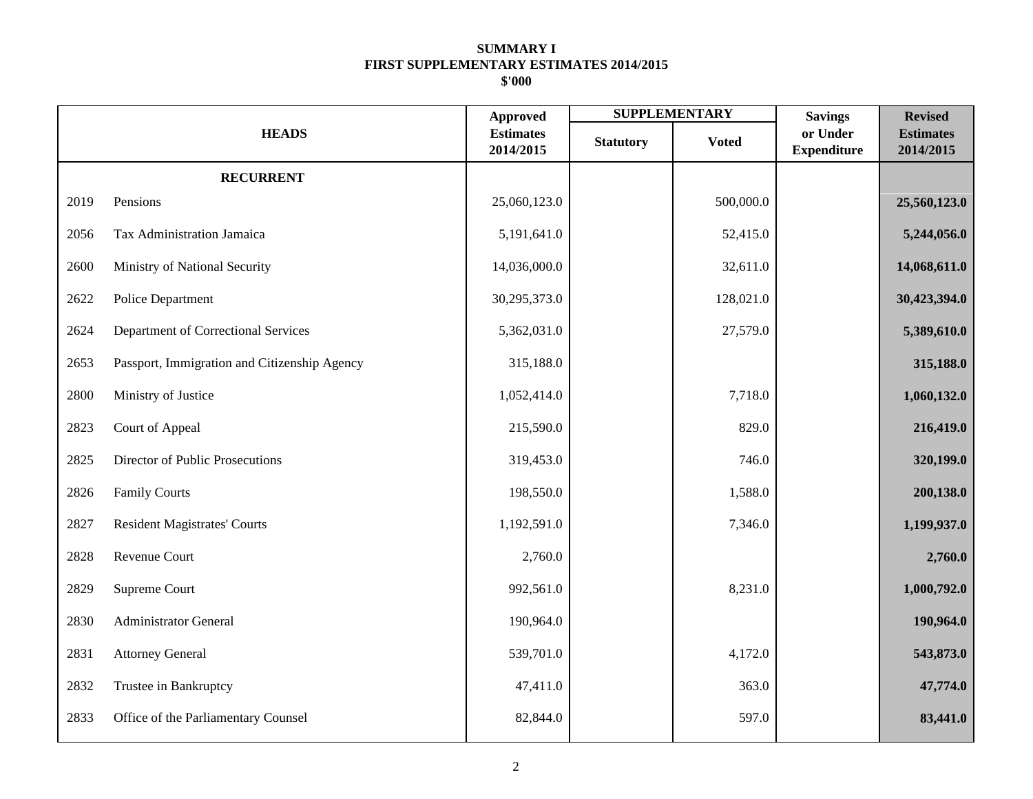# SUMMARY I
## FIRST SUPPLEMENTARY ESTIMATES 2014/2015
### $'000

| | HEADS | Approved Estimates 2014/2015 | SUPPLEMENTARY | | Savings or Under Expenditure | Revised Estimates 2014/2015 |
|---|---|---|---|---|---|---|
| | | | Statutory | Voted | | |
| | **RECURRENT** | | | | | |
| 2019 | Pensions | 25,060,123.0 | | 500,000.0 | | **25,560,123.0** |
| 2056 | Tax Administration Jamaica | 5,191,641.0 | | 52,415.0 | | **5,244,056.0** |
| 2600 | Ministry of National Security | 14,036,000.0 | | 32,611.0 | | **14,068,611.0** |
| 2622 | Police Department | 30,295,373.0 | | 128,021.0 | | **30,423,394.0** |
| 2624 | Department of Correctional Services | 5,362,031.0 | | 27,579.0 | | **5,389,610.0** |
| 2653 | Passport, Immigration and Citizenship Agency | 315,188.0 | | | | **315,188.0** |
| 2800 | Ministry of Justice | 1,052,414.0 | | 7,718.0 | | **1,060,132.0** |
| 2823 | Court of Appeal | 215,590.0 | | 829.0 | | **216,419.0** |
| 2825 | Director of Public Prosecutions | 319,453.0 | | 746.0 | | **320,199.0** |
| 2826 | Family Courts | 198,550.0 | | 1,588.0 | | **200,138.0** |
| 2827 | Resident Magistrates' Courts | 1,192,591.0 | | 7,346.0 | | **1,199,937.0** |
| 2828 | Revenue Court | 2,760.0 | | | | **2,760.0** |
| 2829 | Supreme Court | 992,561.0 | | 8,231.0 | | **1,000,792.0** |
| 2830 | Administrator General | 190,964.0 | | | | **190,964.0** |
| 2831 | Attorney General | 539,701.0 | | 4,172.0 | | **543,873.0** |
| 2832 | Trustee in Bankruptcy | 47,411.0 | | 363.0 | | **47,774.0** |
| 2833 | Office of the Parliamentary Counsel | 82,844.0 | | 597.0 | | **83,441.0** |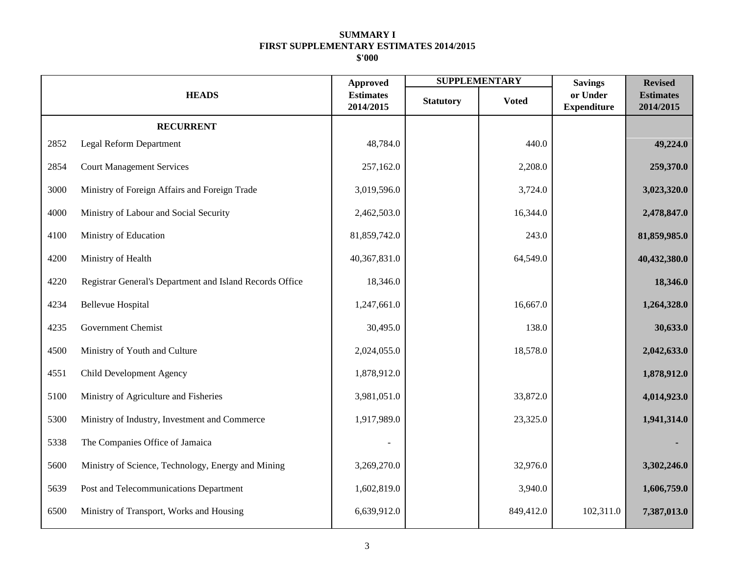**SUMMARY I**
**FIRST SUPPLEMENTARY ESTIMATES 2014/2015**
**$'000**

| HEADS | | Approved Estimates 2014/2015 | SUPPLEMENTARY | | Savings or Under Expenditure | Revised Estimates 2014/2015 |
|---|---|---|---|---|---|---|
| | | | Statutory | Voted | | |
| | **RECURRENT** | | | | | |
| 2852 | Legal Reform Department | 48,784.0 | | 440.0 | | **49,224.0** |
| 2854 | Court Management Services | 257,162.0 | | 2,208.0 | | **259,370.0** |
| 3000 | Ministry of Foreign Affairs and Foreign Trade | 3,019,596.0 | | 3,724.0 | | **3,023,320.0** |
| 4000 | Ministry of Labour and Social Security | 2,462,503.0 | | 16,344.0 | | **2,478,847.0** |
| 4100 | Ministry of Education | 81,859,742.0 | | 243.0 | | **81,859,985.0** |
| 4200 | Ministry of Health | 40,367,831.0 | | 64,549.0 | | **40,432,380.0** |
| 4220 | Registrar General's Department and Island Records Office | 18,346.0 | | | | **18,346.0** |
| 4234 | Bellevue Hospital | 1,247,661.0 | | 16,667.0 | | **1,264,328.0** |
| 4235 | Government Chemist | 30,495.0 | | 138.0 | | **30,633.0** |
| 4500 | Ministry of Youth and Culture | 2,024,055.0 | | 18,578.0 | | **2,042,633.0** |
| 4551 | Child Development Agency | 1,878,912.0 | | | | **1,878,912.0** |
| 5100 | Ministry of Agriculture and Fisheries | 3,981,051.0 | | 33,872.0 | | **4,014,923.0** |
| 5300 | Ministry of Industry, Investment and Commerce | 1,917,989.0 | | 23,325.0 | | **1,941,314.0** |
| 5338 | The Companies Office of Jamaica | - | | | | **-** |
| 5600 | Ministry of Science, Technology, Energy and Mining | 3,269,270.0 | | 32,976.0 | | **3,302,246.0** |
| 5639 | Post and Telecommunications Department | 1,602,819.0 | | 3,940.0 | | **1,606,759.0** |
| 6500 | Ministry of Transport, Works and Housing | 6,639,912.0 | | 849,412.0 | 102,311.0 | **7,387,013.0** |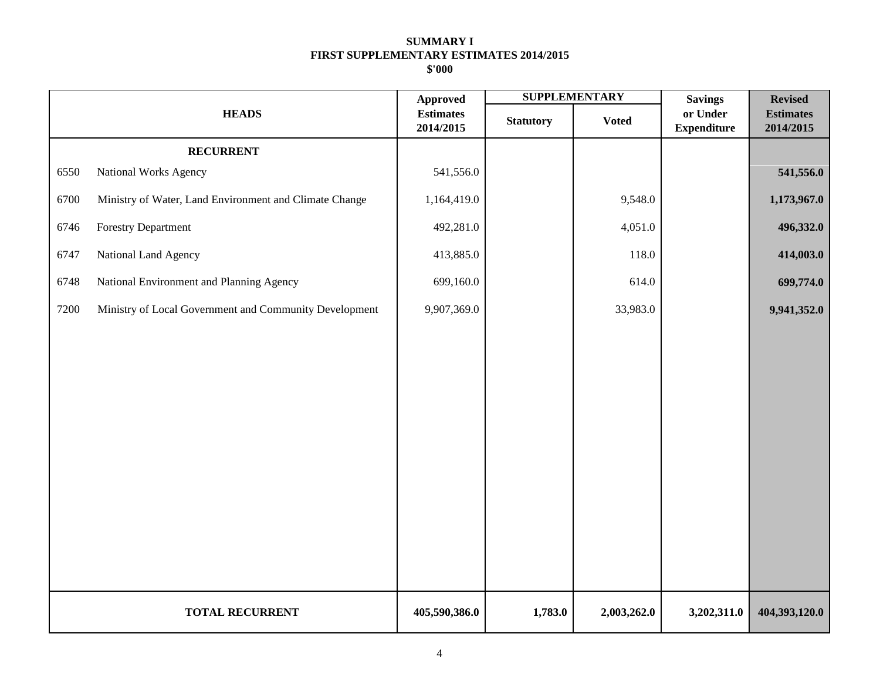**SUMMARY I**
**FIRST SUPPLEMENTARY ESTIMATES 2014/2015**
**$'000**

| HEADS | | Approved Estimates 2014/2015 | SUPPLEMENTARY | | Savings or Under Expenditure | Revised Estimates 2014/2015 |
|---|---|---|---|---|---|---|
| | | | Statutory | Voted | | |
| | **RECURRENT** | | | | | |
| 6550 | National Works Agency | 541,556.0 | | | | **541,556.0** |
| 6700 | Ministry of Water, Land Environment and Climate Change | 1,164,419.0 | | 9,548.0 | | **1,173,967.0** |
| 6746 | Forestry Department | 492,281.0 | | 4,051.0 | | **496,332.0** |
| 6747 | National Land Agency | 413,885.0 | | 118.0 | | **414,003.0** |
| 6748 | National Environment and Planning Agency | 699,160.0 | | 614.0 | | **699,774.0** |
| 7200 | Ministry of Local Government and Community Development | 9,907,369.0 | | 33,983.0 | | **9,941,352.0** |
| | **TOTAL RECURRENT** | **405,590,386.0** | **1,783.0** | **2,003,262.0** | **3,202,311.0** | **404,393,120.0** |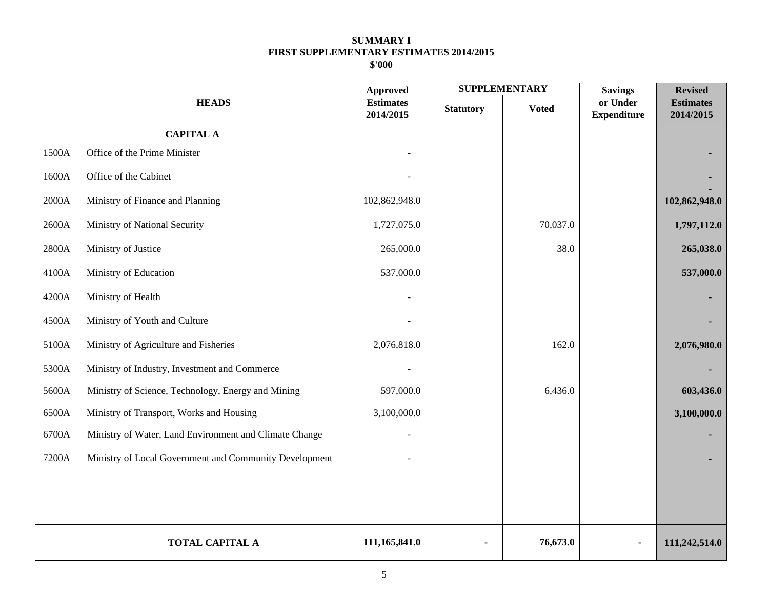**SUMMARY I**
**FIRST SUPPLEMENTARY ESTIMATES 2014/2015**
**$'000**

| HEADS | | Approved Estimates 2014/2015 | SUPPLEMENTARY | | Savings or Under Expenditure | Revised Estimates 2014/2015 |
|---|---|---|---|---|---|---|
| | | | Statutory | Voted | | |
| | **CAPITAL A** | | | | | |
| 1500A | Office of the Prime Minister | - | | | | **-** |
| 1600A | Office of the Cabinet | - | | | | **-** |
| 2000A | Ministry of Finance and Planning | 102,862,948.0 | | | | **102,862,948.0** |
| 2600A | Ministry of National Security | 1,727,075.0 | | 70,037.0 | | **1,797,112.0** |
| 2800A | Ministry of Justice | 265,000.0 | | 38.0 | | **265,038.0** |
| 4100A | Ministry of Education | 537,000.0 | | | | **537,000.0** |
| 4200A | Ministry of Health | - | | | | **-** |
| 4500A | Ministry of Youth and Culture | - | | | | **-** |
| 5100A | Ministry of Agriculture and Fisheries | 2,076,818.0 | | 162.0 | | **2,076,980.0** |
| 5300A | Ministry of Industry, Investment and Commerce | - | | | | **-** |
| 5600A | Ministry of Science, Technology, Energy and Mining | 597,000.0 | | 6,436.0 | | **603,436.0** |
| 6500A | Ministry of Transport, Works and Housing | 3,100,000.0 | | | | **3,100,000.0** |
| 6700A | Ministry of Water, Land Environment and Climate Change | - | | | | **-** |
| 7200A | Ministry of Local Government and Community Development | - | | | | **-** |
| | **TOTAL CAPITAL A** | **111,165,841.0** | **-** | **76,673.0** | **-** | **111,242,514.0** |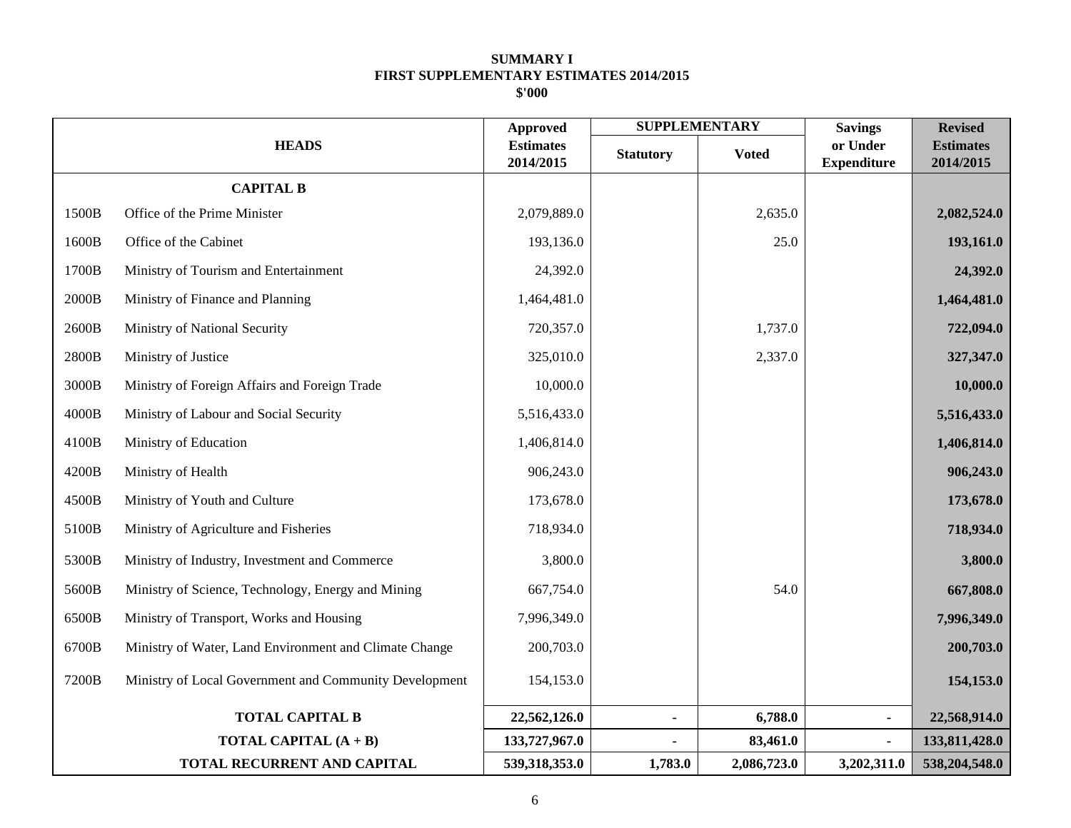**SUMMARY I**
**FIRST SUPPLEMENTARY ESTIMATES 2014/2015**
**$'000**

| | HEADS | Approved Estimates 2014/2015 | SUPPLEMENTARY | | Savings or Under Expenditure | Revised Estimates 2014/2015 |
|---|---|---|---|---|---|---|
| | | | Statutory | Voted | | |
| | **CAPITAL B** | | | | | |
| 1500B | Office of the Prime Minister | 2,079,889.0 | | 2,635.0 | | **2,082,524.0** |
| 1600B | Office of the Cabinet | 193,136.0 | | 25.0 | | **193,161.0** |
| 1700B | Ministry of Tourism and Entertainment | 24,392.0 | | | | **24,392.0** |
| 2000B | Ministry of Finance and Planning | 1,464,481.0 | | | | **1,464,481.0** |
| 2600B | Ministry of National Security | 720,357.0 | | 1,737.0 | | **722,094.0** |
| 2800B | Ministry of Justice | 325,010.0 | | 2,337.0 | | **327,347.0** |
| 3000B | Ministry of Foreign Affairs and Foreign Trade | 10,000.0 | | | | **10,000.0** |
| 4000B | Ministry of Labour and Social Security | 5,516,433.0 | | | | **5,516,433.0** |
| 4100B | Ministry of Education | 1,406,814.0 | | | | **1,406,814.0** |
| 4200B | Ministry of Health | 906,243.0 | | | | **906,243.0** |
| 4500B | Ministry of Youth and Culture | 173,678.0 | | | | **173,678.0** |
| 5100B | Ministry of Agriculture and Fisheries | 718,934.0 | | | | **718,934.0** |
| 5300B | Ministry of Industry, Investment and Commerce | 3,800.0 | | | | **3,800.0** |
| 5600B | Ministry of Science, Technology, Energy and Mining | 667,754.0 | | 54.0 | | **667,808.0** |
| 6500B | Ministry of Transport, Works and Housing | 7,996,349.0 | | | | **7,996,349.0** |
| 6700B | Ministry of Water, Land Environment and Climate Change | 200,703.0 | | | | **200,703.0** |
| 7200B | Ministry of Local Government and Community Development | 154,153.0 | | | | **154,153.0** |
| | **TOTAL CAPITAL B** | **22,562,126.0** | **-** | **6,788.0** | **-** | **22,568,914.0** |
| | **TOTAL CAPITAL (A + B)** | **133,727,967.0** | **-** | **83,461.0** | **-** | **133,811,428.0** |
| | **TOTAL RECURRENT AND CAPITAL** | **539,318,353.0** | **1,783.0** | **2,086,723.0** | **3,202,311.0** | **538,204,548.0** |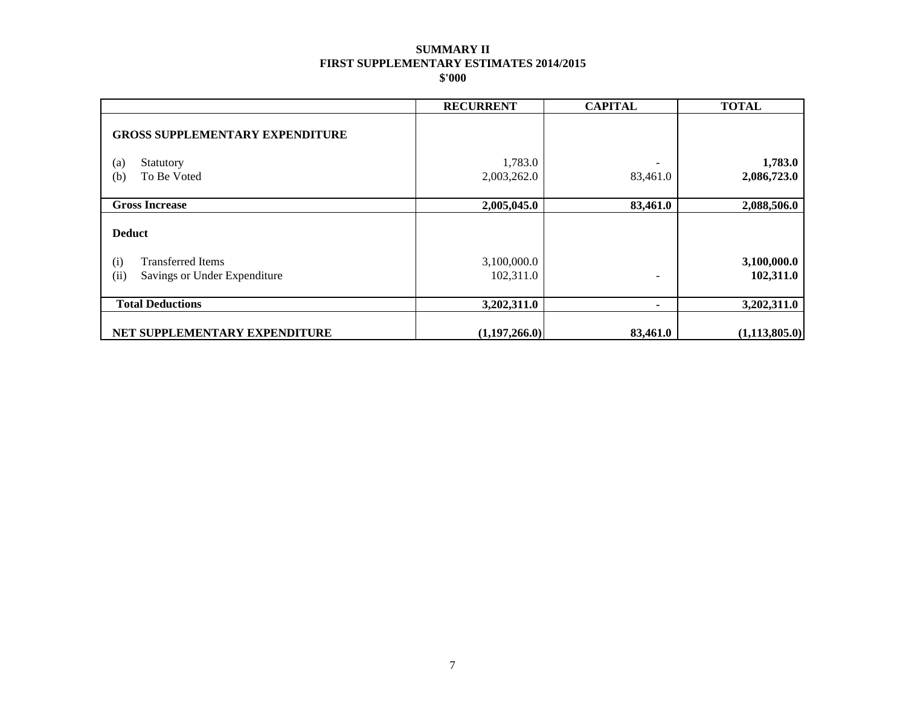# SUMMARY II
## FIRST SUPPLEMENTARY ESTIMATES 2014/2015
### $'000

| | RECURRENT | CAPITAL | TOTAL |
|---|---|---|---|
| **GROSS SUPPLEMENTARY EXPENDITURE** | | | |
| (a) Statutory | 1,783.0 | - | **1,783.0** |
| (b) To Be Voted | 2,003,262.0 | 83,461.0 | **2,086,723.0** |
| **Gross Increase** | **2,005,045.0** | **83,461.0** | **2,088,506.0** |
| **Deduct** | | | |
| (i) Transferred Items | 3,100,000.0 | | **3,100,000.0** |
| (ii) Savings or Under Expenditure | 102,311.0 | - | **102,311.0** |
| **Total Deductions** | **3,202,311.0** | **-** | **3,202,311.0** |
| **NET SUPPLEMENTARY EXPENDITURE** | **(1,197,266.0)** | **83,461.0** | **(1,113,805.0)** |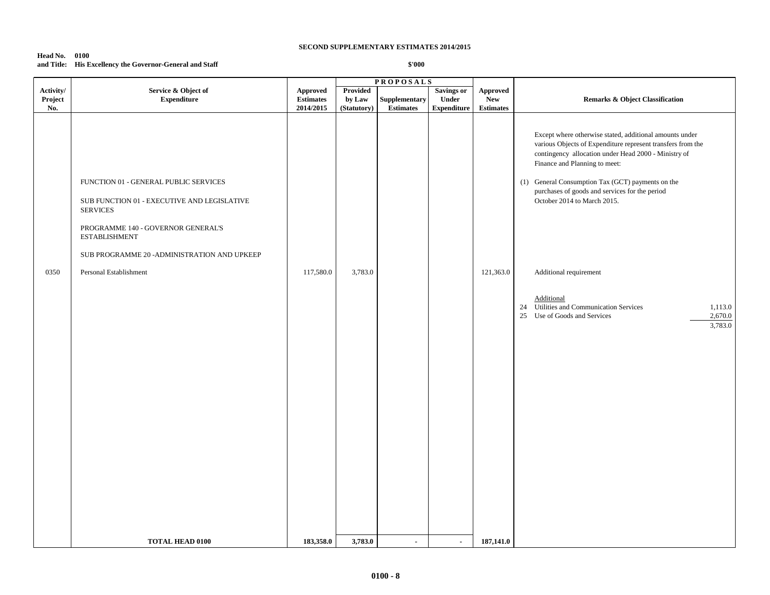**SECOND SUPPLEMENTARY ESTIMATES 2014/2015**

**Head No. 0100**
**and Title: His Excellency the Governor-General and Staff**

**$'000**

| Activity/ Project No. | Service & Object of Expenditure | Approved Estimates 2014/2015 | PROPOSALS Provided by Law (Statutory) | Supplementary Estimates | Savings or Under Expenditure | Approved New Estimates | Remarks & Object Classification |
|---|---|---|---|---|---|---|---|
| | | | | | | | Except where otherwise stated, additional amounts under various Objects of Expenditure represent transfers from the contingency allocation under Head 2000 - Ministry of Finance and Planning to meet: |
| | FUNCTION 01 - GENERAL PUBLIC SERVICES | | | | | | (1) General Consumption Tax (GCT) payments on the purchases of goods and services for the period October 2014 to March 2015. |
| | SUB FUNCTION 01 - EXECUTIVE AND LEGISLATIVE SERVICES | | | | | | |
| | PROGRAMME 140 - GOVERNOR GENERAL'S ESTABLISHMENT | | | | | | |
| | SUB PROGRAMME 20 -ADMINISTRATION AND UPKEEP | | | | | | |
| 0350 | Personal Establishment | 117,580.0 | 3,783.0 | | | 121,363.0 | Additional requirement |
| | | | | | | | Additional<br>24 Utilities and Communication Services 1,113.0<br>25 Use of Goods and Services 2,670.0<br>3,783.0 |
| | **TOTAL HEAD 0100** | **183,358.0** | **3,783.0** | **-** | **-** | **187,141.0** | |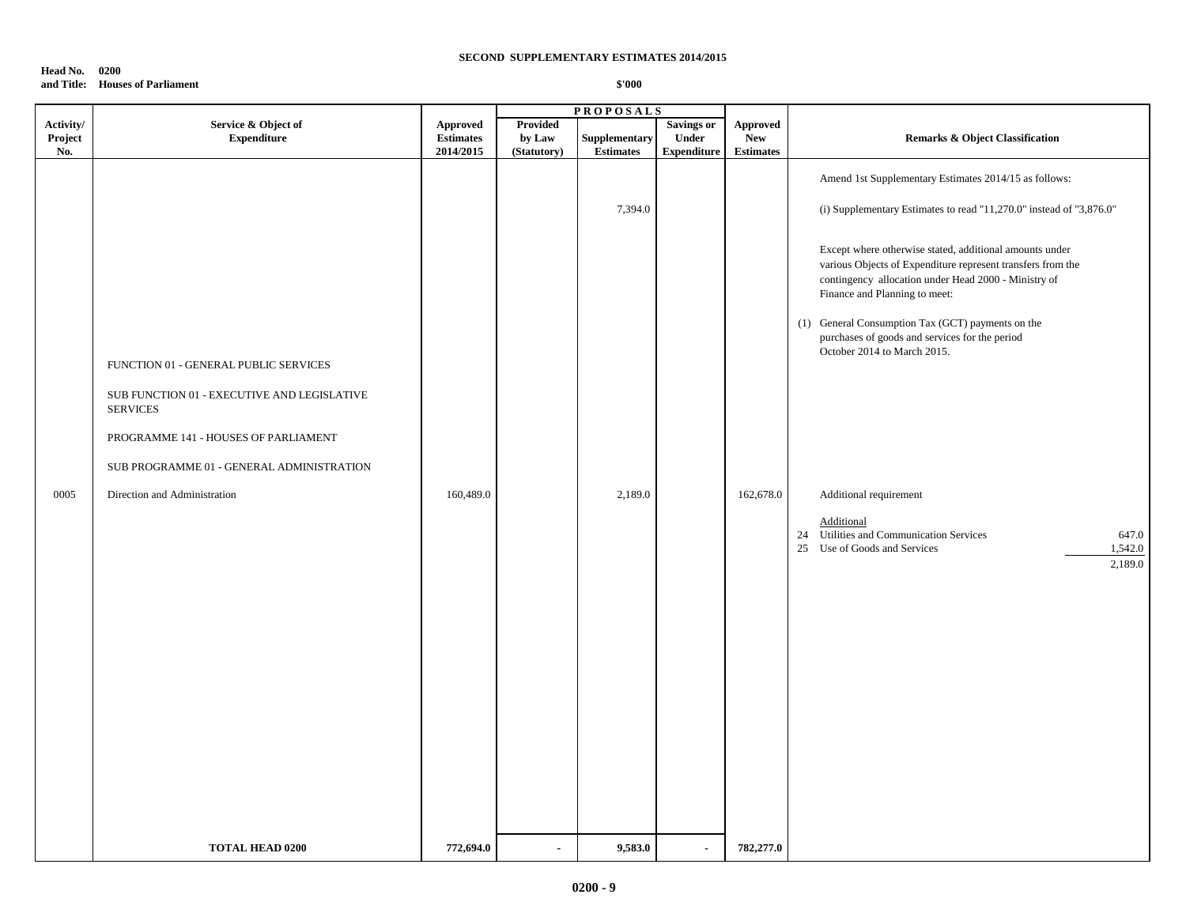**SECOND SUPPLEMENTARY ESTIMATES 2014/2015**

**Head No. 0200**
**and Title: Houses of Parliament**

**$'000**

| Activity/ Project No. | Service & Object of Expenditure | Approved Estimates 2014/2015 | PROPOSALS: Provided by Law (Statutory) | PROPOSALS: Supplementary Estimates | PROPOSALS: Savings or Under Expenditure | Approved New Estimates | Remarks & Object Classification |
|---|---|---|---|---|---|---|---|
| | | | | | | | Amend 1st Supplementary Estimates 2014/15 as follows: |
| | | | | 7,394.0 | | | (i) Supplementary Estimates to read "11,270.0" instead of "3,876.0" |
| | | | | | | | Except where otherwise stated, additional amounts under various Objects of Expenditure represent transfers from the contingency allocation under Head 2000 - Ministry of Finance and Planning to meet: |
| | | | | | | | (1) General Consumption Tax (GCT) payments on the purchases of goods and services for the period October 2014 to March 2015. |
| | FUNCTION 01 - GENERAL PUBLIC SERVICES | | | | | | |
| | SUB FUNCTION 01 - EXECUTIVE AND LEGISLATIVE SERVICES | | | | | | |
| | PROGRAMME 141 - HOUSES OF PARLIAMENT | | | | | | |
| | SUB PROGRAMME 01 - GENERAL ADMINISTRATION | | | | | | |
| 0005 | Direction and Administration | 160,489.0 | | 2,189.0 | | 162,678.0 | Additional requirement |
| | | | | | | | Additional<br>24 Utilities and Communication Services 647.0<br>25 Use of Goods and Services 1,542.0<br>2,189.0 |
| | **TOTAL HEAD 0200** | **772,694.0** | **-** | **9,583.0** | **-** | **782,277.0** | |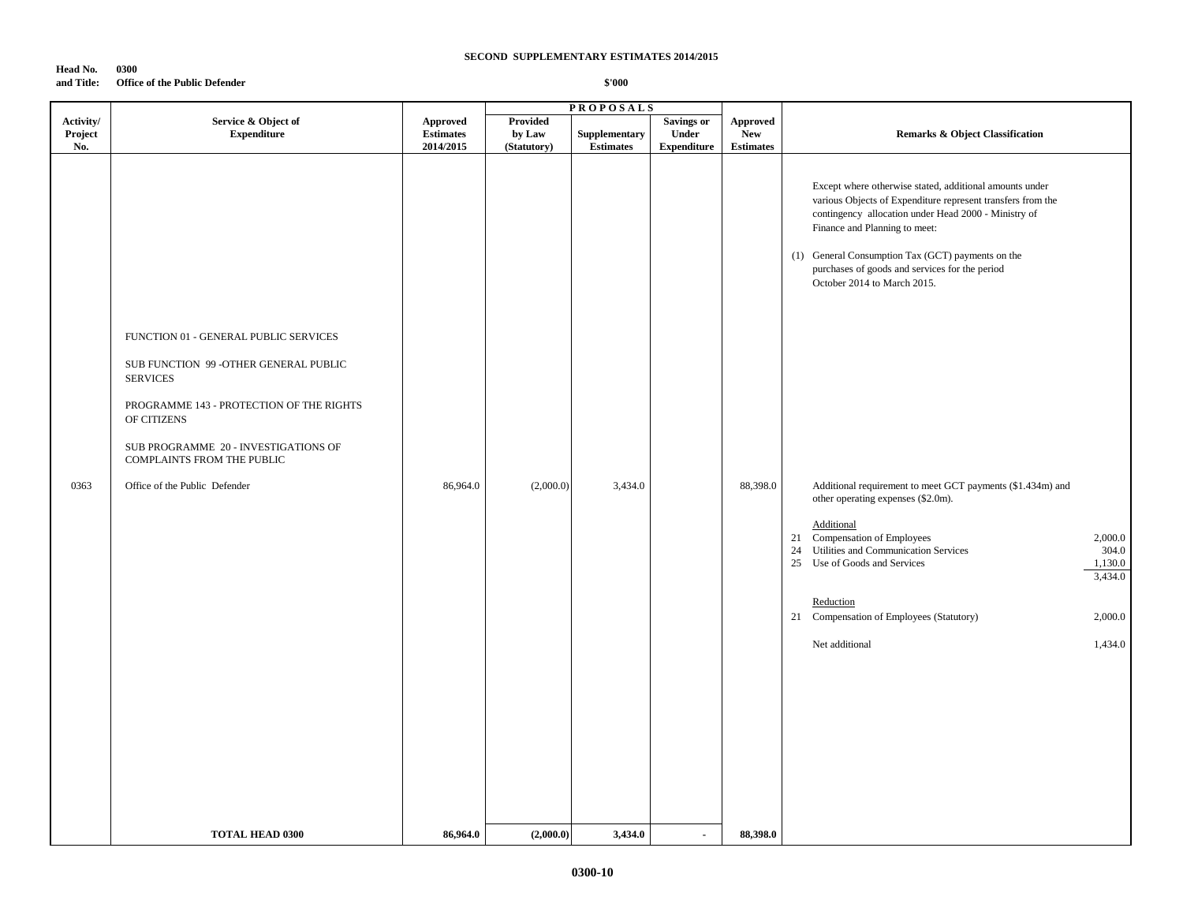**SECOND SUPPLEMENTARY ESTIMATES 2014/2015**

**Head No. 0300**
**and Title: Office of the Public Defender**

**$'000**

| Activity/ Project No. | Service & Object of Expenditure | Approved Estimates 2014/2015 | PROPOSALS Provided by Law (Statutory) | Supplementary Estimates | Savings or Under Expenditure | Approved New Estimates | Remarks & Object Classification |
|---|---|---|---|---|---|---|---|
| | | | | | | | Except where otherwise stated, additional amounts under various Objects of Expenditure represent transfers from the contingency allocation under Head 2000 - Ministry of Finance and Planning to meet: |
| | | | | | | | (1) General Consumption Tax (GCT) payments on the purchases of goods and services for the period October 2014 to March 2015. |
| | FUNCTION 01 - GENERAL PUBLIC SERVICES | | | | | | |
| | SUB FUNCTION 99 -OTHER GENERAL PUBLIC SERVICES | | | | | | |
| | PROGRAMME 143 - PROTECTION OF THE RIGHTS OF CITIZENS | | | | | | |
| | SUB PROGRAMME 20 - INVESTIGATIONS OF COMPLAINTS FROM THE PUBLIC | | | | | | |
| 0363 | Office of the Public Defender | 86,964.0 | (2,000.0) | 3,434.0 | | 88,398.0 | Additional requirement to meet GCT payments ($1.434m) and other operating expenses ($2.0m). |
| | | | | | | | Additional |
| | | | | | | | 21 Compensation of Employees 2,000.0 |
| | | | | | | | 24 Utilities and Communication Services 304.0 |
| | | | | | | | 25 Use of Goods and Services 1,130.0 |
| | | | | | | | 3,434.0 |
| | | | | | | | Reduction |
| | | | | | | | 21 Compensation of Employees (Statutory) 2,000.0 |
| | | | | | | | Net additional 1,434.0 |
| | **TOTAL HEAD 0300** | **86,964.0** | **(2,000.0)** | **3,434.0** | **-** | **88,398.0** | |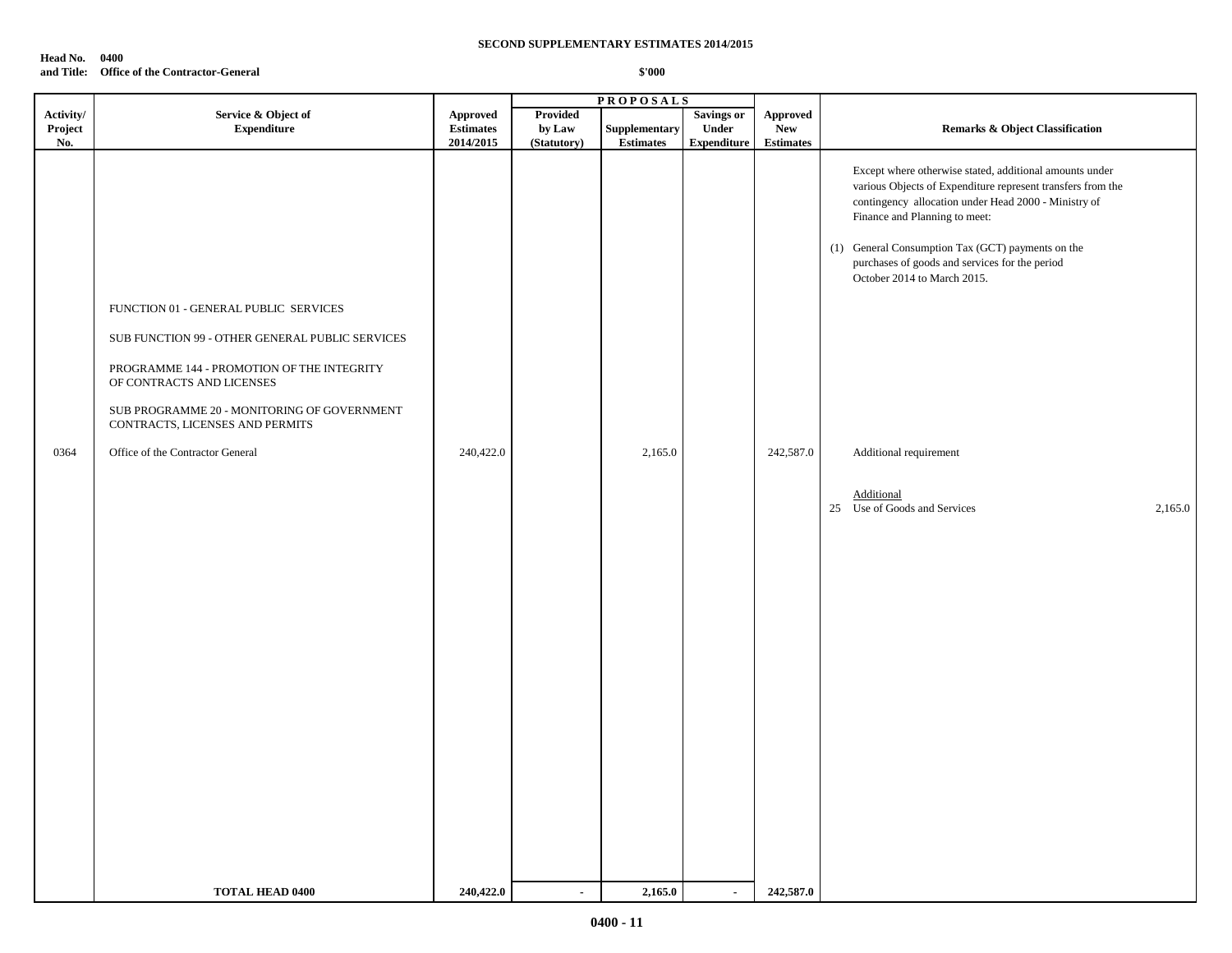**SECOND SUPPLEMENTARY ESTIMATES 2014/2015**

**Head No. 0400**
**and Title: Office of the Contractor-General**

**$'000**

| Activity/ Project No. | Service & Object of Expenditure | Approved Estimates 2014/2015 | PROPOSALS Provided by Law (Statutory) | Supplementary Estimates | Savings or Under Expenditure | Approved New Estimates | Remarks & Object Classification |
|---|---|---|---|---|---|---|---|
| | | | | | | | Except where otherwise stated, additional amounts under various Objects of Expenditure represent transfers from the contingency allocation under Head 2000 - Ministry of Finance and Planning to meet: |
| | | | | | | | (1) General Consumption Tax (GCT) payments on the purchases of goods and services for the period October 2014 to March 2015. |
| | FUNCTION 01 - GENERAL PUBLIC SERVICES | | | | | | |
| | SUB FUNCTION 99 - OTHER GENERAL PUBLIC SERVICES | | | | | | |
| | PROGRAMME 144 - PROMOTION OF THE INTEGRITY OF CONTRACTS AND LICENSES | | | | | | |
| | SUB PROGRAMME 20 - MONITORING OF GOVERNMENT CONTRACTS, LICENSES AND PERMITS | | | | | | |
| 0364 | Office of the Contractor General | 240,422.0 | | 2,165.0 | | 242,587.0 | Additional requirement |
| | | | | | | | Additional |
| | | | | | | | 25 Use of Goods and Services 2,165.0 |
| | **TOTAL HEAD 0400** | **240,422.0** | **-** | **2,165.0** | **-** | **242,587.0** | |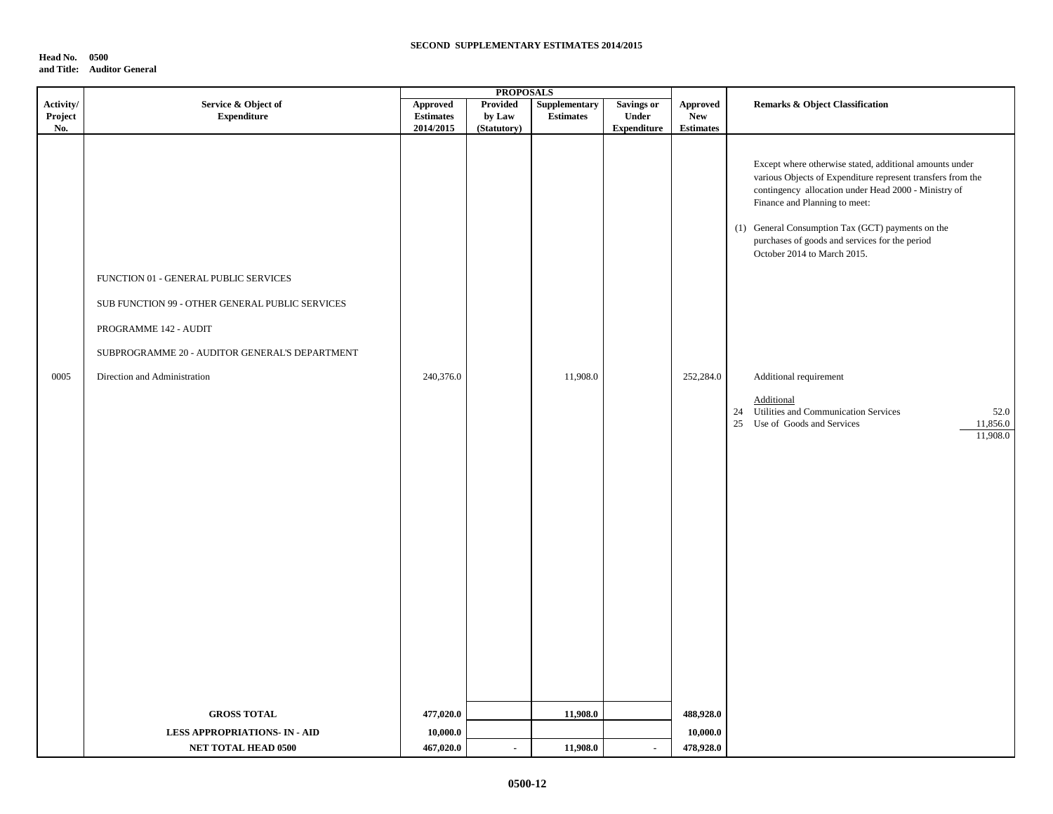**SECOND SUPPLEMENTARY ESTIMATES 2014/2015**

**Head No. 0500**
**and Title: Auditor General**

| Activity/ Project No. | Service & Object of Expenditure | PROPOSALS: Approved Estimates 2014/2015 | Provided by Law (Statutory) | Supplementary Estimates | Savings or Under Expenditure | Approved New Estimates | Remarks & Object Classification |
|---|---|---|---|---|---|---|---|
| | | | | | | | Except where otherwise stated, additional amounts under various Objects of Expenditure represent transfers from the contingency allocation under Head 2000 - Ministry of Finance and Planning to meet: |
| | | | | | | | (1) General Consumption Tax (GCT) payments on the purchases of goods and services for the period October 2014 to March 2015. |
| | FUNCTION 01 - GENERAL PUBLIC SERVICES | | | | | | |
| | SUB FUNCTION 99 - OTHER GENERAL PUBLIC SERVICES | | | | | | |
| | PROGRAMME 142 - AUDIT | | | | | | |
| | SUBPROGRAMME 20 - AUDITOR GENERAL'S DEPARTMENT | | | | | | |
| 0005 | Direction and Administration | 240,376.0 | | 11,908.0 | | 252,284.0 | Additional requirement |
| | | | | | | | Additional |
| | | | | | | | 24 Utilities and Communication Services 52.0 |
| | | | | | | | 25 Use of Goods and Services 11,856.0 |
| | | | | | | | 11,908.0 |
| | **GROSS TOTAL** | **477,020.0** | | **11,908.0** | | **488,928.0** | |
| | **LESS APPROPRIATIONS- IN - AID** | **10,000.0** | | | | **10,000.0** | |
| | **NET TOTAL HEAD 0500** | **467,020.0** | **-** | **11,908.0** | **-** | **478,928.0** | |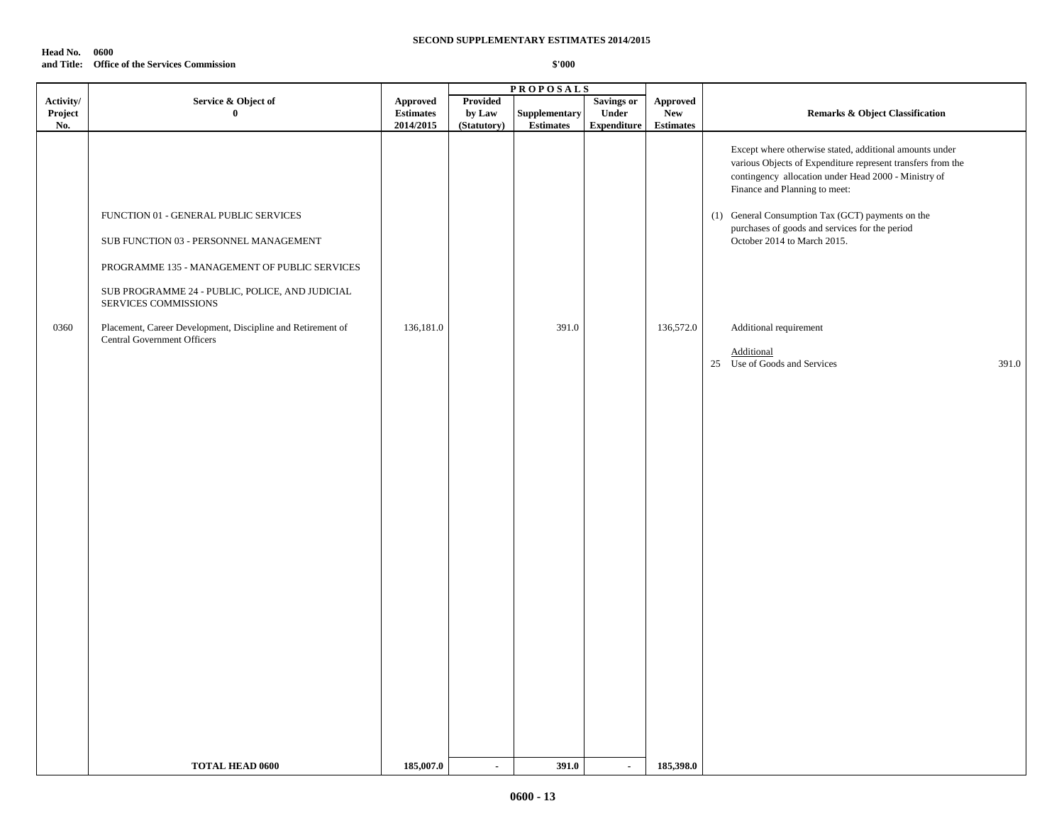**SECOND SUPPLEMENTARY ESTIMATES 2014/2015**

**Head No. 0600**
**and Title: Office of the Services Commission**

**$'000**

| Activity/ Project No. | Service & Object of 0 | Approved Estimates 2014/2015 | PROPOSALS Provided by Law (Statutory) | Supplementary Estimates | Savings or Under Expenditure | Approved New Estimates | Remarks & Object Classification |
|---|---|---|---|---|---|---|---|
| | | | | | | | Except where otherwise stated, additional amounts under various Objects of Expenditure represent transfers from the contingency allocation under Head 2000 - Ministry of Finance and Planning to meet: |
| | FUNCTION 01 - GENERAL PUBLIC SERVICES | | | | | | (1) General Consumption Tax (GCT) payments on the purchases of goods and services for the period October 2014 to March 2015. |
| | SUB FUNCTION 03 - PERSONNEL MANAGEMENT | | | | | | |
| | PROGRAMME 135 - MANAGEMENT OF PUBLIC SERVICES | | | | | | |
| | SUB PROGRAMME 24 - PUBLIC, POLICE, AND JUDICIAL SERVICES COMMISSIONS | | | | | | |
| 0360 | Placement, Career Development, Discipline and Retirement of Central Government Officers | 136,181.0 | | 391.0 | | 136,572.0 | Additional requirement |
| | | | | | | | Additional<br>25 Use of Goods and Services 391.0 |
| | **TOTAL HEAD 0600** | **185,007.0** | **-** | **391.0** | **-** | **185,398.0** | |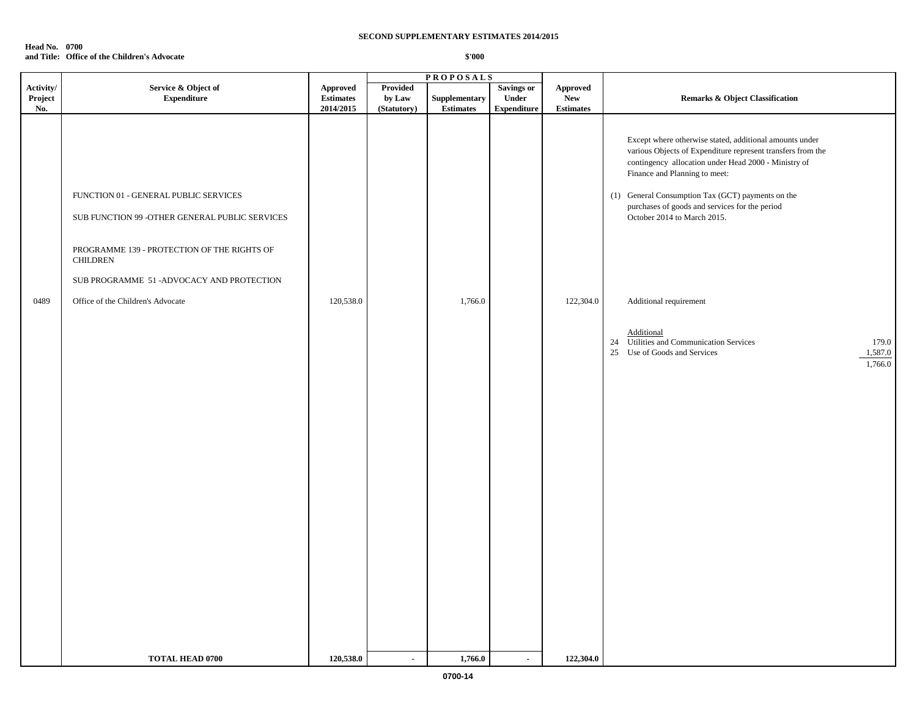**SECOND SUPPLEMENTARY ESTIMATES 2014/2015**

**Head No. 0700**
**and Title: Office of the Children's Advocate**

**$'000**

| Activity/ Project No. | Service & Object of Expenditure | Approved Estimates 2014/2015 | PROPOSALS Provided by Law (Statutory) | Supplementary Estimates | Savings or Under Expenditure | Approved New Estimates | Remarks & Object Classification |
|---|---|---|---|---|---|---|---|
| | | | | | | | Except where otherwise stated, additional amounts under various Objects of Expenditure represent transfers from the contingency allocation under Head 2000 - Ministry of Finance and Planning to meet: |
| | FUNCTION 01 - GENERAL PUBLIC SERVICES | | | | | | (1) General Consumption Tax (GCT) payments on the purchases of goods and services for the period October 2014 to March 2015. |
| | SUB FUNCTION 99 -OTHER GENERAL PUBLIC SERVICES | | | | | | |
| | PROGRAMME 139 - PROTECTION OF THE RIGHTS OF CHILDREN | | | | | | |
| | SUB PROGRAMME 51 -ADVOCACY AND PROTECTION | | | | | | |
| 0489 | Office of the Children's Advocate | 120,538.0 | | 1,766.0 | | 122,304.0 | Additional requirement |
| | | | | | | | Additional<br>24 Utilities and Communication Services 179.0<br>25 Use of Goods and Services 1,587.0<br>1,766.0 |
| | **TOTAL HEAD 0700** | **120,538.0** | **-** | **1,766.0** | **-** | **122,304.0** | |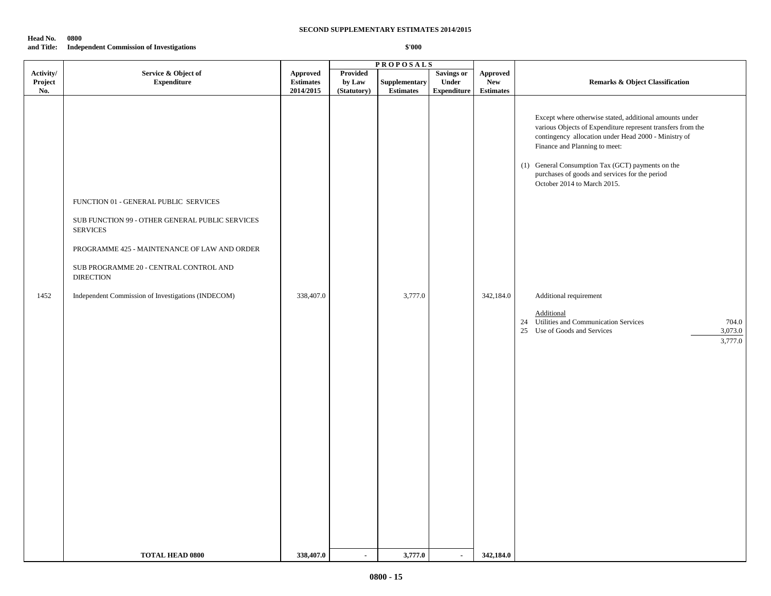**SECOND SUPPLEMENTARY ESTIMATES 2014/2015**

**Head No. and Title:** **0800** **Independent Commission of Investigations**

**$'000**

| Activity/ Project No. | Service & Object of Expenditure | Approved Estimates 2014/2015 | PROPOSALS Provided by Law (Statutory) | Supplementary Estimates | Savings or Under Expenditure | Approved New Estimates | Remarks & Object Classification |
|---|---|---|---|---|---|---|---|
| | | | | | | | Except where otherwise stated, additional amounts under various Objects of Expenditure represent transfers from the contingency allocation under Head 2000 - Ministry of Finance and Planning to meet: |
| | | | | | | | (1) General Consumption Tax (GCT) payments on the purchases of goods and services for the period October 2014 to March 2015. |
| | FUNCTION 01 - GENERAL PUBLIC SERVICES | | | | | | |
| | SUB FUNCTION 99 - OTHER GENERAL PUBLIC SERVICES SERVICES | | | | | | |
| | PROGRAMME 425 - MAINTENANCE OF LAW AND ORDER | | | | | | |
| | SUB PROGRAMME 20 - CENTRAL CONTROL AND DIRECTION | | | | | | |
| 1452 | Independent Commission of Investigations (INDECOM) | 338,407.0 | | 3,777.0 | | 342,184.0 | Additional requirement |
| | | | | | | | Additional |
| | | | | | | | 24 Utilities and Communication Services 704.0 |
| | | | | | | | 25 Use of Goods and Services 3,073.0 |
| | | | | | | | 3,777.0 |
| | **TOTAL HEAD 0800** | **338,407.0** | **-** | **3,777.0** | **-** | **342,184.0** | |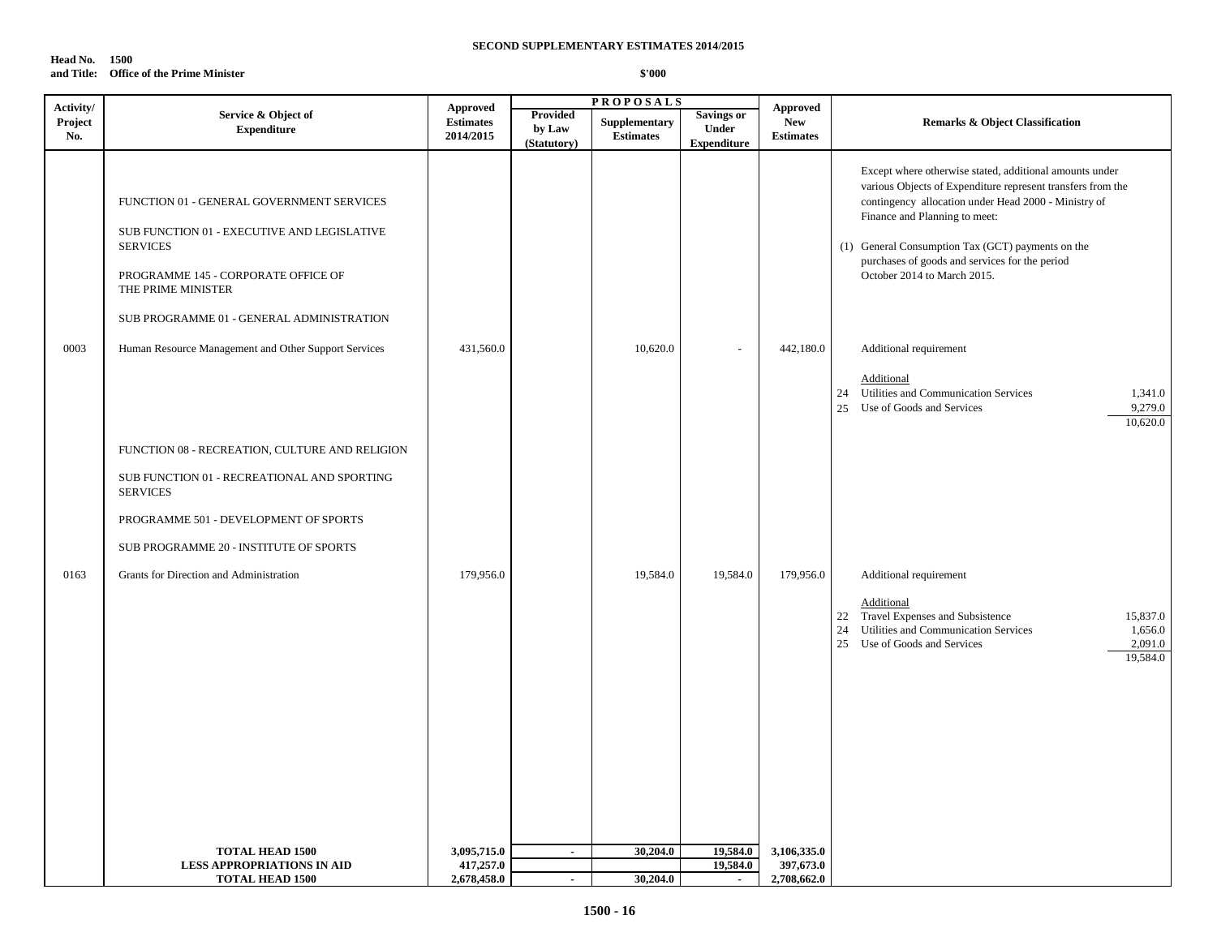**SECOND SUPPLEMENTARY ESTIMATES 2014/2015**

**Head No. 1500**
**and Title: Office of the Prime Minister**

**$'000**

| Activity/ Project No. | Service & Object of Expenditure | Approved Estimates 2014/2015 | PROPOSALS | | | Approved New Estimates | Remarks & Object Classification |
|---|---|---|---|---|---|---|---|
| | | | Provided by Law (Statutory) | Supplementary Estimates | Savings or Under Expenditure | | |
| | FUNCTION 01 - GENERAL GOVERNMENT SERVICES | | | | | | Except where otherwise stated, additional amounts under various Objects of Expenditure represent transfers from the contingency allocation under Head 2000 - Ministry of Finance and Planning to meet: |
| | SUB FUNCTION 01 - EXECUTIVE AND LEGISLATIVE SERVICES | | | | | | (1) General Consumption Tax (GCT) payments on the purchases of goods and services for the period October 2014 to March 2015. |
| | PROGRAMME 145 - CORPORATE OFFICE OF THE PRIME MINISTER | | | | | | |
| | SUB PROGRAMME 01 - GENERAL ADMINISTRATION | | | | | | |
| 0003 | Human Resource Management and Other Support Services | 431,560.0 | | 10,620.0 | - | 442,180.0 | Additional requirement |
| | | | | | | | Additional |
| | | | | | | | 24 Utilities and Communication Services 1,341.0 |
| | | | | | | | 25 Use of Goods and Services 9,279.0 |
| | | | | | | | 10,620.0 |
| | FUNCTION 08 - RECREATION, CULTURE AND RELIGION | | | | | | |
| | SUB FUNCTION 01 - RECREATIONAL AND SPORTING SERVICES | | | | | | |
| | PROGRAMME 501 - DEVELOPMENT OF SPORTS | | | | | | |
| | SUB PROGRAMME 20 - INSTITUTE OF SPORTS | | | | | | |
| 0163 | Grants for Direction and Administration | 179,956.0 | | 19,584.0 | 19,584.0 | 179,956.0 | Additional requirement |
| | | | | | | | Additional |
| | | | | | | | 22 Travel Expenses and Subsistence 15,837.0 |
| | | | | | | | 24 Utilities and Communication Services 1,656.0 |
| | | | | | | | 25 Use of Goods and Services 2,091.0 |
| | | | | | | | 19,584.0 |
| | **TOTAL HEAD 1500** | **3,095,715.0** | **-** | **30,204.0** | **19,584.0** | **3,106,335.0** | |
| | **LESS APPROPRIATIONS IN AID** | **417,257.0** | | | **19,584.0** | **397,673.0** | |
| | **TOTAL HEAD 1500** | **2,678,458.0** | **-** | **30,204.0** | **-** | **2,708,662.0** | |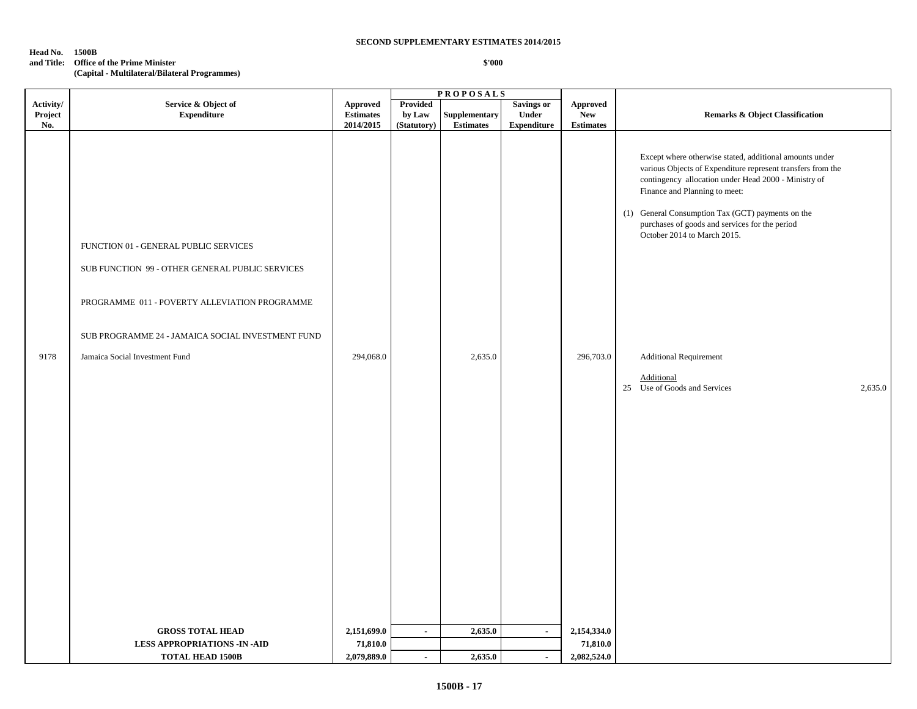**SECOND SUPPLEMENTARY ESTIMATES 2014/2015**

**Head No. 1500B**
**and Title: Office of the Prime Minister**
**(Capital - Multilateral/Bilateral Programmes)**

**$'000**

| Activity/ Project No. | Service & Object of Expenditure | Approved Estimates 2014/2015 | PROPOSALS: Provided by Law (Statutory) | PROPOSALS: Supplementary Estimates | PROPOSALS: Savings or Under Expenditure | Approved New Estimates | Remarks & Object Classification |
|---|---|---|---|---|---|---|---|
| | | | | | | | Except where otherwise stated, additional amounts under various Objects of Expenditure represent transfers from the contingency allocation under Head 2000 - Ministry of Finance and Planning to meet: |
| | | | | | | | (1) General Consumption Tax (GCT) payments on the purchases of goods and services for the period October 2014 to March 2015. |
| | FUNCTION 01 - GENERAL PUBLIC SERVICES | | | | | | |
| | SUB FUNCTION 99 - OTHER GENERAL PUBLIC SERVICES | | | | | | |
| | PROGRAMME 011 - POVERTY ALLEVIATION PROGRAMME | | | | | | |
| | SUB PROGRAMME 24 - JAMAICA SOCIAL INVESTMENT FUND | | | | | | |
| 9178 | Jamaica Social Investment Fund | 294,068.0 | | 2,635.0 | | 296,703.0 | Additional Requirement |
| | | | | | | | Additional |
| | | | | | | | 25 Use of Goods and Services 2,635.0 |
| | **GROSS TOTAL HEAD** | **2,151,699.0** | **-** | **2,635.0** | **-** | **2,154,334.0** | |
| | **LESS APPROPRIATIONS -IN -AID** | **71,810.0** | | | | **71,810.0** | |
| | **TOTAL HEAD 1500B** | **2,079,889.0** | **-** | **2,635.0** | **-** | **2,082,524.0** | |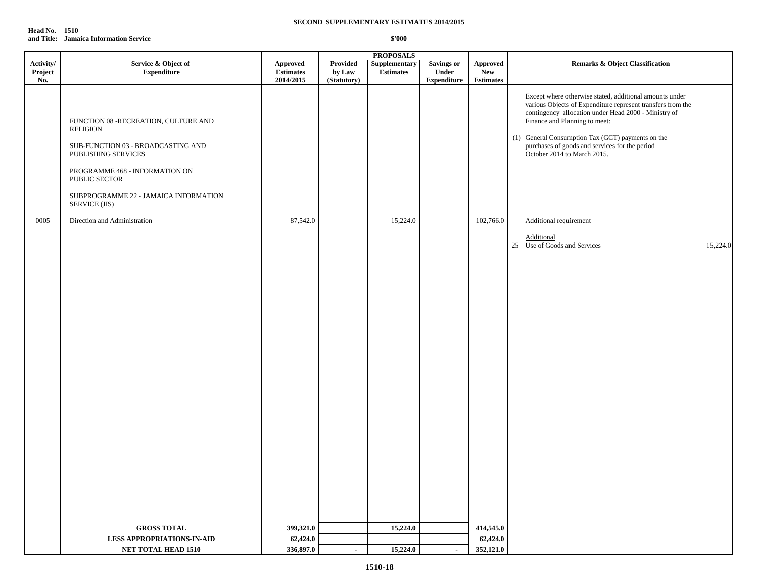**SECOND SUPPLEMENTARY ESTIMATES 2014/2015**

**Head No. 1510**
**and Title: Jamaica Information Service**

**$'000**

| Activity/ Project No. | Service & Object of Expenditure | Approved Estimates 2014/2015 | PROPOSALS Provided by Law (Statutory) | Supplementary Estimates | Savings or Under Expenditure | Approved New Estimates | Remarks & Object Classification |
|---|---|---|---|---|---|---|---|
| | FUNCTION 08 -RECREATION, CULTURE AND RELIGION | | | | | | Except where otherwise stated, additional amounts under various Objects of Expenditure represent transfers from the contingency allocation under Head 2000 - Ministry of Finance and Planning to meet: |
| | SUB-FUNCTION 03 - BROADCASTING AND PUBLISHING SERVICES | | | | | | (1) General Consumption Tax (GCT) payments on the purchases of goods and services for the period October 2014 to March 2015. |
| | PROGRAMME 468 - INFORMATION ON PUBLIC SECTOR | | | | | | |
| | SUBPROGRAMME 22 - JAMAICA INFORMATION SERVICE (JIS) | | | | | | |
| 0005 | Direction and Administration | 87,542.0 | | 15,224.0 | | 102,766.0 | Additional requirement |
| | | | | | | | Additional<br>25 Use of Goods and Services 15,224.0 |
| | **GROSS TOTAL** | **399,321.0** | | **15,224.0** | | **414,545.0** | |
| | **LESS APPROPRIATIONS-IN-AID** | **62,424.0** | | | | **62,424.0** | |
| | **NET TOTAL HEAD 1510** | **336,897.0** | **-** | **15,224.0** | **-** | **352,121.0** | |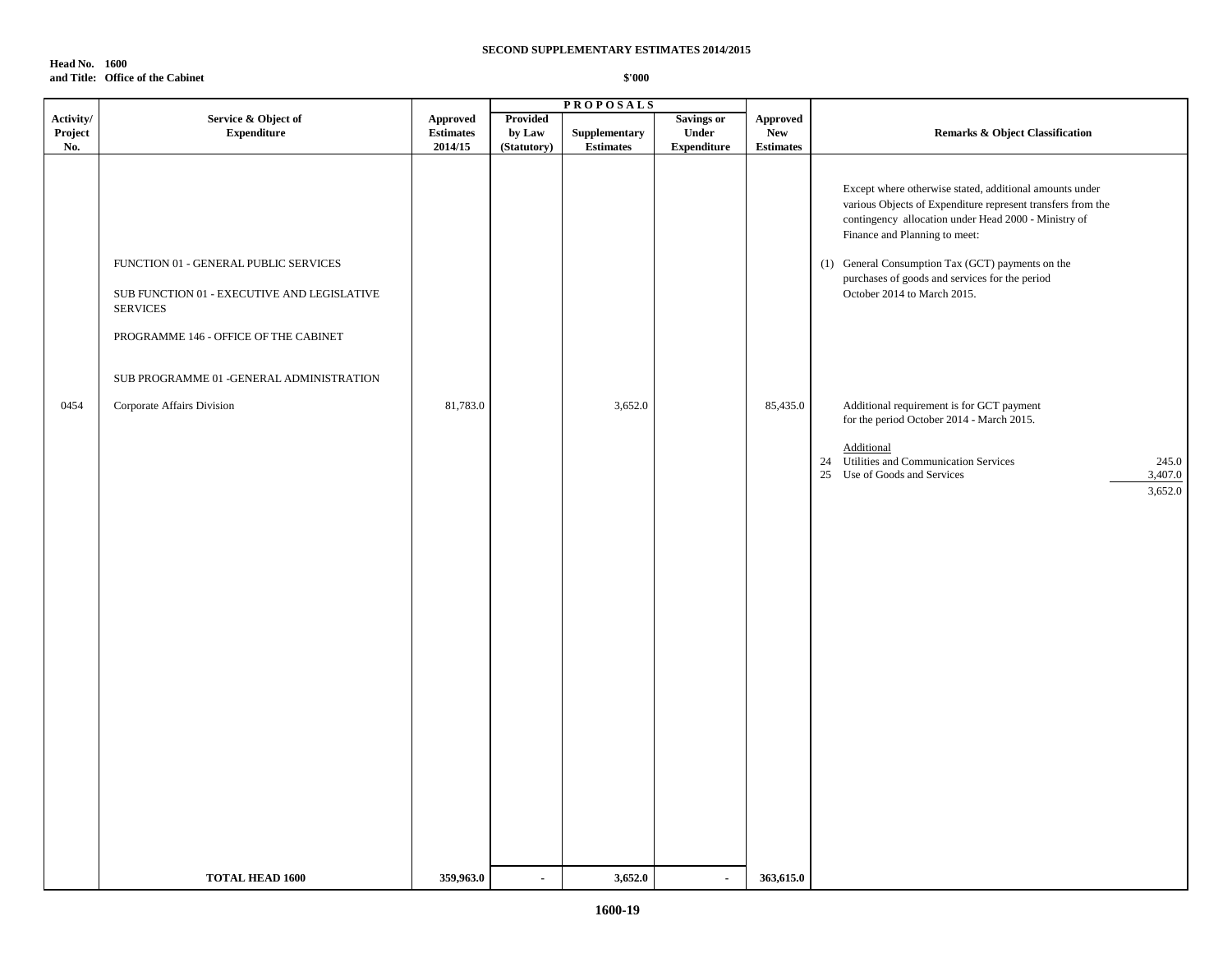**SECOND SUPPLEMENTARY ESTIMATES 2014/2015**

**Head No. 1600**
**and Title: Office of the Cabinet**

**$'000**

| Activity/ Project No. | Service & Object of Expenditure | Approved Estimates 2014/15 | PROPOSALS Provided by Law (Statutory) | Supplementary Estimates | Savings or Under Expenditure | Approved New Estimates | Remarks & Object Classification |
|---|---|---|---|---|---|---|---|
| | | | | | | | Except where otherwise stated, additional amounts under various Objects of Expenditure represent transfers from the contingency allocation under Head 2000 - Ministry of Finance and Planning to meet: |
| | FUNCTION 01 - GENERAL PUBLIC SERVICES | | | | | | (1) General Consumption Tax (GCT) payments on the purchases of goods and services for the period October 2014 to March 2015. |
| | SUB FUNCTION 01 - EXECUTIVE AND LEGISLATIVE SERVICES | | | | | | |
| | PROGRAMME 146 - OFFICE OF THE CABINET | | | | | | |
| | SUB PROGRAMME 01 -GENERAL ADMINISTRATION | | | | | | |
| 0454 | Corporate Affairs Division | 81,783.0 | | 3,652.0 | | 85,435.0 | Additional requirement is for GCT payment for the period October 2014 - March 2015. |
| | | | | | | | Additional |
| | | | | | | | 24 Utilities and Communication Services 245.0 |
| | | | | | | | 25 Use of Goods and Services 3,407.0 |
| | | | | | | | 3,652.0 |
| | **TOTAL HEAD 1600** | **359,963.0** | **-** | **3,652.0** | **-** | **363,615.0** | |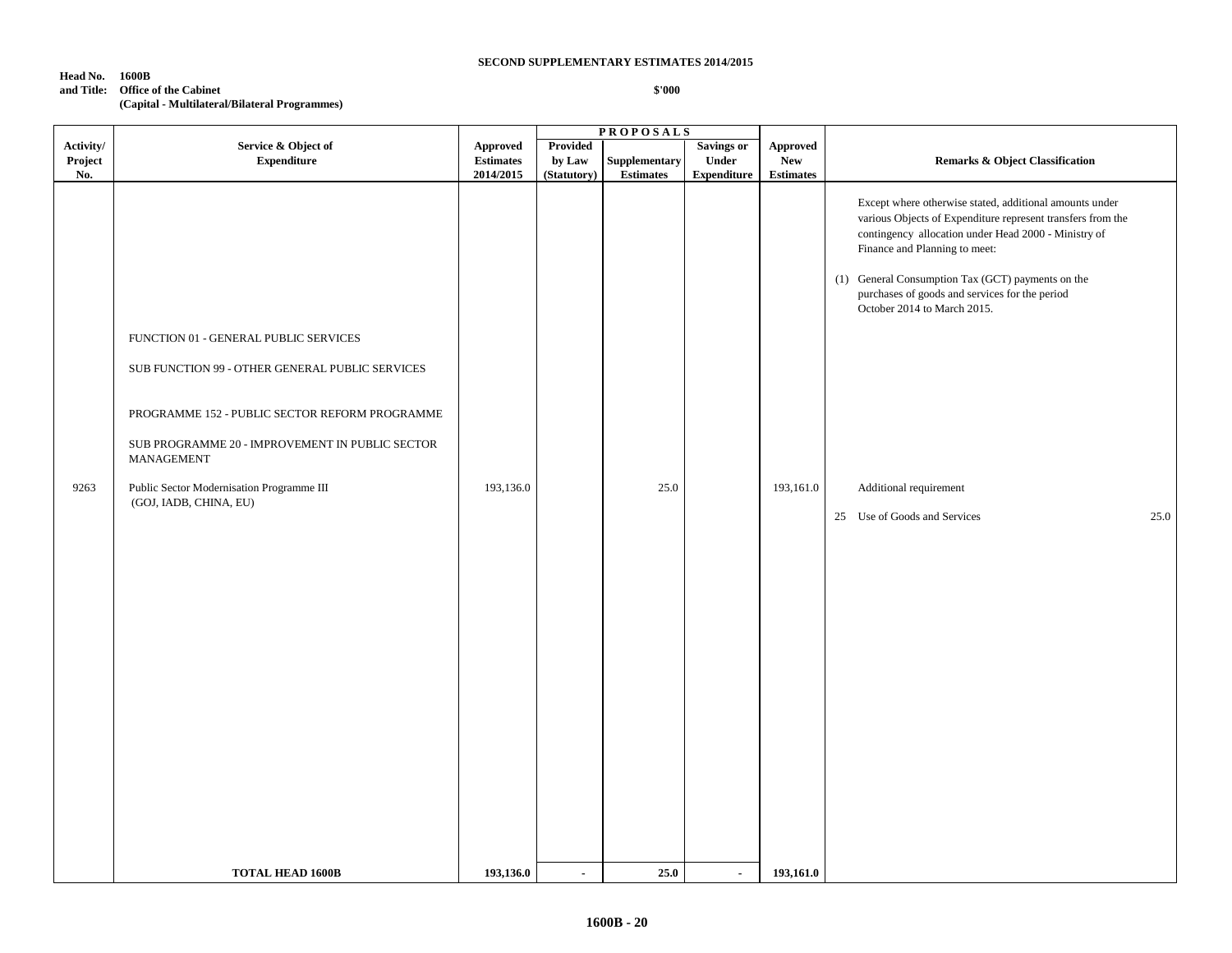**SECOND SUPPLEMENTARY ESTIMATES 2014/2015**

**Head No. 1600B**
**and Title: Office of the Cabinet**
**(Capital - Multilateral/Bilateral Programmes)**

**$'000**

| Activity/ Project No. | Service & Object of Expenditure | Approved Estimates 2014/2015 | PROPOSALS | | | Approved New Estimates | Remarks & Object Classification |
|---|---|---|---|---|---|---|---|
| | | | Provided by Law (Statutory) | Supplementary Estimates | Savings or Under Expenditure | | |
| | | | | | | | Except where otherwise stated, additional amounts under various Objects of Expenditure represent transfers from the contingency allocation under Head 2000 - Ministry of Finance and Planning to meet: |
| | | | | | | | (1) General Consumption Tax (GCT) payments on the purchases of goods and services for the period October 2014 to March 2015. |
| | FUNCTION 01 - GENERAL PUBLIC SERVICES | | | | | | |
| | SUB FUNCTION 99 - OTHER GENERAL PUBLIC SERVICES | | | | | | |
| | PROGRAMME 152 - PUBLIC SECTOR REFORM PROGRAMME | | | | | | |
| | SUB PROGRAMME 20 - IMPROVEMENT IN PUBLIC SECTOR MANAGEMENT | | | | | | |
| 9263 | Public Sector Modernisation Programme III (GOJ, IADB, CHINA, EU) | 193,136.0 | | 25.0 | | 193,161.0 | Additional requirement |
| | | | | | | | 25 Use of Goods and Services 25.0 |
| | **TOTAL HEAD 1600B** | **193,136.0** | **-** | **25.0** | **-** | **193,161.0** | |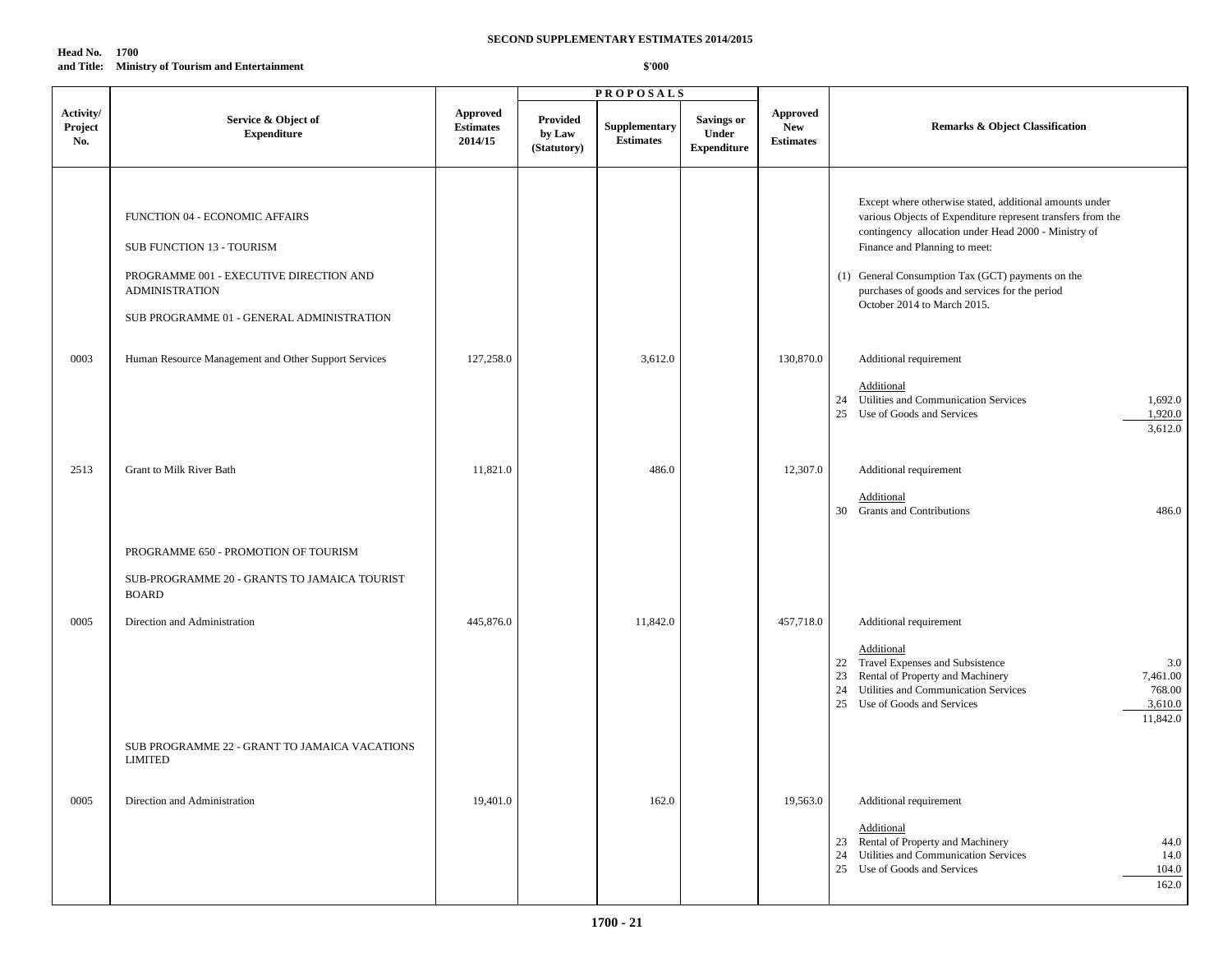**SECOND SUPPLEMENTARY ESTIMATES 2014/2015**

**Head No. 1700**
**and Title: Ministry of Tourism and Entertainment**

**$'000**

| Activity/ Project No. | Service & Object of Expenditure | Approved Estimates 2014/15 | PROPOSALS Provided by Law (Statutory) | Supplementary Estimates | Savings or Under Expenditure | Approved New Estimates | Remarks & Object Classification |
|---|---|---|---|---|---|---|---|
| | FUNCTION 04 - ECONOMIC AFFAIRS | | | | | | Except where otherwise stated, additional amounts under various Objects of Expenditure represent transfers from the contingency allocation under Head 2000 - Ministry of Finance and Planning to meet: |
| | SUB FUNCTION 13 - TOURISM | | | | | | (1) General Consumption Tax (GCT) payments on the purchases of goods and services for the period October 2014 to March 2015. |
| | PROGRAMME 001 - EXECUTIVE DIRECTION AND ADMINISTRATION | | | | | | |
| | SUB PROGRAMME 01 - GENERAL ADMINISTRATION | | | | | | |
| 0003 | Human Resource Management and Other Support Services | 127,258.0 | | 3,612.0 | | 130,870.0 | Additional requirement<br>Additional<br>24 Utilities and Communication Services 1,692.0<br>25 Use of Goods and Services 1,920.0<br>3,612.0 |
| 2513 | Grant to Milk River Bath | 11,821.0 | | 486.0 | | 12,307.0 | Additional requirement<br>Additional<br>30 Grants and Contributions 486.0 |
| | PROGRAMME 650 - PROMOTION OF TOURISM | | | | | | |
| | SUB-PROGRAMME 20 - GRANTS TO JAMAICA TOURIST BOARD | | | | | | |
| 0005 | Direction and Administration | 445,876.0 | | 11,842.0 | | 457,718.0 | Additional requirement<br>Additional<br>22 Travel Expenses and Subsistence 3.0<br>23 Rental of Property and Machinery 7,461.00<br>24 Utilities and Communication Services 768.00<br>25 Use of Goods and Services 3,610.0<br>11,842.0 |
| | SUB PROGRAMME 22 - GRANT TO JAMAICA VACATIONS LIMITED | | | | | | |
| 0005 | Direction and Administration | 19,401.0 | | 162.0 | | 19,563.0 | Additional requirement<br>Additional<br>23 Rental of Property and Machinery 44.0<br>24 Utilities and Communication Services 14.0<br>25 Use of Goods and Services 104.0<br>162.0 |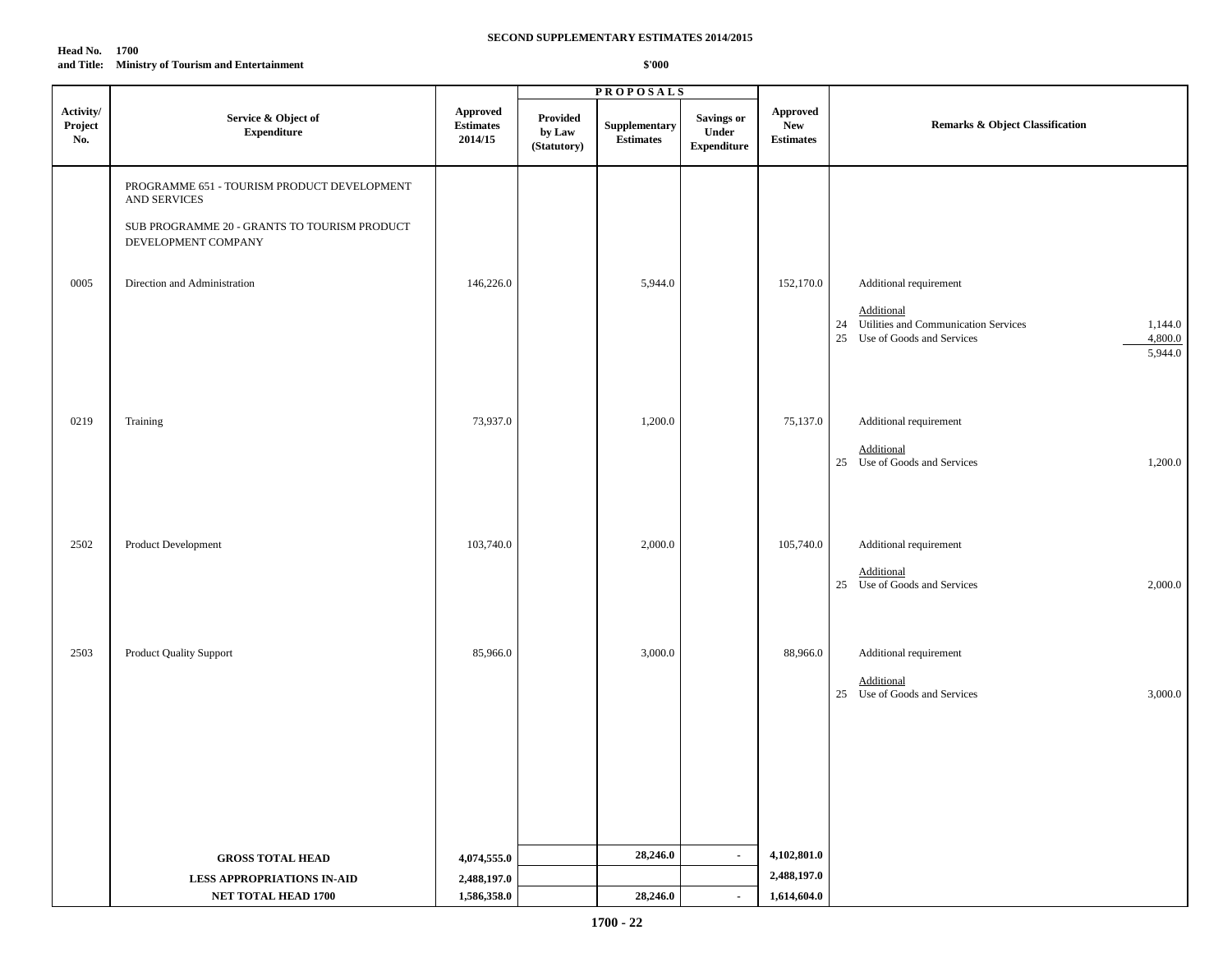**SECOND SUPPLEMENTARY ESTIMATES 2014/2015**

**Head No. 1700**
**and Title: Ministry of Tourism and Entertainment**

**$'000**

| Activity/ Project No. | Service & Object of Expenditure | Approved Estimates 2014/15 | PROPOSALS | | | Approved New Estimates | Remarks & Object Classification |
|---|---|---|---|---|---|---|---|
| | | | Provided by Law (Statutory) | Supplementary Estimates | Savings or Under Expenditure | | |
| | PROGRAMME 651 - TOURISM PRODUCT DEVELOPMENT AND SERVICES | | | | | | |
| | SUB PROGRAMME 20 - GRANTS TO TOURISM PRODUCT DEVELOPMENT COMPANY | | | | | | |
| 0005 | Direction and Administration | 146,226.0 | | 5,944.0 | | 152,170.0 | Additional requirement<br><br>Additional<br>24 Utilities and Communication Services 1,144.0<br>25 Use of Goods and Services 4,800.0<br>5,944.0 |
| 0219 | Training | 73,937.0 | | 1,200.0 | | 75,137.0 | Additional requirement<br><br>Additional<br>25 Use of Goods and Services 1,200.0 |
| 2502 | Product Development | 103,740.0 | | 2,000.0 | | 105,740.0 | Additional requirement<br><br>Additional<br>25 Use of Goods and Services 2,000.0 |
| 2503 | Product Quality Support | 85,966.0 | | 3,000.0 | | 88,966.0 | Additional requirement<br><br>Additional<br>25 Use of Goods and Services 3,000.0 |
| | **GROSS TOTAL HEAD** | **4,074,555.0** | | **28,246.0** | - | **4,102,801.0** | |
| | **LESS APPROPRIATIONS IN-AID** | **2,488,197.0** | | | | **2,488,197.0** | |
| | **NET TOTAL HEAD 1700** | **1,586,358.0** | | **28,246.0** | - | **1,614,604.0** | |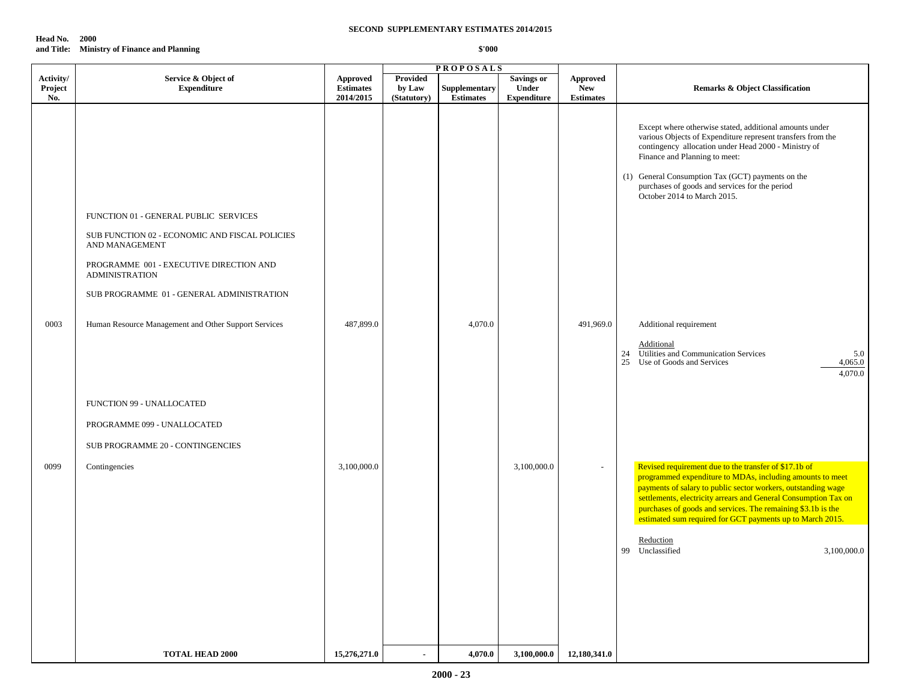**SECOND SUPPLEMENTARY ESTIMATES 2014/2015**

**Head No. 2000**
**and Title: Ministry of Finance and Planning**

**$'000**

| Activity/ Project No. | Service & Object of Expenditure | Approved Estimates 2014/2015 | PROPOSALS: Provided by Law (Statutory) | PROPOSALS: Supplementary Estimates | PROPOSALS: Savings or Under Expenditure | Approved New Estimates | Remarks & Object Classification |
|---|---|---|---|---|---|---|---|
| | | | | | | | Except where otherwise stated, additional amounts under various Objects of Expenditure represent transfers from the contingency allocation under Head 2000 - Ministry of Finance and Planning to meet: (1) General Consumption Tax (GCT) payments on the purchases of goods and services for the period October 2014 to March 2015. |
| | FUNCTION 01 - GENERAL PUBLIC SERVICES | | | | | | |
| | SUB FUNCTION 02 - ECONOMIC AND FISCAL POLICIES AND MANAGEMENT | | | | | | |
| | PROGRAMME 001 - EXECUTIVE DIRECTION AND ADMINISTRATION | | | | | | |
| | SUB PROGRAMME 01 - GENERAL ADMINISTRATION | | | | | | |
| 0003 | Human Resource Management and Other Support Services | 487,899.0 | | 4,070.0 | | 491,969.0 | Additional requirement<br>Additional<br>24 Utilities and Communication Services 5.0<br>25 Use of Goods and Services 4,065.0<br>4,070.0 |
| | FUNCTION 99 - UNALLOCATED | | | | | | |
| | PROGRAMME 099 - UNALLOCATED | | | | | | |
| | SUB PROGRAMME 20 - CONTINGENCIES | | | | | | |
| 0099 | Contingencies | 3,100,000.0 | | | 3,100,000.0 | - | Revised requirement due to the transfer of $17.1b of programmed expenditure to MDAs, including amounts to meet payments of salary to public sector workers, outstanding wage settlements, electricity arrears and General Consumption Tax on purchases of goods and services. The remaining $3.1b is the estimated sum required for GCT payments up to March 2015.<br>Reduction<br>99 Unclassified 3,100,000.0 |
| | **TOTAL HEAD 2000** | **15,276,271.0** | **-** | **4,070.0** | **3,100,000.0** | **12,180,341.0** | |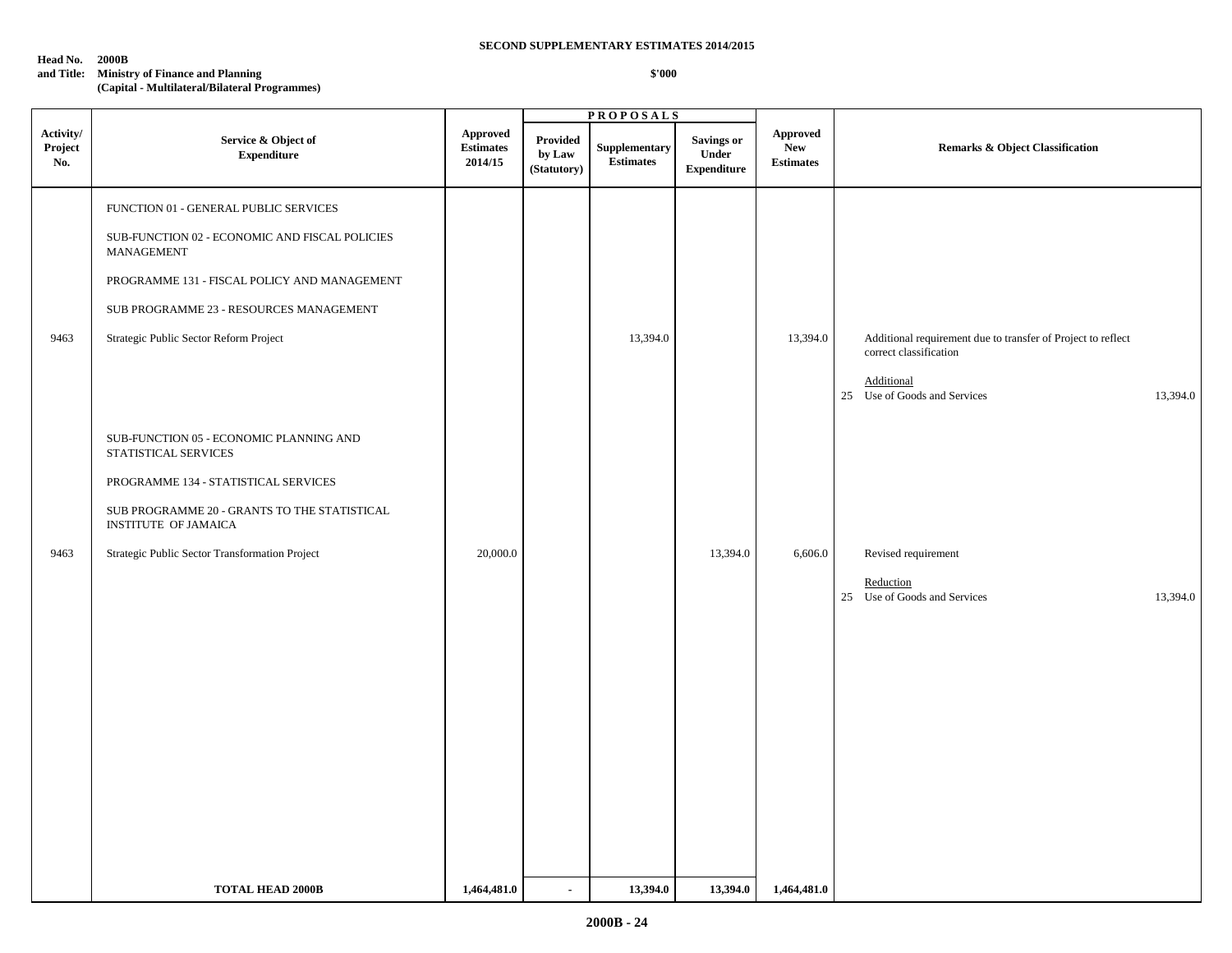**SECOND SUPPLEMENTARY ESTIMATES 2014/2015**

**Head No. 2000B**
**and Title: Ministry of Finance and Planning**
**(Capital - Multilateral/Bilateral Programmes)**

**$'000**

| Activity/ Project No. | Service & Object of Expenditure | Approved Estimates 2014/15 | PROPOSALS Provided by Law (Statutory) | Supplementary Estimates | Savings or Under Expenditure | Approved New Estimates | Remarks & Object Classification |
|---|---|---|---|---|---|---|---|
| | FUNCTION 01 - GENERAL PUBLIC SERVICES | | | | | | |
| | SUB-FUNCTION 02 - ECONOMIC AND FISCAL POLICIES MANAGEMENT | | | | | | |
| | PROGRAMME 131 - FISCAL POLICY AND MANAGEMENT | | | | | | |
| | SUB PROGRAMME 23 - RESOURCES MANAGEMENT | | | | | | |
| 9463 | Strategic Public Sector Reform Project | | | 13,394.0 | | 13,394.0 | Additional requirement due to transfer of Project to reflect correct classification<br><br>Additional<br>25 Use of Goods and Services 13,394.0 |
| | SUB-FUNCTION 05 - ECONOMIC PLANNING AND STATISTICAL SERVICES | | | | | | |
| | PROGRAMME 134 - STATISTICAL SERVICES | | | | | | |
| | SUB PROGRAMME 20 - GRANTS TO THE STATISTICAL INSTITUTE OF JAMAICA | | | | | | |
| 9463 | Strategic Public Sector Transformation Project | 20,000.0 | | | 13,394.0 | 6,606.0 | Revised requirement<br><br>Reduction<br>25 Use of Goods and Services 13,394.0 |
| | **TOTAL HEAD 2000B** | **1,464,481.0** | **-** | **13,394.0** | **13,394.0** | **1,464,481.0** | |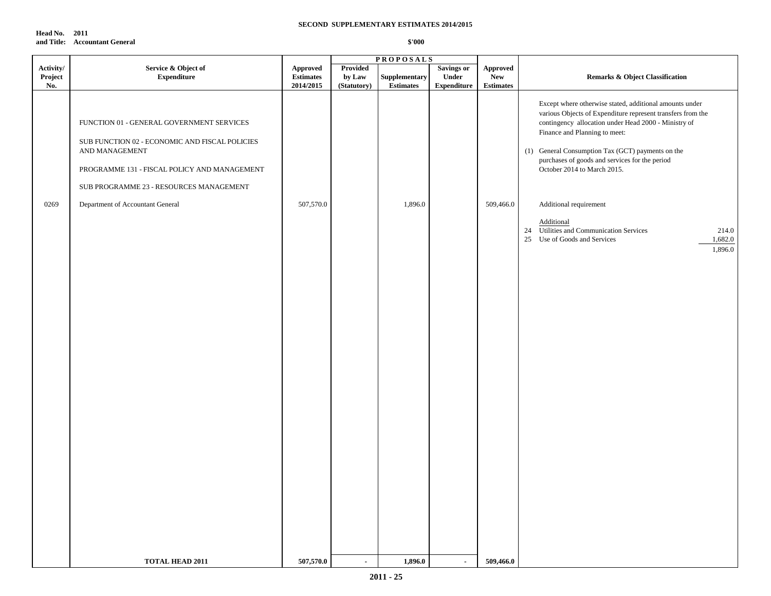**SECOND SUPPLEMENTARY ESTIMATES 2014/2015**

**Head No. 2011**
**and Title: Accountant General**

**$'000**

| Activity/ Project No. | Service & Object of Expenditure | Approved Estimates 2014/2015 | PROPOSALS Provided by Law (Statutory) | Supplementary Estimates | Savings or Under Expenditure | Approved New Estimates | Remarks & Object Classification |
|---|---|---|---|---|---|---|---|
| | FUNCTION 01 - GENERAL GOVERNMENT SERVICES | | | | | | Except where otherwise stated, additional amounts under various Objects of Expenditure represent transfers from the contingency allocation under Head 2000 - Ministry of Finance and Planning to meet: |
| | SUB FUNCTION 02 - ECONOMIC AND FISCAL POLICIES AND MANAGEMENT | | | | | | (1) General Consumption Tax (GCT) payments on the purchases of goods and services for the period October 2014 to March 2015. |
| | PROGRAMME 131 - FISCAL POLICY AND MANAGEMENT | | | | | | |
| | SUB PROGRAMME 23 - RESOURCES MANAGEMENT | | | | | | |
| 0269 | Department of Accountant General | 507,570.0 | | 1,896.0 | | 509,466.0 | Additional requirement |
| | | | | | | | Additional |
| | | | | | | | 24 Utilities and Communication Services 214.0 |
| | | | | | | | 25 Use of Goods and Services 1,682.0 |
| | | | | | | | 1,896.0 |
| | **TOTAL HEAD 2011** | **507,570.0** | **-** | **1,896.0** | **-** | **509,466.0** | |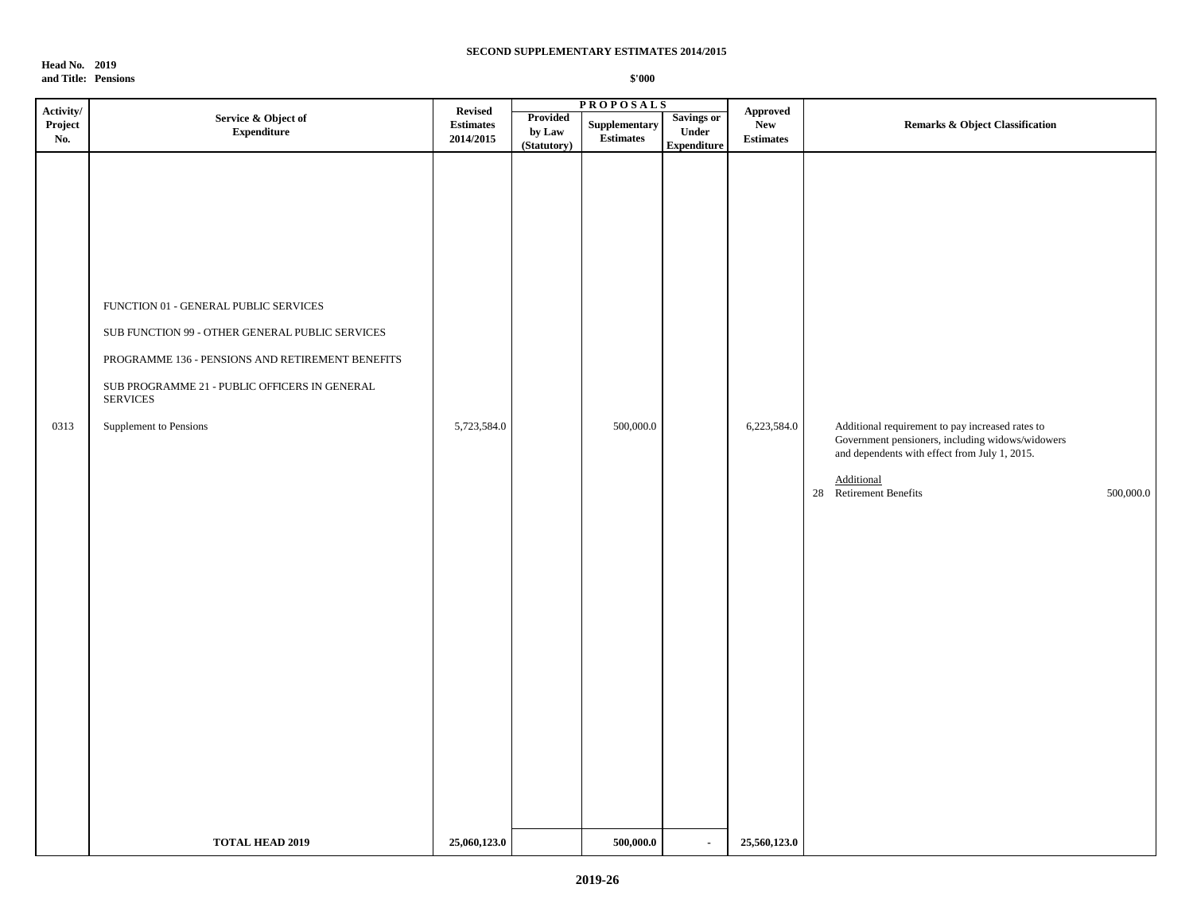**SECOND SUPPLEMENTARY ESTIMATES 2014/2015**

**Head No. 2019**
**and Title: Pensions**

**$'000**

| Activity/ Project No. | Service & Object of Expenditure | Revised Estimates 2014/2015 | PROPOSALS Provided by Law (Statutory) | Supplementary Estimates | Savings or Under Expenditure | Approved New Estimates | Remarks & Object Classification |
|---|---|---|---|---|---|---|---|
| | FUNCTION 01 - GENERAL PUBLIC SERVICES | | | | | | |
| | SUB FUNCTION 99 - OTHER GENERAL PUBLIC SERVICES | | | | | | |
| | PROGRAMME 136 - PENSIONS AND RETIREMENT BENEFITS | | | | | | |
| | SUB PROGRAMME 21 - PUBLIC OFFICERS IN GENERAL SERVICES | | | | | | |
| 0313 | Supplement to Pensions | 5,723,584.0 | | 500,000.0 | | 6,223,584.0 | Additional requirement to pay increased rates to Government pensioners, including widows/widowers and dependents with effect from July 1, 2015. <br><br> Additional <br> 28 Retirement Benefits 500,000.0 |
| | **TOTAL HEAD 2019** | **25,060,123.0** | | **500,000.0** | - | **25,560,123.0** | |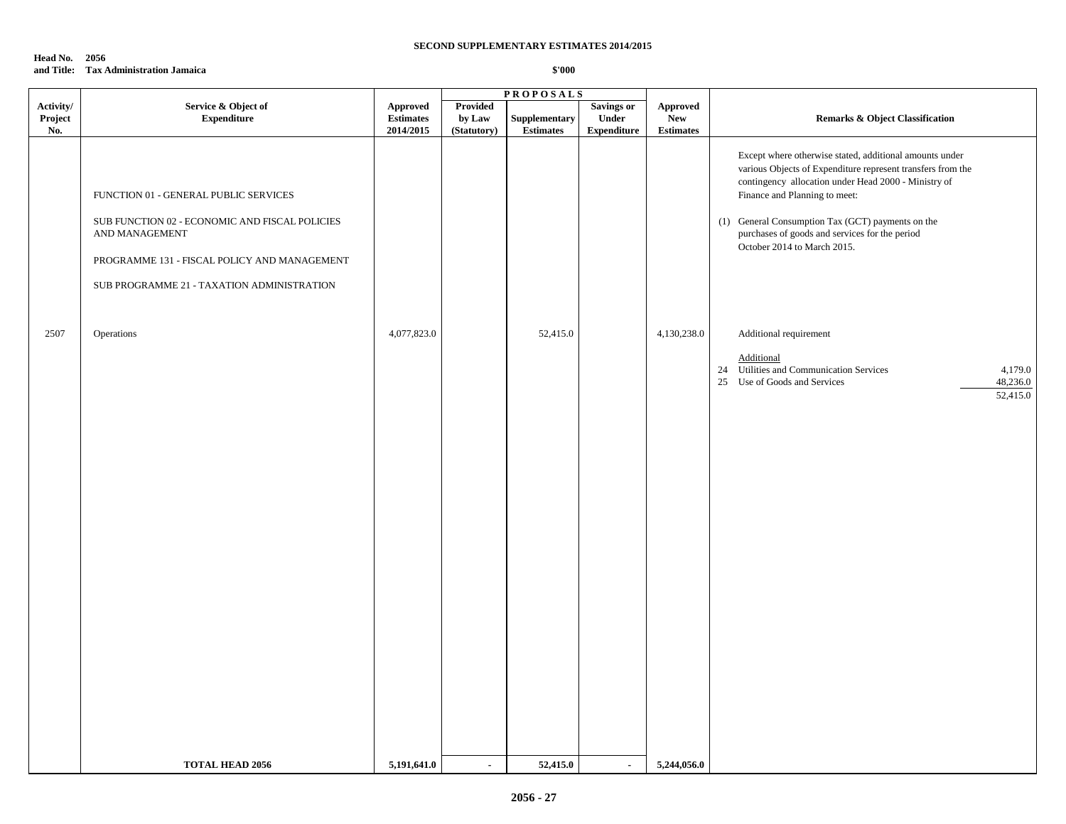**SECOND SUPPLEMENTARY ESTIMATES 2014/2015**

**Head No. 2056**
**and Title: Tax Administration Jamaica**

**\$'000**

| Activity/ Project No. | Service & Object of Expenditure | Approved Estimates 2014/2015 | PROPOSALS Provided by Law (Statutory) | Supplementary Estimates | Savings or Under Expenditure | Approved New Estimates | Remarks & Object Classification |
|---|---|---|---|---|---|---|---|
| | FUNCTION 01 - GENERAL PUBLIC SERVICES<br><br>SUB FUNCTION 02 - ECONOMIC AND FISCAL POLICIES AND MANAGEMENT<br><br>PROGRAMME 131 - FISCAL POLICY AND MANAGEMENT<br><br>SUB PROGRAMME 21 - TAXATION ADMINISTRATION | | | | | | Except where otherwise stated, additional amounts under various Objects of Expenditure represent transfers from the contingency allocation under Head 2000 - Ministry of Finance and Planning to meet:<br><br>(1) General Consumption Tax (GCT) payments on the purchases of goods and services for the period October 2014 to March 2015. |
| 2507 | Operations | 4,077,823.0 | | 52,415.0 | | 4,130,238.0 | Additional requirement<br><br>Additional<br>24 Utilities and Communication Services 4,179.0<br>25 Use of Goods and Services 48,236.0<br>52,415.0 |
| | **TOTAL HEAD 2056** | **5,191,641.0** | **-** | **52,415.0** | **-** | **5,244,056.0** | |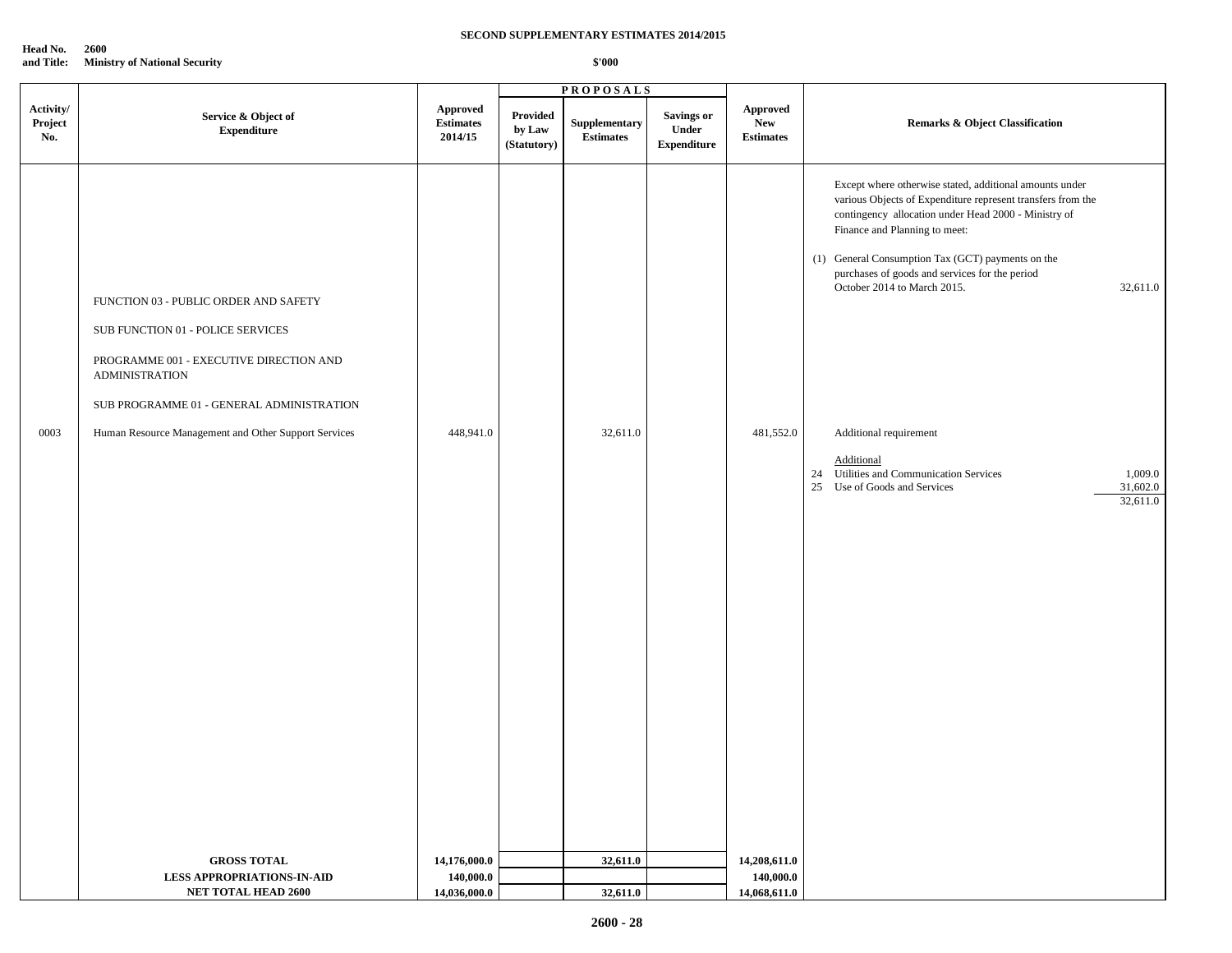**SECOND SUPPLEMENTARY ESTIMATES 2014/2015**

**Head No. and Title: 2600 Ministry of National Security**

**$'000**

| Activity/ Project No. | Service & Object of Expenditure | Approved Estimates 2014/15 | PROPOSALS Provided by Law (Statutory) | Supplementary Estimates | Savings or Under Expenditure | Approved New Estimates | Remarks & Object Classification |
|---|---|---|---|---|---|---|---|
| | | | | | | | Except where otherwise stated, additional amounts under various Objects of Expenditure represent transfers from the contingency allocation under Head 2000 - Ministry of Finance and Planning to meet: |
| | | | | | | | (1) General Consumption Tax (GCT) payments on the purchases of goods and services for the period October 2014 to March 2015. 32,611.0 |
| | FUNCTION 03 - PUBLIC ORDER AND SAFETY | | | | | | |
| | SUB FUNCTION 01 - POLICE SERVICES | | | | | | |
| | PROGRAMME 001 - EXECUTIVE DIRECTION AND ADMINISTRATION | | | | | | |
| | SUB PROGRAMME 01 - GENERAL ADMINISTRATION | | | | | | |
| 0003 | Human Resource Management and Other Support Services | 448,941.0 | | 32,611.0 | | 481,552.0 | Additional requirement |
| | | | | | | | Additional |
| | | | | | | | 24 Utilities and Communication Services 1,009.0 |
| | | | | | | | 25 Use of Goods and Services 31,602.0 |
| | | | | | | | 32,611.0 |
| | **GROSS TOTAL** | **14,176,000.0** | | **32,611.0** | | **14,208,611.0** | |
| | **LESS APPROPRIATIONS-IN-AID** | **140,000.0** | | | | **140,000.0** | |
| | **NET TOTAL HEAD 2600** | **14,036,000.0** | | **32,611.0** | | **14,068,611.0** | |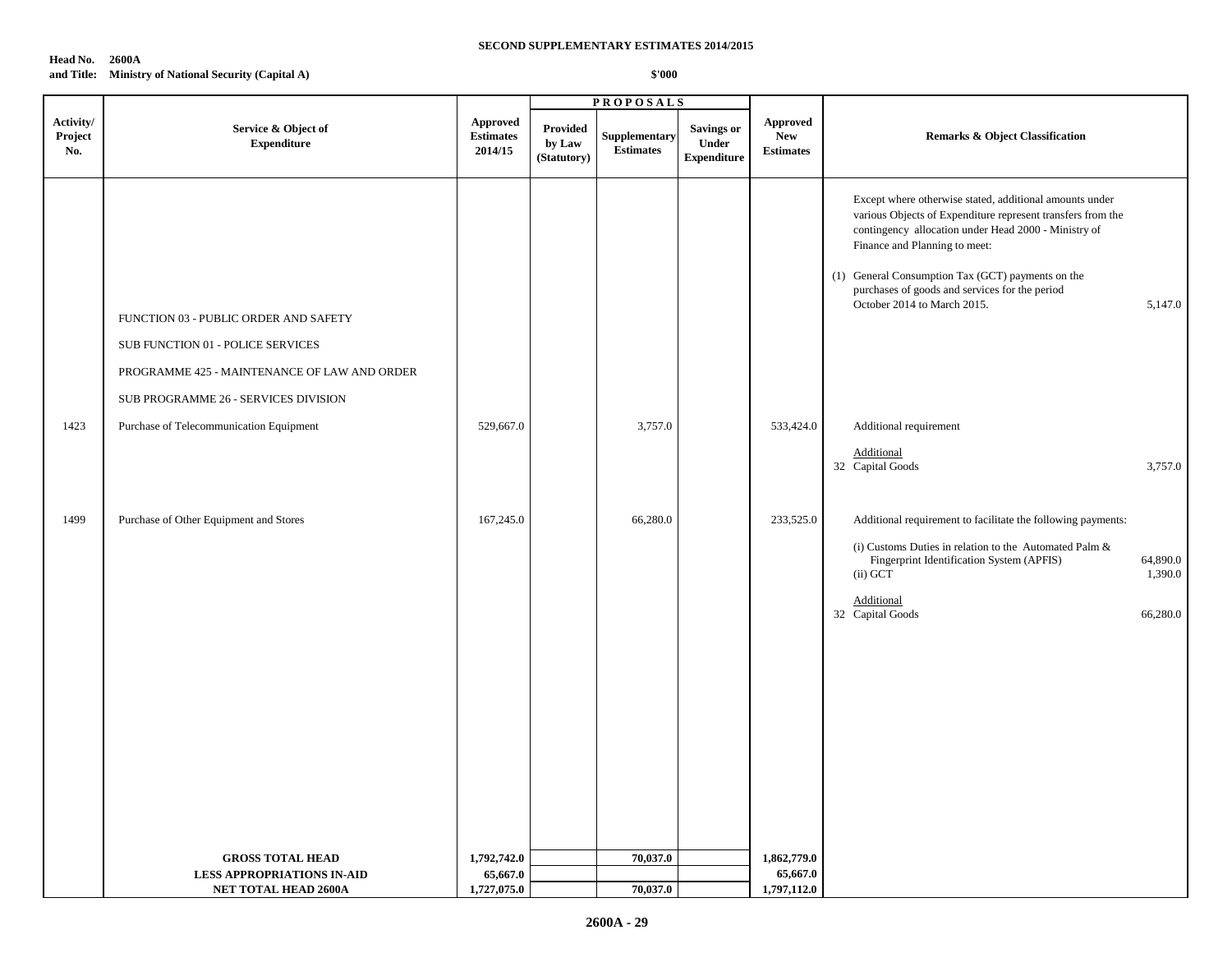**SECOND SUPPLEMENTARY ESTIMATES 2014/2015**

**Head No. 2600A**
**and Title: Ministry of National Security (Capital A)**

**$'000**

| Activity/ Project No. | Service & Object of Expenditure | Approved Estimates 2014/15 | PROPOSALS Provided by Law (Statutory) | Supplementary Estimates | Savings or Under Expenditure | Approved New Estimates | Remarks & Object Classification |
|---|---|---|---|---|---|---|---|
| | | | | | | | Except where otherwise stated, additional amounts under various Objects of Expenditure represent transfers from the contingency allocation under Head 2000 - Ministry of Finance and Planning to meet: |
| | | | | | | | (1) General Consumption Tax (GCT) payments on the purchases of goods and services for the period October 2014 to March 2015. 5,147.0 |
| | FUNCTION 03 - PUBLIC ORDER AND SAFETY | | | | | | |
| | SUB FUNCTION 01 - POLICE SERVICES | | | | | | |
| | PROGRAMME 425 - MAINTENANCE OF LAW AND ORDER | | | | | | |
| | SUB PROGRAMME 26 - SERVICES DIVISION | | | | | | |
| 1423 | Purchase of Telecommunication Equipment | 529,667.0 | | 3,757.0 | | 533,424.0 | Additional requirement |
| | | | | | | | Additional<br>32 Capital Goods 3,757.0 |
| 1499 | Purchase of Other Equipment and Stores | 167,245.0 | | 66,280.0 | | 233,525.0 | Additional requirement to facilitate the following payments: |
| | | | | | | | (i) Customs Duties in relation to the Automated Palm & Fingerprint Identification System (APFIS) 64,890.0 |
| | | | | | | | (ii) GCT 1,390.0 |
| | | | | | | | Additional<br>32 Capital Goods 66,280.0 |
| | **GROSS TOTAL HEAD** | **1,792,742.0** | | **70,037.0** | | **1,862,779.0** | |
| | **LESS APPROPRIATIONS IN-AID** | **65,667.0** | | | | **65,667.0** | |
| | **NET TOTAL HEAD 2600A** | **1,727,075.0** | | **70,037.0** | | **1,797,112.0** | |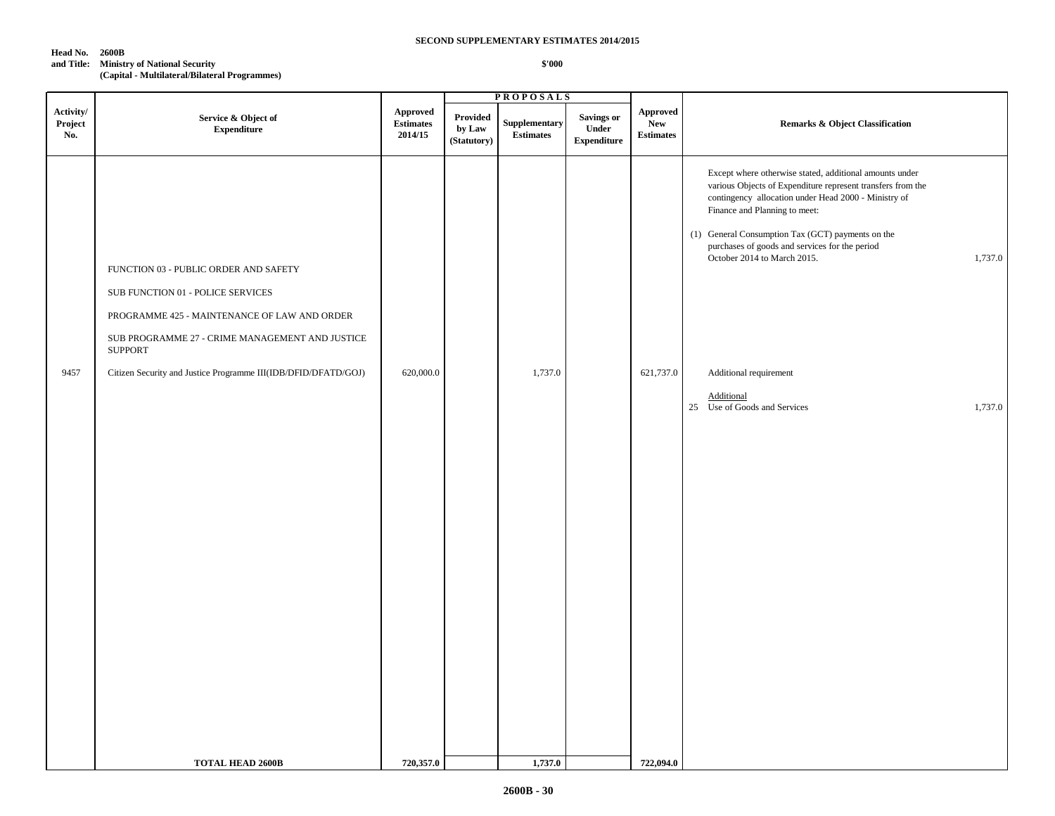**SECOND SUPPLEMENTARY ESTIMATES 2014/2015**

**Head No. 2600B**
**and Title: Ministry of National Security**
**(Capital - Multilateral/Bilateral Programmes)**

**$'000**

| Activity/ Project No. | Service & Object of Expenditure | Approved Estimates 2014/15 | PROPOSALS | | | Approved New Estimates | Remarks & Object Classification | |
|---|---|---|---|---|---|---|---|---|
| | | | Provided by Law (Statutory) | Supplementary Estimates | Savings or Under Expenditure | | | |
| | | | | | | | Except where otherwise stated, additional amounts under various Objects of Expenditure represent transfers from the contingency allocation under Head 2000 - Ministry of Finance and Planning to meet: | |
| | | | | | | | (1) General Consumption Tax (GCT) payments on the purchases of goods and services for the period October 2014 to March 2015. | 1,737.0 |
| | FUNCTION 03 - PUBLIC ORDER AND SAFETY | | | | | | | |
| | SUB FUNCTION 01 - POLICE SERVICES | | | | | | | |
| | PROGRAMME 425 - MAINTENANCE OF LAW AND ORDER | | | | | | | |
| | SUB PROGRAMME 27 - CRIME MANAGEMENT AND JUSTICE SUPPORT | | | | | | | |
| 9457 | Citizen Security and Justice Programme III(IDB/DFID/DFATD/GOJ) | 620,000.0 | | 1,737.0 | | 621,737.0 | Additional requirement | |
| | | | | | | | Additional | |
| | | | | | | | 25 Use of Goods and Services | 1,737.0 |
| | **TOTAL HEAD 2600B** | **720,357.0** | | **1,737.0** | | **722,094.0** | | |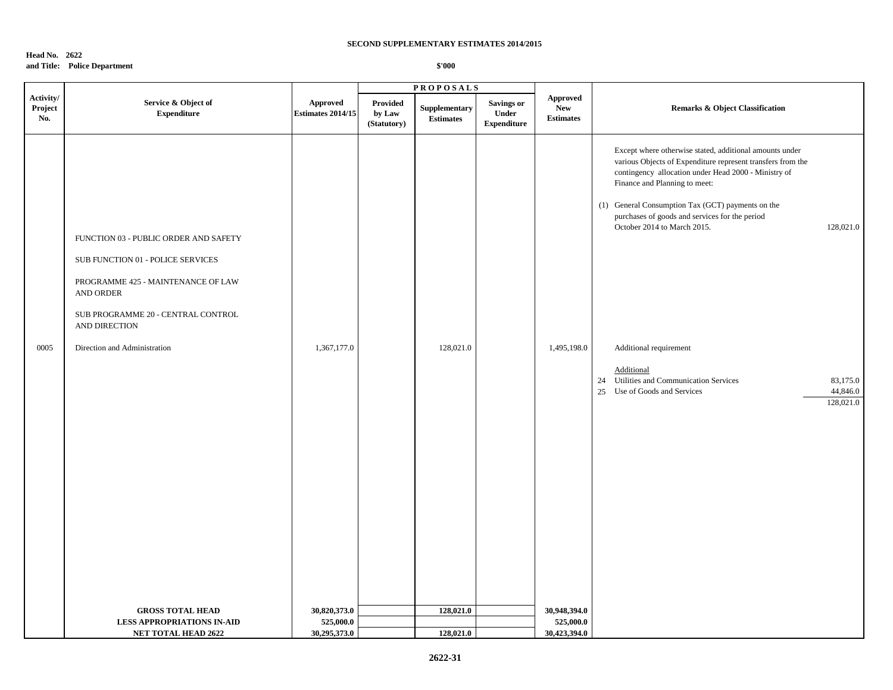**SECOND SUPPLEMENTARY ESTIMATES 2014/2015**

**Head No. 2622**
**and Title: Police Department**

**$'000**

| Activity/ Project No. | Service & Object of Expenditure | Approved Estimates 2014/15 | PROPOSALS Provided by Law (Statutory) | Supplementary Estimates | Savings or Under Expenditure | Approved New Estimates | Remarks & Object Classification | |
|---|---|---|---|---|---|---|---|---|
| | | | | | | | Except where otherwise stated, additional amounts under various Objects of Expenditure represent transfers from the contingency allocation under Head 2000 - Ministry of Finance and Planning to meet: | |
| | | | | | | | (1) General Consumption Tax (GCT) payments on the purchases of goods and services for the period October 2014 to March 2015. | 128,021.0 |
| | FUNCTION 03 - PUBLIC ORDER AND SAFETY | | | | | | | |
| | SUB FUNCTION 01 - POLICE SERVICES | | | | | | | |
| | PROGRAMME 425 - MAINTENANCE OF LAW AND ORDER | | | | | | | |
| | SUB PROGRAMME 20 - CENTRAL CONTROL AND DIRECTION | | | | | | | |
| 0005 | Direction and Administration | 1,367,177.0 | | 128,021.0 | | 1,495,198.0 | Additional requirement | |
| | | | | | | | Additional | |
| | | | | | | | 24 Utilities and Communication Services | 83,175.0 |
| | | | | | | | 25 Use of Goods and Services | 44,846.0 |
| | | | | | | | | 128,021.0 |
| | **GROSS TOTAL HEAD** | **30,820,373.0** | | **128,021.0** | | **30,948,394.0** | | |
| | **LESS APPROPRIATIONS IN-AID** | **525,000.0** | | | | **525,000.0** | | |
| | **NET TOTAL HEAD 2622** | **30,295,373.0** | | **128,021.0** | | **30,423,394.0** | | |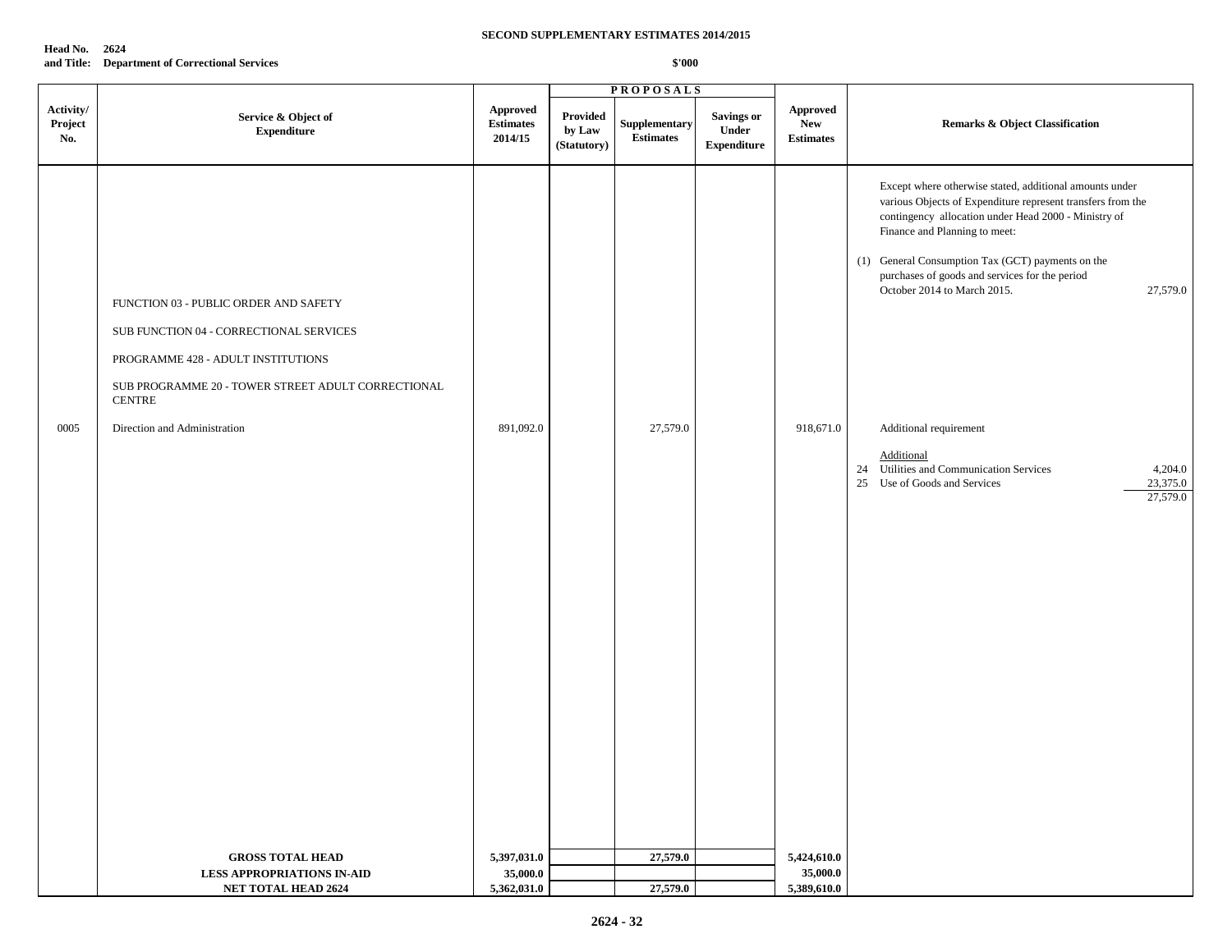**SECOND SUPPLEMENTARY ESTIMATES 2014/2015**

**Head No. 2624**
**and Title: Department of Correctional Services**

**$'000**

| Activity/ Project No. | Service & Object of Expenditure | Approved Estimates 2014/15 | PROPOSALS Provided by Law (Statutory) | Supplementary Estimates | Savings or Under Expenditure | Approved New Estimates | Remarks & Object Classification |
|---|---|---|---|---|---|---|---|
| | | | | | | | Except where otherwise stated, additional amounts under various Objects of Expenditure represent transfers from the contingency allocation under Head 2000 - Ministry of Finance and Planning to meet: |
| | | | | | | | (1) General Consumption Tax (GCT) payments on the purchases of goods and services for the period October 2014 to March 2015. 27,579.0 |
| | FUNCTION 03 - PUBLIC ORDER AND SAFETY | | | | | | |
| | SUB FUNCTION 04 - CORRECTIONAL SERVICES | | | | | | |
| | PROGRAMME 428 - ADULT INSTITUTIONS | | | | | | |
| | SUB PROGRAMME 20 - TOWER STREET ADULT CORRECTIONAL CENTRE | | | | | | |
| 0005 | Direction and Administration | 891,092.0 | | 27,579.0 | | 918,671.0 | Additional requirement |
| | | | | | | | Additional |
| | | | | | | | 24 Utilities and Communication Services 4,204.0 |
| | | | | | | | 25 Use of Goods and Services 23,375.0 |
| | | | | | | | 27,579.0 |
| | **GROSS TOTAL HEAD** | **5,397,031.0** | | **27,579.0** | | **5,424,610.0** | |
| | **LESS APPROPRIATIONS IN-AID** | **35,000.0** | | | | **35,000.0** | |
| | **NET TOTAL HEAD 2624** | **5,362,031.0** | | **27,579.0** | | **5,389,610.0** | |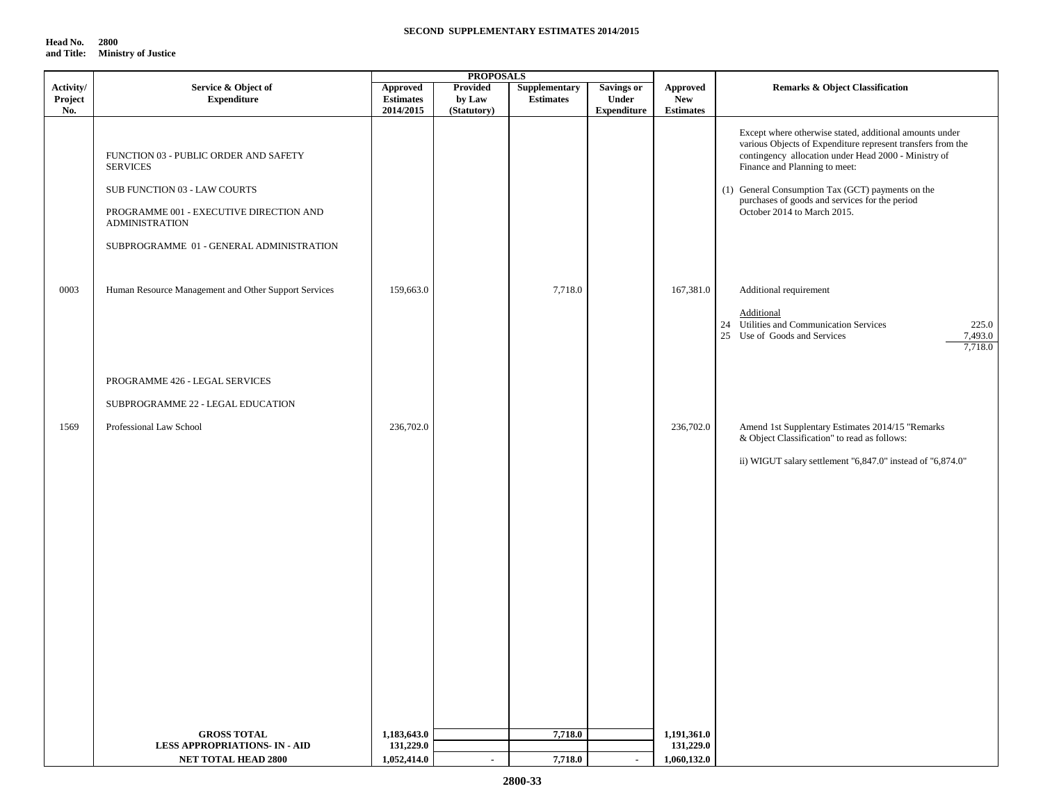**SECOND SUPPLEMENTARY ESTIMATES 2014/2015**

**Head No. 2800**
**and Title: Ministry of Justice**

| Activity/ Project No. | Service & Object of Expenditure | PROPOSALS | | | | | Remarks & Object Classification |
|---|---|---|---|---|---|---|---|
| | | Approved Estimates 2014/2015 | Provided by Law (Statutory) | Supplementary Estimates | Savings or Under Expenditure | Approved New Estimates | |
| | FUNCTION 03 - PUBLIC ORDER AND SAFETY SERVICES | | | | | | Except where otherwise stated, additional amounts under various Objects of Expenditure represent transfers from the contingency allocation under Head 2000 - Ministry of Finance and Planning to meet: |
| | SUB FUNCTION 03 - LAW COURTS | | | | | | (1) General Consumption Tax (GCT) payments on the purchases of goods and services for the period October 2014 to March 2015. |
| | PROGRAMME 001 - EXECUTIVE DIRECTION AND ADMINISTRATION | | | | | | |
| | SUBPROGRAMME 01 - GENERAL ADMINISTRATION | | | | | | |
| 0003 | Human Resource Management and Other Support Services | 159,663.0 | | 7,718.0 | | 167,381.0 | Additional requirement<br><br>Additional<br>24 Utilities and Communication Services 225.0<br>25 Use of Goods and Services 7,493.0<br>7,718.0 |
| | PROGRAMME 426 - LEGAL SERVICES | | | | | | |
| | SUBPROGRAMME 22 - LEGAL EDUCATION | | | | | | |
| 1569 | Professional Law School | 236,702.0 | | | | 236,702.0 | Amend 1st Supplentary Estimates 2014/15 "Remarks & Object Classification" to read as follows:<br><br>ii) WIGUT salary settlement "6,847.0" instead of "6,874.0" |
| | **GROSS TOTAL** | **1,183,643.0** | | **7,718.0** | | **1,191,361.0** | |
| | **LESS APPROPRIATIONS- IN - AID** | **131,229.0** | | | | **131,229.0** | |
| | **NET TOTAL HEAD 2800** | **1,052,414.0** | **-** | **7,718.0** | **-** | **1,060,132.0** | |

**2800-33**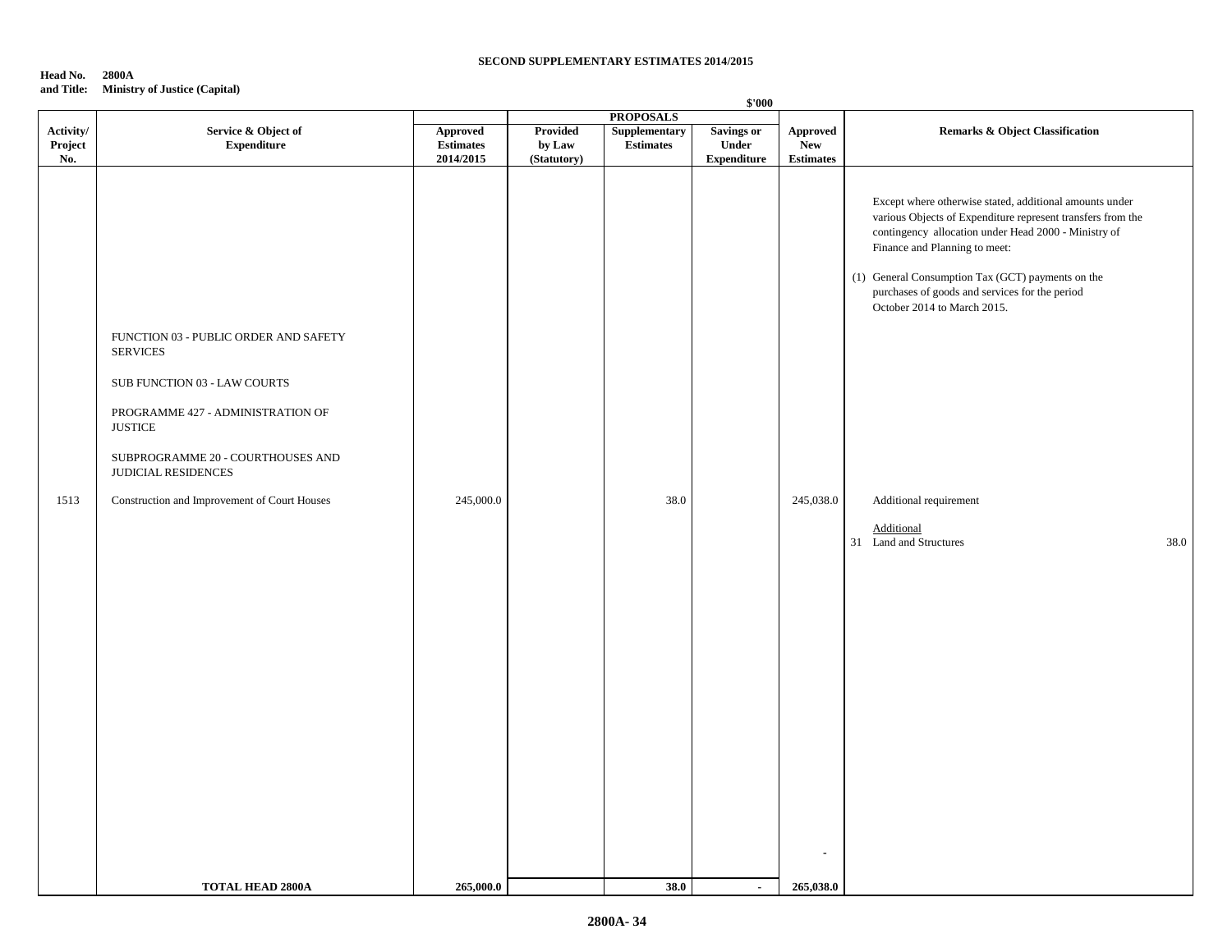**SECOND SUPPLEMENTARY ESTIMATES 2014/2015**

**Head No. and Title: 2800A Ministry of Justice (Capital)**

**$'000**

| Activity/ Project No. | Service & Object of Expenditure | Approved Estimates 2014/2015 | PROPOSALS Provided by Law (Statutory) | Supplementary Estimates | Savings or Under Expenditure | Approved New Estimates | Remarks & Object Classification |
|---|---|---|---|---|---|---|---|
| | | | | | | | Except where otherwise stated, additional amounts under various Objects of Expenditure represent transfers from the contingency allocation under Head 2000 - Ministry of Finance and Planning to meet: |
| | | | | | | | (1) General Consumption Tax (GCT) payments on the purchases of goods and services for the period October 2014 to March 2015. |
| | FUNCTION 03 - PUBLIC ORDER AND SAFETY SERVICES | | | | | | |
| | SUB FUNCTION 03 - LAW COURTS | | | | | | |
| | PROGRAMME 427 - ADMINISTRATION OF JUSTICE | | | | | | |
| | SUBPROGRAMME 20 - COURTHOUSES AND JUDICIAL RESIDENCES | | | | | | |
| 1513 | Construction and Improvement of Court Houses | 245,000.0 | | 38.0 | | 245,038.0 | Additional requirement |
| | | | | | | | Additional |
| | | | | | | | 31 Land and Structures 38.0 |
| | | | | | | - | |
| | **TOTAL HEAD 2800A** | **265,000.0** | | **38.0** | **-** | **265,038.0** | |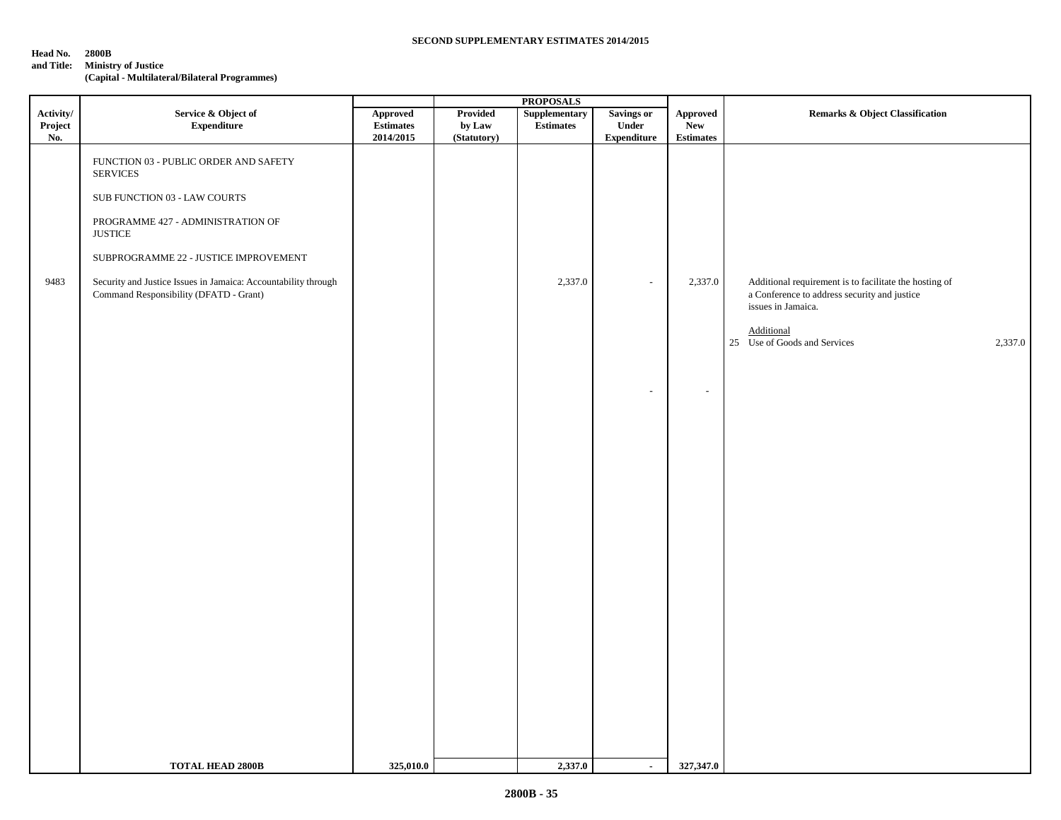**SECOND SUPPLEMENTARY ESTIMATES 2014/2015**

**Head No. and Title: 2800B**
**Ministry of Justice**
**(Capital - Multilateral/Bilateral Programmes)**

| Activity/ Project No. | Service & Object of Expenditure | Approved Estimates 2014/2015 | PROPOSALS Provided by Law (Statutory) | Supplementary Estimates | Savings or Under Expenditure | Approved New Estimates | Remarks & Object Classification |
|---|---|---|---|---|---|---|---|
| | FUNCTION 03 - PUBLIC ORDER AND SAFETY SERVICES | | | | | | |
| | SUB FUNCTION 03 - LAW COURTS | | | | | | |
| | PROGRAMME 427 - ADMINISTRATION OF JUSTICE | | | | | | |
| | SUBPROGRAMME 22 - JUSTICE IMPROVEMENT | | | | | | |
| 9483 | Security and Justice Issues in Jamaica: Accountability through Command Responsibility (DFATD - Grant) | | | 2,337.0 | - | 2,337.0 | Additional requirement is to facilitate the hosting of a Conference to address security and justice issues in Jamaica. |
| | | | | | | | Additional |
| | | | | | | | 25 Use of Goods and Services 2,337.0 |
| | | | | | - | - | |
| | **TOTAL HEAD 2800B** | **325,010.0** | | **2,337.0** | **-** | **327,347.0** | |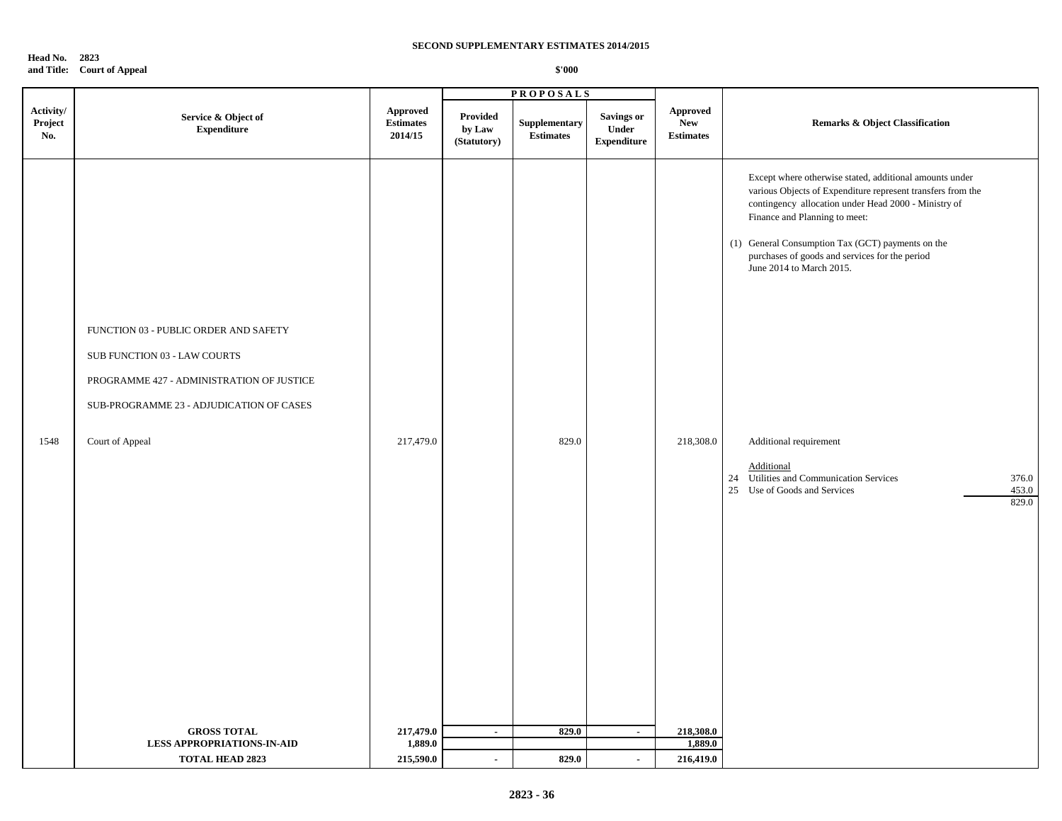**SECOND SUPPLEMENTARY ESTIMATES 2014/2015**

**Head No. 2823**
**and Title: Court of Appeal**

**$'000**

| Activity/ Project No. | Service & Object of Expenditure | Approved Estimates 2014/15 | PROPOSALS | | | Approved New Estimates | Remarks & Object Classification |
|---|---|---|---|---|---|---|---|
| | | | Provided by Law (Statutory) | Supplementary Estimates | Savings or Under Expenditure | | |
| | | | | | | | Except where otherwise stated, additional amounts under various Objects of Expenditure represent transfers from the contingency allocation under Head 2000 - Ministry of Finance and Planning to meet: |
| | | | | | | | (1) General Consumption Tax (GCT) payments on the purchases of goods and services for the period June 2014 to March 2015. |
| | FUNCTION 03 - PUBLIC ORDER AND SAFETY | | | | | | |
| | SUB FUNCTION 03 - LAW COURTS | | | | | | |
| | PROGRAMME 427 - ADMINISTRATION OF JUSTICE | | | | | | |
| | SUB-PROGRAMME 23 - ADJUDICATION OF CASES | | | | | | |
| 1548 | Court of Appeal | 217,479.0 | | 829.0 | | 218,308.0 | Additional requirement |
| | | | | | | | Additional |
| | | | | | | | 24 Utilities and Communication Services 376.0 |
| | | | | | | | 25 Use of Goods and Services 453.0 |
| | | | | | | | 829.0 |
| | **GROSS TOTAL** | **217,479.0** | **-** | **829.0** | **-** | **218,308.0** | |
| | **LESS APPROPRIATIONS-IN-AID** | **1,889.0** | | | | **1,889.0** | |
| | **TOTAL HEAD 2823** | **215,590.0** | **-** | **829.0** | **-** | **216,419.0** | |

**2823 - 36**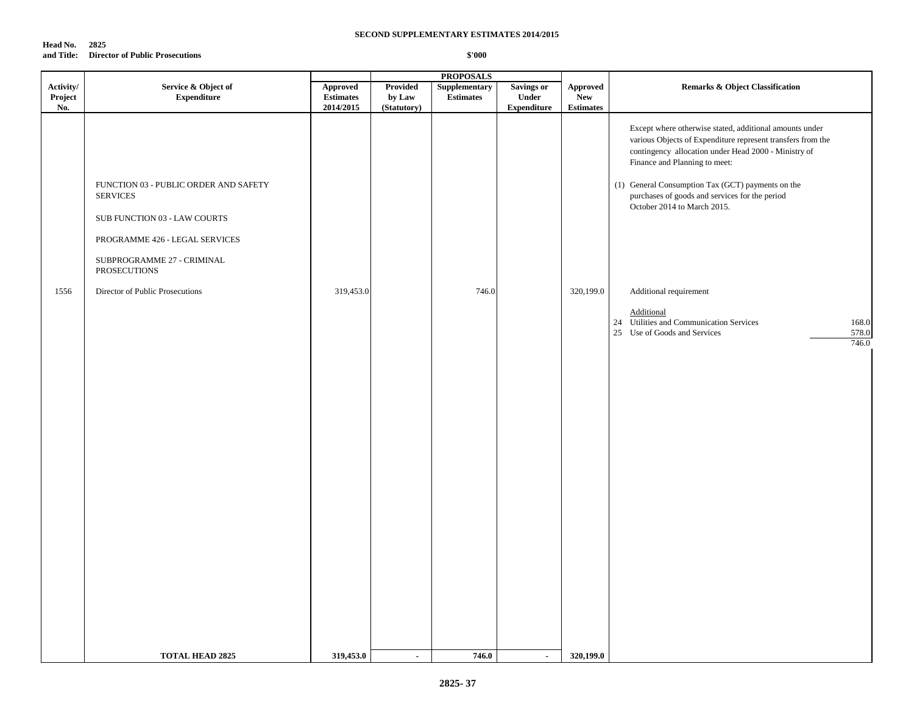**SECOND SUPPLEMENTARY ESTIMATES 2014/2015**

**Head No. 2825**
**and Title: Director of Public Prosecutions**

**$'000**

| Activity/ Project No. | Service & Object of Expenditure | Approved Estimates 2014/2015 | PROPOSALS Provided by Law (Statutory) | Supplementary Estimates | Savings or Under Expenditure | Approved New Estimates | Remarks & Object Classification |
|---|---|---|---|---|---|---|---|
| | | | | | | | Except where otherwise stated, additional amounts under various Objects of Expenditure represent transfers from the contingency allocation under Head 2000 - Ministry of Finance and Planning to meet: |
| | FUNCTION 03 - PUBLIC ORDER AND SAFETY SERVICES | | | | | | (1) General Consumption Tax (GCT) payments on the purchases of goods and services for the period October 2014 to March 2015. |
| | SUB FUNCTION 03 - LAW COURTS | | | | | | |
| | PROGRAMME 426 - LEGAL SERVICES | | | | | | |
| | SUBPROGRAMME 27 - CRIMINAL PROSECUTIONS | | | | | | |
| 1556 | Director of Public Prosecutions | 319,453.0 | | 746.0 | | 320,199.0 | Additional requirement |
| | | | | | | | Additional |
| | | | | | | | 24 Utilities and Communication Services 168.0 |
| | | | | | | | 25 Use of Goods and Services 578.0 |
| | | | | | | | 746.0 |
| | **TOTAL HEAD 2825** | **319,453.0** | **-** | **746.0** | **-** | **320,199.0** | |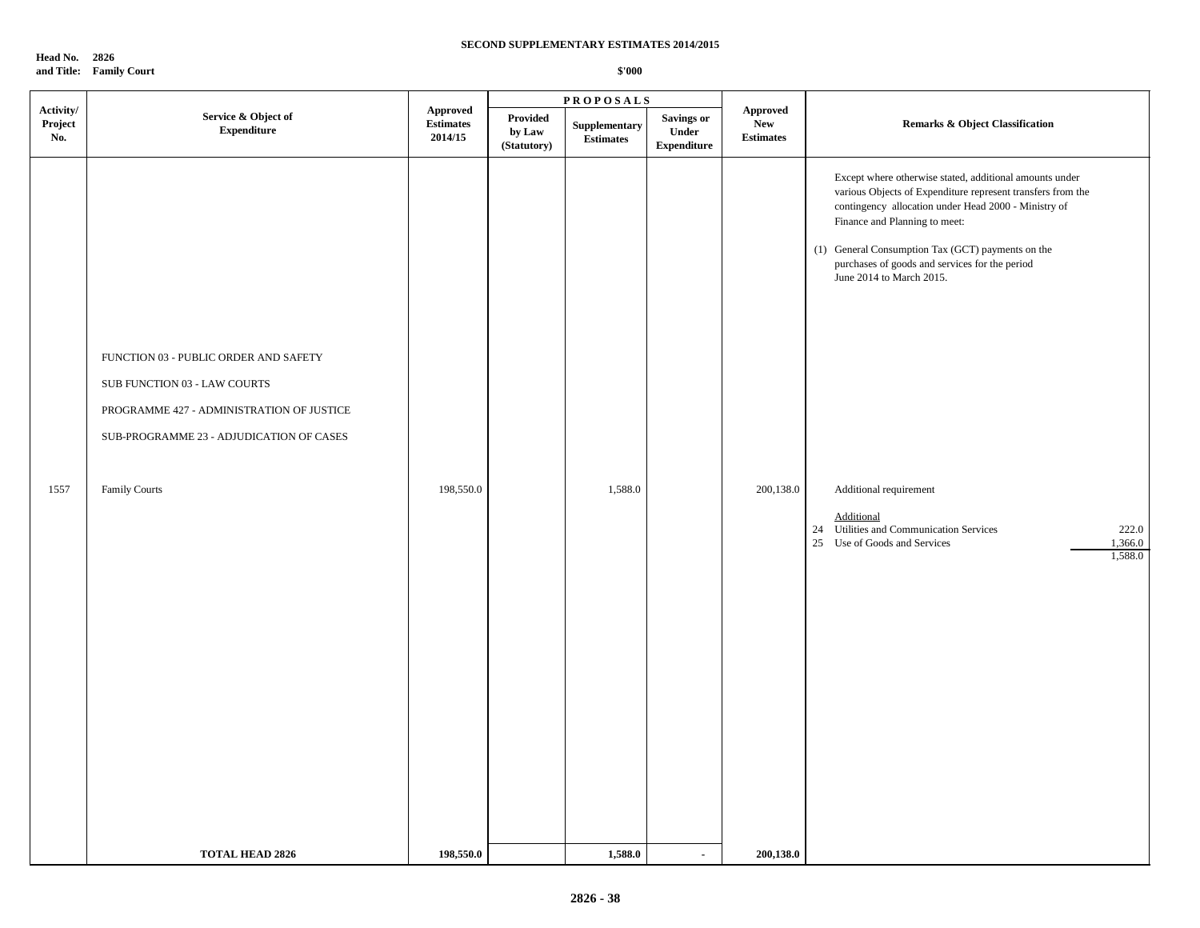**SECOND SUPPLEMENTARY ESTIMATES 2014/2015**

**Head No. 2826**
**and Title: Family Court**

**$'000**

| Activity/ Project No. | Service & Object of Expenditure | Approved Estimates 2014/15 | PROPOSALS | | | Approved New Estimates | Remarks & Object Classification |
|---|---|---|---|---|---|---|---|
| | | | Provided by Law (Statutory) | Supplementary Estimates | Savings or Under Expenditure | | |
| | | | | | | | Except where otherwise stated, additional amounts under various Objects of Expenditure represent transfers from the contingency allocation under Head 2000 - Ministry of Finance and Planning to meet:<br><br>(1) General Consumption Tax (GCT) payments on the purchases of goods and services for the period June 2014 to March 2015. |
| | FUNCTION 03 - PUBLIC ORDER AND SAFETY<br><br>SUB FUNCTION 03 - LAW COURTS<br><br>PROGRAMME 427 - ADMINISTRATION OF JUSTICE<br><br>SUB-PROGRAMME 23 - ADJUDICATION OF CASES | | | | | | |
| 1557 | Family Courts | 198,550.0 | | 1,588.0 | | 200,138.0 | Additional requirement<br><br>Additional<br>24 Utilities and Communication Services 222.0<br>25 Use of Goods and Services 1,366.0<br>1,588.0 |
| | **TOTAL HEAD 2826** | **198,550.0** | | **1,588.0** | **-** | **200,138.0** | |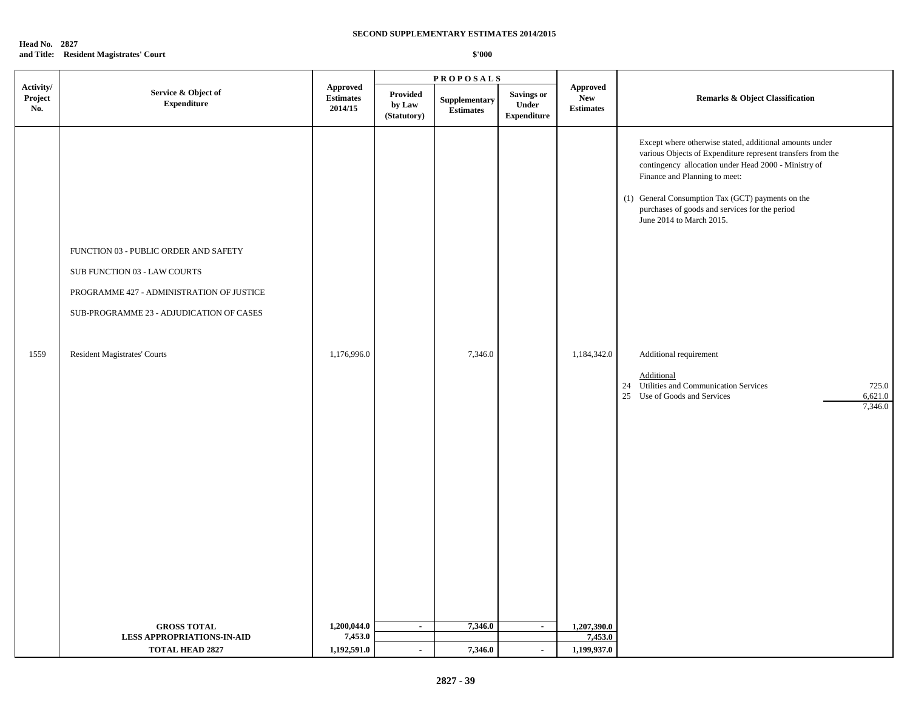**SECOND SUPPLEMENTARY ESTIMATES 2014/2015**

**Head No. 2827**
**and Title: Resident Magistrates' Court**

**$'000**

| Activity/ Project No. | Service & Object of Expenditure | Approved Estimates 2014/15 | PROPOSALS | | | Approved New Estimates | Remarks & Object Classification |
|---|---|---|---|---|---|---|---|
| | | | Provided by Law (Statutory) | Supplementary Estimates | Savings or Under Expenditure | | |
| | | | | | | | Except where otherwise stated, additional amounts under various Objects of Expenditure represent transfers from the contingency allocation under Head 2000 - Ministry of Finance and Planning to meet: (1) General Consumption Tax (GCT) payments on the purchases of goods and services for the period June 2014 to March 2015. |
| | FUNCTION 03 - PUBLIC ORDER AND SAFETY | | | | | | |
| | SUB FUNCTION 03 - LAW COURTS | | | | | | |
| | PROGRAMME 427 - ADMINISTRATION OF JUSTICE | | | | | | |
| | SUB-PROGRAMME 23 - ADJUDICATION OF CASES | | | | | | |
| 1559 | Resident Magistrates' Courts | 1,176,996.0 | | 7,346.0 | | 1,184,342.0 | Additional requirement |
| | | | | | | | Additional |
| | | | | | | | 24 Utilities and Communication Services 725.0 |
| | | | | | | | 25 Use of Goods and Services 6,621.0 |
| | | | | | | | 7,346.0 |
| | **GROSS TOTAL** | **1,200,044.0** | **-** | **7,346.0** | **-** | **1,207,390.0** | |
| | **LESS APPROPRIATIONS-IN-AID** | **7,453.0** | | | | **7,453.0** | |
| | **TOTAL HEAD 2827** | **1,192,591.0** | **-** | **7,346.0** | **-** | **1,199,937.0** | |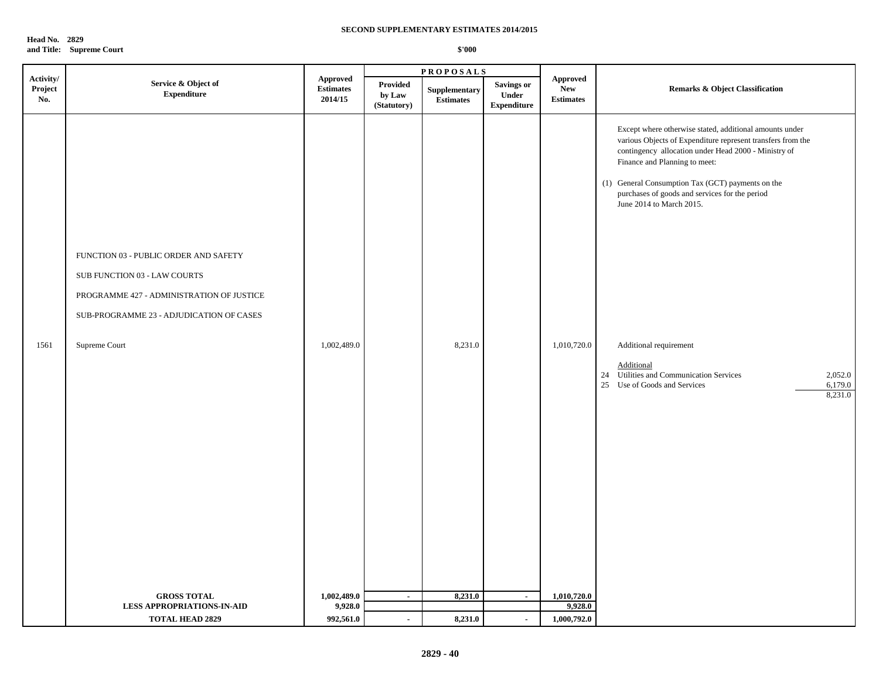**SECOND SUPPLEMENTARY ESTIMATES 2014/2015**

**Head No. 2829**
**and Title: Supreme Court**

**$'000**

| Activity/ Project No. | Service & Object of Expenditure | Approved Estimates 2014/15 | PROPOSALS | | | Approved New Estimates | Remarks & Object Classification |
|---|---|---|---|---|---|---|---|
| | | | Provided by Law (Statutory) | Supplementary Estimates | Savings or Under Expenditure | | |
| | | | | | | | Except where otherwise stated, additional amounts under various Objects of Expenditure represent transfers from the contingency allocation under Head 2000 - Ministry of Finance and Planning to meet: |
| | | | | | | | (1) General Consumption Tax (GCT) payments on the purchases of goods and services for the period June 2014 to March 2015. |
| | FUNCTION 03 - PUBLIC ORDER AND SAFETY | | | | | | |
| | SUB FUNCTION 03 - LAW COURTS | | | | | | |
| | PROGRAMME 427 - ADMINISTRATION OF JUSTICE | | | | | | |
| | SUB-PROGRAMME 23 - ADJUDICATION OF CASES | | | | | | |
| 1561 | Supreme Court | 1,002,489.0 | | 8,231.0 | | 1,010,720.0 | Additional requirement |
| | | | | | | | Additional |
| | | | | | | | 24 Utilities and Communication Services 2,052.0 |
| | | | | | | | 25 Use of Goods and Services 6,179.0 |
| | | | | | | | 8,231.0 |
| | **GROSS TOTAL** | **1,002,489.0** | **-** | **8,231.0** | **-** | **1,010,720.0** | |
| | **LESS APPROPRIATIONS-IN-AID** | **9,928.0** | | | | **9,928.0** | |
| | **TOTAL HEAD 2829** | **992,561.0** | **-** | **8,231.0** | **-** | **1,000,792.0** | |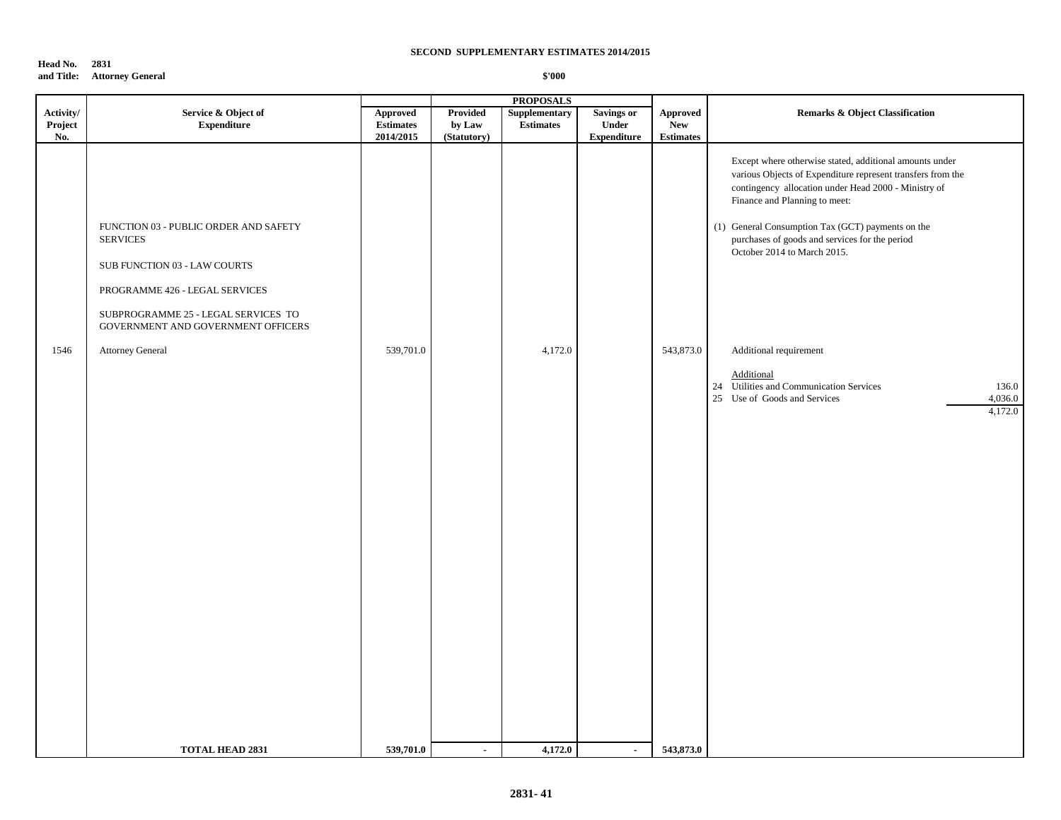**SECOND SUPPLEMENTARY ESTIMATES 2014/2015**

**Head No. 2831**
**and Title: Attorney General**

**$'000**

| Activity/ Project No. | Service & Object of Expenditure | Approved Estimates 2014/2015 | PROPOSALS Provided by Law (Statutory) | Supplementary Estimates | Savings or Under Expenditure | Approved New Estimates | Remarks & Object Classification |
|---|---|---|---|---|---|---|---|
| | | | | | | | Except where otherwise stated, additional amounts under various Objects of Expenditure represent transfers from the contingency allocation under Head 2000 - Ministry of Finance and Planning to meet: |
| | FUNCTION 03 - PUBLIC ORDER AND SAFETY SERVICES | | | | | | (1) General Consumption Tax (GCT) payments on the purchases of goods and services for the period October 2014 to March 2015. |
| | SUB FUNCTION 03 - LAW COURTS | | | | | | |
| | PROGRAMME 426 - LEGAL SERVICES | | | | | | |
| | SUBPROGRAMME 25 - LEGAL SERVICES TO GOVERNMENT AND GOVERNMENT OFFICERS | | | | | | |
| 1546 | Attorney General | 539,701.0 | | 4,172.0 | | 543,873.0 | Additional requirement |
| | | | | | | | Additional |
| | | | | | | | 24 Utilities and Communication Services 136.0 |
| | | | | | | | 25 Use of Goods and Services 4,036.0 |
| | | | | | | | 4,172.0 |
| | **TOTAL HEAD 2831** | **539,701.0** | **-** | **4,172.0** | **-** | **543,873.0** | |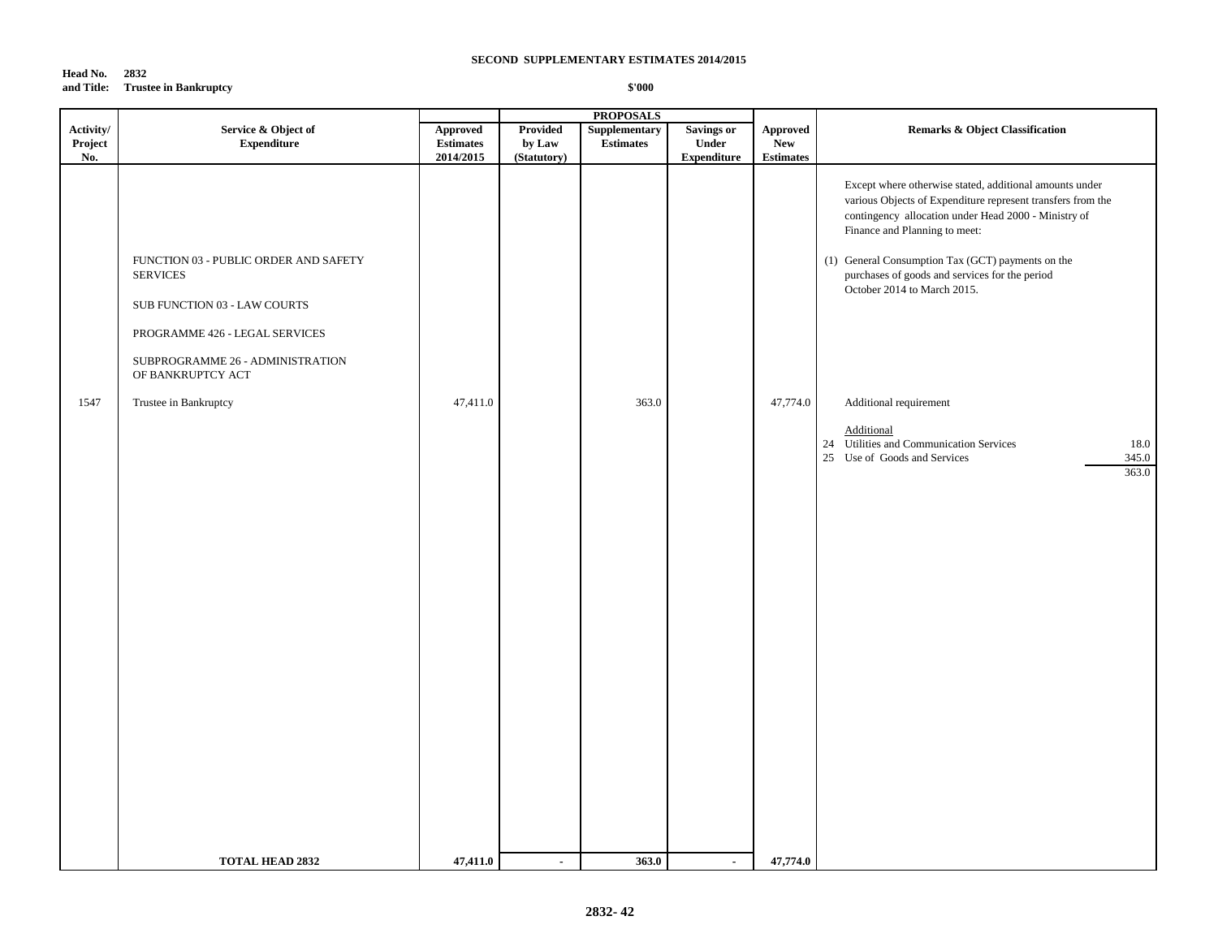**SECOND SUPPLEMENTARY ESTIMATES 2014/2015**

**Head No. 2832**
**and Title: Trustee in Bankruptcy**

**$'000**

| Activity/ Project No. | Service & Object of Expenditure | Approved Estimates 2014/2015 | PROPOSALS Provided by Law (Statutory) | Supplementary Estimates | Savings or Under Expenditure | Approved New Estimates | Remarks & Object Classification |
|---|---|---|---|---|---|---|---|
| | | | | | | | Except where otherwise stated, additional amounts under various Objects of Expenditure represent transfers from the contingency allocation under Head 2000 - Ministry of Finance and Planning to meet: |
| | FUNCTION 03 - PUBLIC ORDER AND SAFETY SERVICES | | | | | | (1) General Consumption Tax (GCT) payments on the purchases of goods and services for the period October 2014 to March 2015. |
| | SUB FUNCTION 03 - LAW COURTS | | | | | | |
| | PROGRAMME 426 - LEGAL SERVICES | | | | | | |
| | SUBPROGRAMME 26 - ADMINISTRATION OF BANKRUPTCY ACT | | | | | | |
| 1547 | Trustee in Bankruptcy | 47,411.0 | | 363.0 | | 47,774.0 | Additional requirement |
| | | | | | | | Additional |
| | | | | | | | 24 Utilities and Communication Services 18.0 |
| | | | | | | | 25 Use of Goods and Services 345.0 |
| | | | | | | | 363.0 |
| | **TOTAL HEAD 2832** | **47,411.0** | **-** | **363.0** | **-** | **47,774.0** | |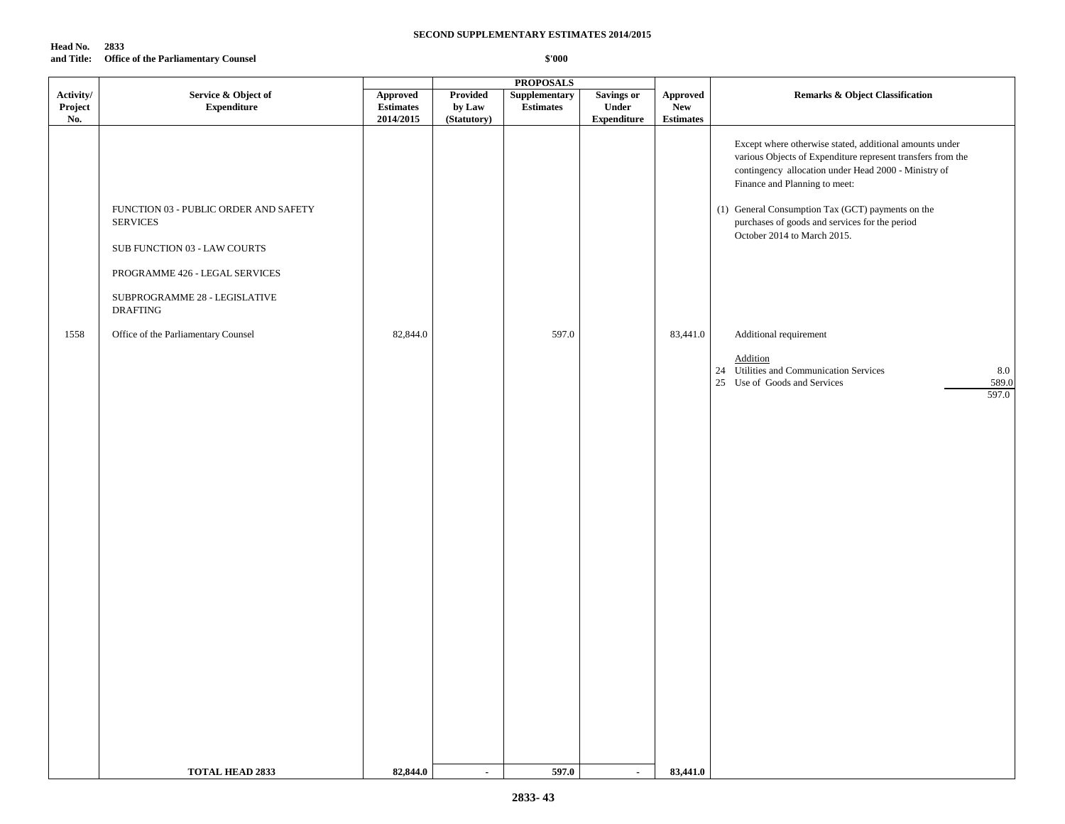**SECOND SUPPLEMENTARY ESTIMATES 2014/2015**

**Head No. 2833**
**and Title: Office of the Parliamentary Counsel**

**$'000**

| Activity/ Project No. | Service & Object of Expenditure | Approved Estimates 2014/2015 | PROPOSALS Provided by Law (Statutory) | Supplementary Estimates | Savings or Under Expenditure | Approved New Estimates | Remarks & Object Classification |
|---|---|---|---|---|---|---|---|
| | | | | | | | Except where otherwise stated, additional amounts under various Objects of Expenditure represent transfers from the contingency allocation under Head 2000 - Ministry of Finance and Planning to meet: |
| | FUNCTION 03 - PUBLIC ORDER AND SAFETY SERVICES | | | | | | (1) General Consumption Tax (GCT) payments on the purchases of goods and services for the period October 2014 to March 2015. |
| | SUB FUNCTION 03 - LAW COURTS | | | | | | |
| | PROGRAMME 426 - LEGAL SERVICES | | | | | | |
| | SUBPROGRAMME 28 - LEGISLATIVE DRAFTING | | | | | | |
| 1558 | Office of the Parliamentary Counsel | 82,844.0 | | 597.0 | | 83,441.0 | Additional requirement |
| | | | | | | | Addition |
| | | | | | | | 24 Utilities and Communication Services 8.0 |
| | | | | | | | 25 Use of Goods and Services 589.0 |
| | | | | | | | 597.0 |
| | **TOTAL HEAD 2833** | **82,844.0** | **-** | **597.0** | **-** | **83,441.0** | |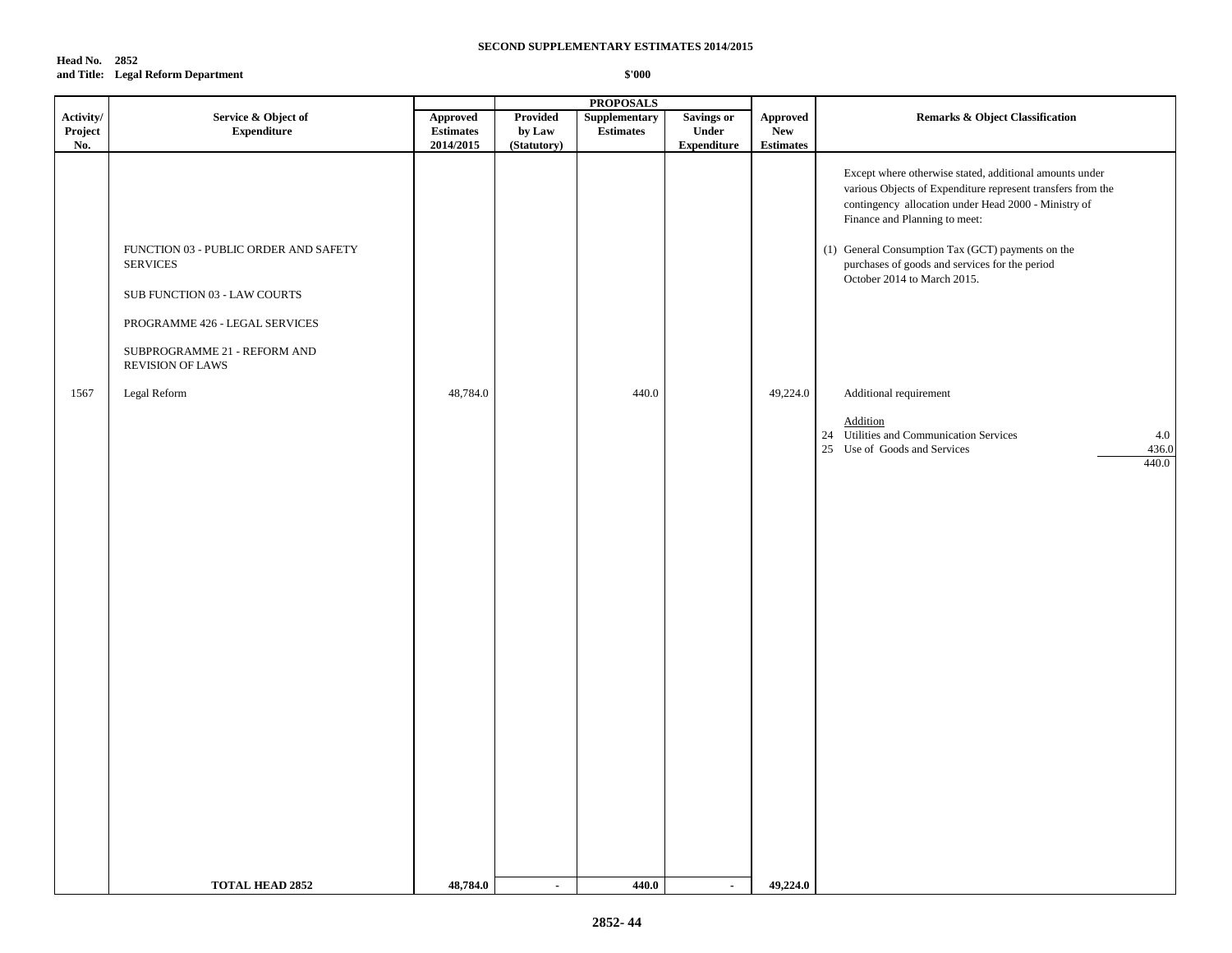**SECOND SUPPLEMENTARY ESTIMATES 2014/2015**

**Head No. 2852**
**and Title: Legal Reform Department**

**$'000**

| Activity/ Project No. | Service & Object of Expenditure | Approved Estimates 2014/2015 | PROPOSALS Provided by Law (Statutory) | Supplementary Estimates | Savings or Under Expenditure | Approved New Estimates | Remarks & Object Classification |
|---|---|---|---|---|---|---|---|
| | | | | | | | Except where otherwise stated, additional amounts under various Objects of Expenditure represent transfers from the contingency allocation under Head 2000 - Ministry of Finance and Planning to meet: |
| | FUNCTION 03 - PUBLIC ORDER AND SAFETY SERVICES | | | | | | (1) General Consumption Tax (GCT) payments on the purchases of goods and services for the period October 2014 to March 2015. |
| | SUB FUNCTION 03 - LAW COURTS | | | | | | |
| | PROGRAMME 426 - LEGAL SERVICES | | | | | | |
| | SUBPROGRAMME 21 - REFORM AND REVISION OF LAWS | | | | | | |
| 1567 | Legal Reform | 48,784.0 | | 440.0 | | 49,224.0 | Additional requirement |
| | | | | | | | Addition |
| | | | | | | | 24 Utilities and Communication Services 4.0 |
| | | | | | | | 25 Use of Goods and Services 436.0 |
| | | | | | | | 440.0 |
| | **TOTAL HEAD 2852** | **48,784.0** | **-** | **440.0** | **-** | **49,224.0** | |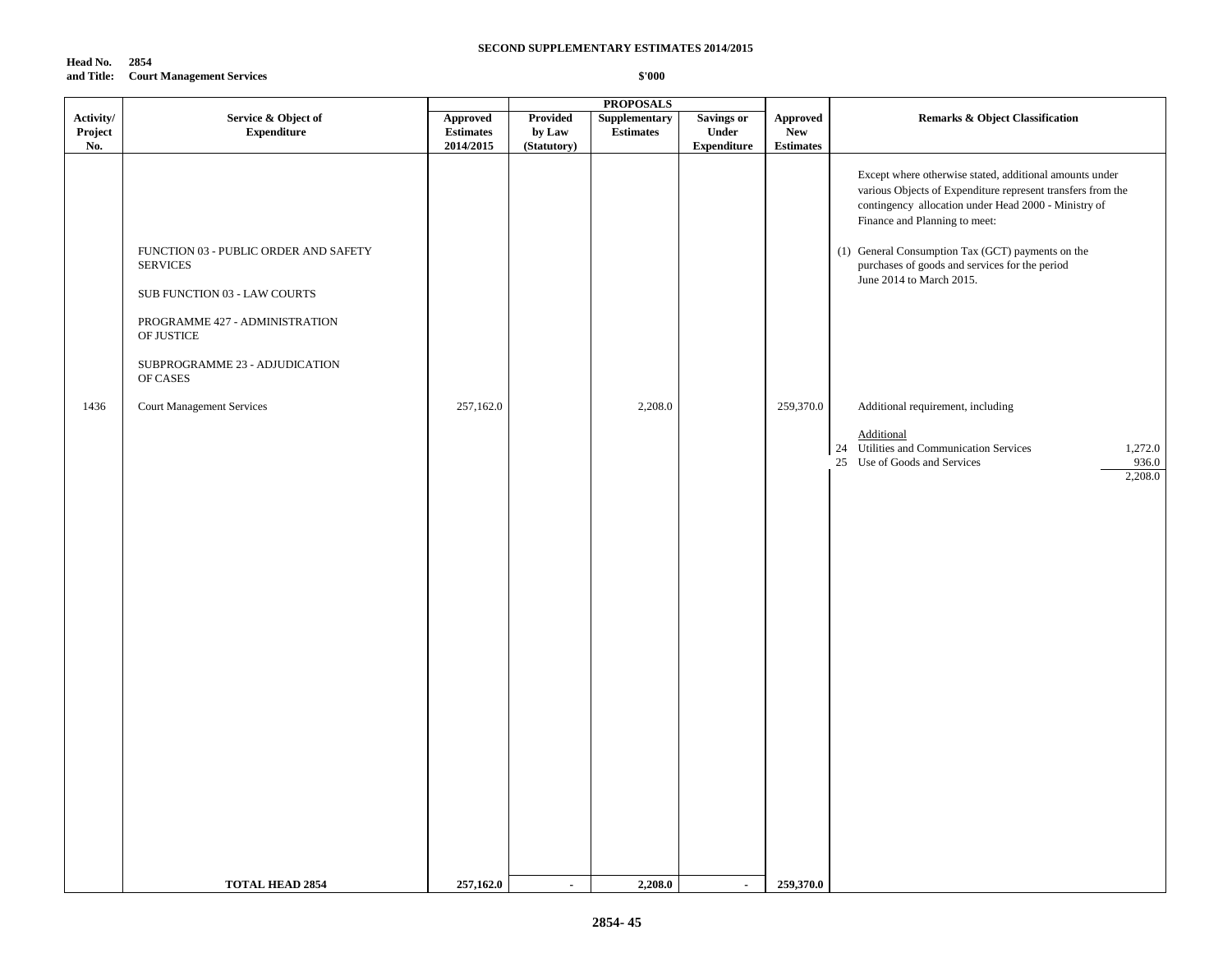**SECOND SUPPLEMENTARY ESTIMATES 2014/2015**

**Head No. 2854**
**and Title: Court Management Services**

**$'000**

| Activity/ Project No. | Service & Object of Expenditure | Approved Estimates 2014/2015 | PROPOSALS Provided by Law (Statutory) | Supplementary Estimates | Savings or Under Expenditure | Approved New Estimates | Remarks & Object Classification |
|---|---|---|---|---|---|---|---|
| | | | | | | | Except where otherwise stated, additional amounts under various Objects of Expenditure represent transfers from the contingency allocation under Head 2000 - Ministry of Finance and Planning to meet: |
| | FUNCTION 03 - PUBLIC ORDER AND SAFETY SERVICES | | | | | | (1) General Consumption Tax (GCT) payments on the purchases of goods and services for the period June 2014 to March 2015. |
| | SUB FUNCTION 03 - LAW COURTS | | | | | | |
| | PROGRAMME 427 - ADMINISTRATION OF JUSTICE | | | | | | |
| | SUBPROGRAMME 23 - ADJUDICATION OF CASES | | | | | | |
| 1436 | Court Management Services | 257,162.0 | | 2,208.0 | | 259,370.0 | Additional requirement, including |
| | | | | | | | Additional |
| | | | | | | | 24 Utilities and Communication Services 1,272.0 |
| | | | | | | | 25 Use of Goods and Services 936.0 |
| | | | | | | | 2,208.0 |
| | **TOTAL HEAD 2854** | **257,162.0** | **-** | **2,208.0** | **-** | **259,370.0** | |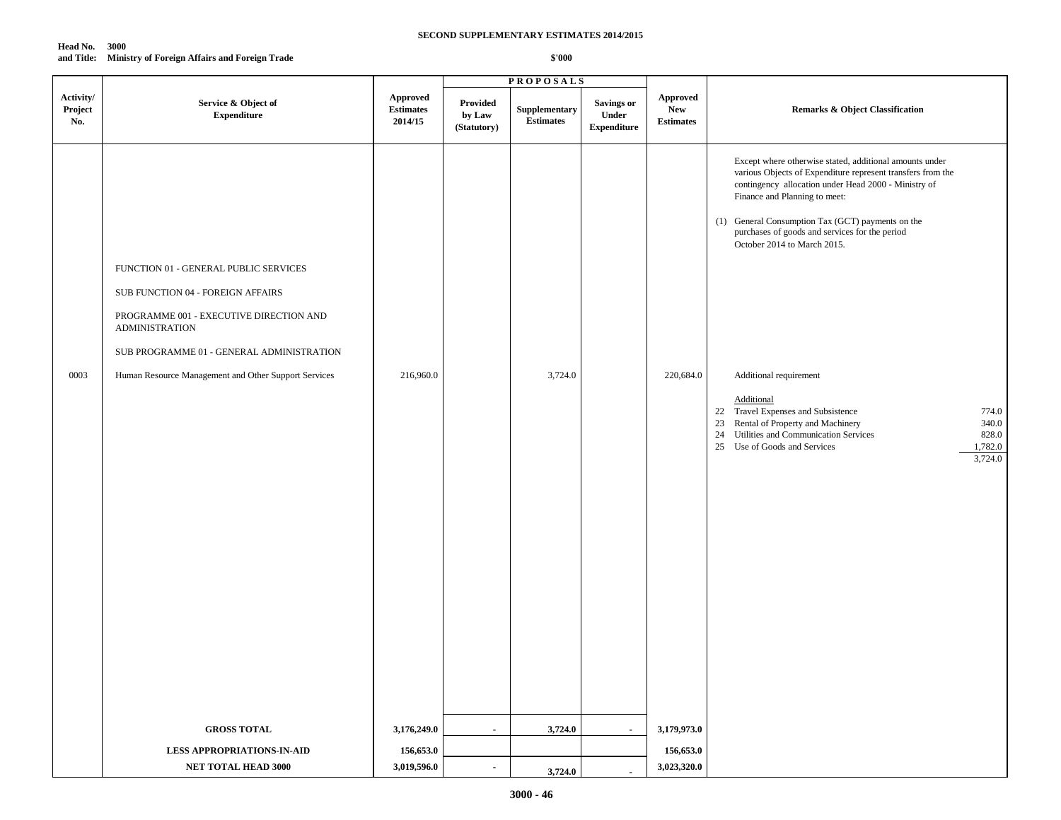**SECOND SUPPLEMENTARY ESTIMATES 2014/2015**

**Head No. 3000**
**and Title: Ministry of Foreign Affairs and Foreign Trade**

**$'000**

| Activity/ Project No. | Service & Object of Expenditure | Approved Estimates 2014/15 | PROPOSALS | | | Approved New Estimates | Remarks & Object Classification |
|---|---|---|---|---|---|---|---|
| | | | Provided by Law (Statutory) | Supplementary Estimates | Savings or Under Expenditure | | |
| | | | | | | | Except where otherwise stated, additional amounts under various Objects of Expenditure represent transfers from the contingency allocation under Head 2000 - Ministry of Finance and Planning to meet: |
| | | | | | | | (1) General Consumption Tax (GCT) payments on the purchases of goods and services for the period October 2014 to March 2015. |
| | FUNCTION 01 - GENERAL PUBLIC SERVICES | | | | | | |
| | SUB FUNCTION 04 - FOREIGN AFFAIRS | | | | | | |
| | PROGRAMME 001 - EXECUTIVE DIRECTION AND ADMINISTRATION | | | | | | |
| | SUB PROGRAMME 01 - GENERAL ADMINISTRATION | | | | | | |
| 0003 | Human Resource Management and Other Support Services | 216,960.0 | | 3,724.0 | | 220,684.0 | Additional requirement |
| | | | | | | | Additional |
| | | | | | | | 22 Travel Expenses and Subsistence 774.0 |
| | | | | | | | 23 Rental of Property and Machinery 340.0 |
| | | | | | | | 24 Utilities and Communication Services 828.0 |
| | | | | | | | 25 Use of Goods and Services 1,782.0 |
| | | | | | | | 3,724.0 |
| | **GROSS TOTAL** | **3,176,249.0** | - | **3,724.0** | - | **3,179,973.0** | |
| | **LESS APPROPRIATIONS-IN-AID** | **156,653.0** | | | | **156,653.0** | |
| | **NET TOTAL HEAD 3000** | **3,019,596.0** | - | **3,724.0** | - | **3,023,320.0** | |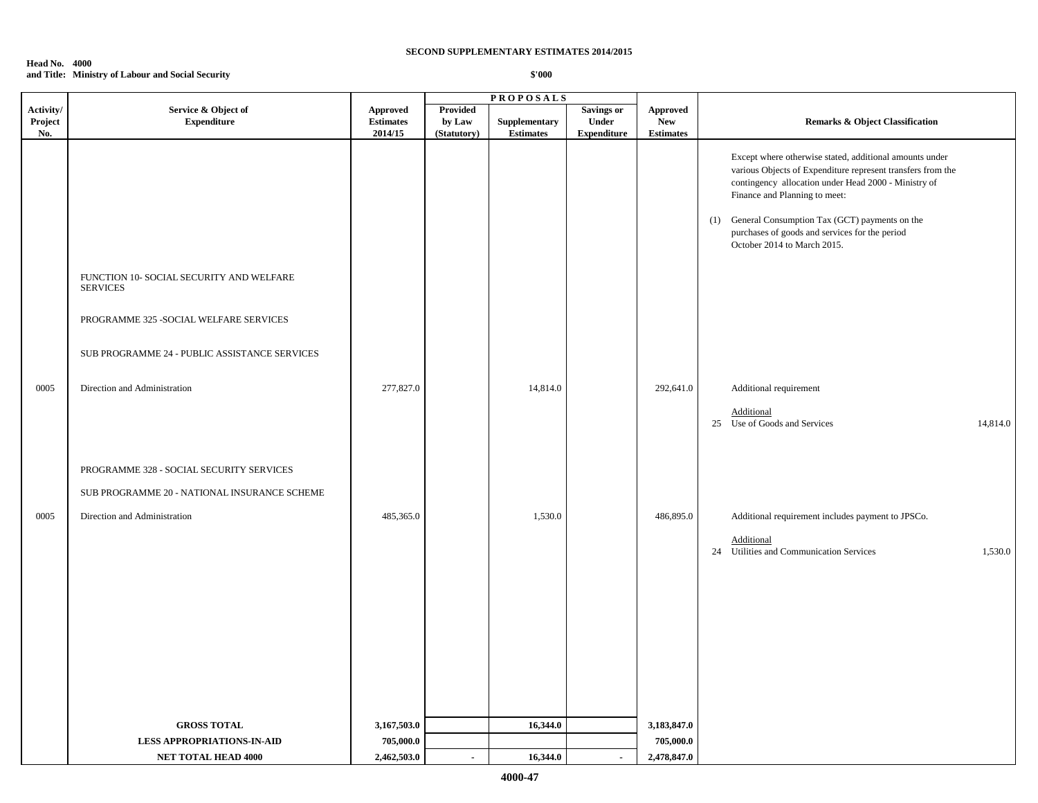**SECOND SUPPLEMENTARY ESTIMATES 2014/2015**

**Head No. 4000**
**and Title: Ministry of Labour and Social Security**

**$'000**

| Activity/ Project No. | Service & Object of Expenditure | Approved Estimates 2014/15 | PROPOSALS Provided by Law (Statutory) | Supplementary Estimates | Savings or Under Expenditure | Approved New Estimates | Remarks & Object Classification |
|---|---|---|---|---|---|---|---|
| | | | | | | | Except where otherwise stated, additional amounts under various Objects of Expenditure represent transfers from the contingency allocation under Head 2000 - Ministry of Finance and Planning to meet: |
| | | | | | | | (1) General Consumption Tax (GCT) payments on the purchases of goods and services for the period October 2014 to March 2015. |
| | FUNCTION 10- SOCIAL SECURITY AND WELFARE SERVICES | | | | | | |
| | PROGRAMME 325 -SOCIAL WELFARE SERVICES | | | | | | |
| | SUB PROGRAMME 24 - PUBLIC ASSISTANCE SERVICES | | | | | | |
| 0005 | Direction and Administration | 277,827.0 | | 14,814.0 | | 292,641.0 | Additional requirement |
| | | | | | | | Additional |
| | | | | | | | 25 Use of Goods and Services 14,814.0 |
| | PROGRAMME 328 - SOCIAL SECURITY SERVICES | | | | | | |
| | SUB PROGRAMME 20 - NATIONAL INSURANCE SCHEME | | | | | | |
| 0005 | Direction and Administration | 485,365.0 | | 1,530.0 | | 486,895.0 | Additional requirement includes payment to JPSCo. |
| | | | | | | | Additional |
| | | | | | | | 24 Utilities and Communication Services 1,530.0 |
| | **GROSS TOTAL** | **3,167,503.0** | | **16,344.0** | | **3,183,847.0** | |
| | **LESS APPROPRIATIONS-IN-AID** | **705,000.0** | | | | **705,000.0** | |
| | **NET TOTAL HEAD 4000** | **2,462,503.0** | **-** | **16,344.0** | **-** | **2,478,847.0** | |

**4000-47**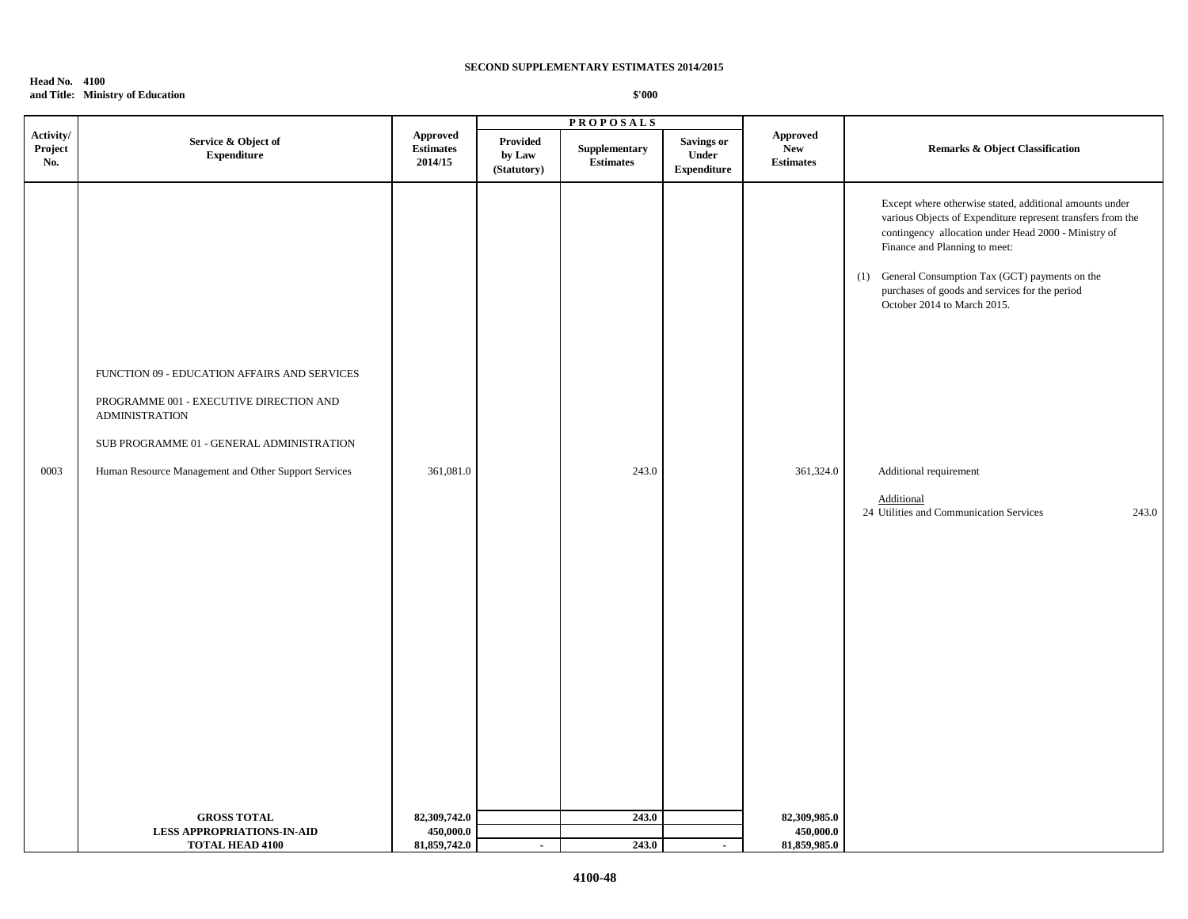**SECOND SUPPLEMENTARY ESTIMATES 2014/2015**

**Head No. 4100**
**and Title: Ministry of Education**

**$'000**

| Activity/ Project No. | Service & Object of Expenditure | Approved Estimates 2014/15 | PROPOSALS: Provided by Law (Statutory) | PROPOSALS: Supplementary Estimates | PROPOSALS: Savings or Under Expenditure | Approved New Estimates | Remarks & Object Classification |
|---|---|---|---|---|---|---|---|
| | | | | | | | Except where otherwise stated, additional amounts under various Objects of Expenditure represent transfers from the contingency allocation under Head 2000 - Ministry of Finance and Planning to meet:<br><br>(1) General Consumption Tax (GCT) payments on the purchases of goods and services for the period October 2014 to March 2015. |
| | FUNCTION 09 - EDUCATION AFFAIRS AND SERVICES | | | | | | |
| | PROGRAMME 001 - EXECUTIVE DIRECTION AND ADMINISTRATION | | | | | | |
| | SUB PROGRAMME 01 - GENERAL ADMINISTRATION | | | | | | |
| 0003 | Human Resource Management and Other Support Services | 361,081.0 | | 243.0 | | 361,324.0 | Additional requirement<br><br>Additional<br>24 Utilities and Communication Services 243.0 |
| | **GROSS TOTAL** | **82,309,742.0** | | **243.0** | | **82,309,985.0** | |
| | **LESS APPROPRIATIONS-IN-AID** | **450,000.0** | | | | **450,000.0** | |
| | **TOTAL HEAD 4100** | **81,859,742.0** | - | **243.0** | - | **81,859,985.0** | |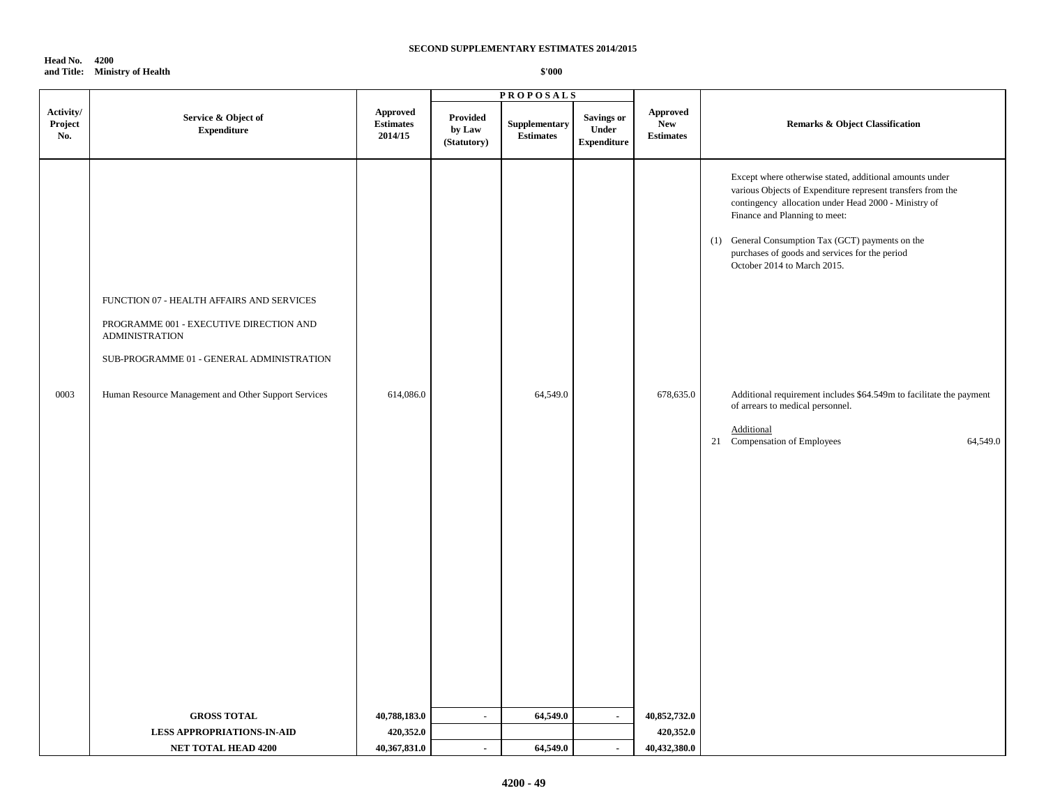**SECOND SUPPLEMENTARY ESTIMATES 2014/2015**

**Head No. 4200**
**and Title: Ministry of Health**

**$'000**

| Activity/ Project No. | Service & Object of Expenditure | Approved Estimates 2014/15 | PROPOSALS Provided by Law (Statutory) | Supplementary Estimates | Savings or Under Expenditure | Approved New Estimates | Remarks & Object Classification |
|---|---|---|---|---|---|---|---|
| | | | | | | | Except where otherwise stated, additional amounts under various Objects of Expenditure represent transfers from the contingency allocation under Head 2000 - Ministry of Finance and Planning to meet: (1) General Consumption Tax (GCT) payments on the purchases of goods and services for the period October 2014 to March 2015. |
| | FUNCTION 07 - HEALTH AFFAIRS AND SERVICES | | | | | | |
| | PROGRAMME 001 - EXECUTIVE DIRECTION AND ADMINISTRATION | | | | | | |
| | SUB-PROGRAMME 01 - GENERAL ADMINISTRATION | | | | | | |
| 0003 | Human Resource Management and Other Support Services | 614,086.0 | | 64,549.0 | | 678,635.0 | Additional requirement includes $64.549m to facilitate the payment of arrears to medical personnel. Additional: 21 Compensation of Employees 64,549.0 |
| | **GROSS TOTAL** | **40,788,183.0** | **-** | **64,549.0** | **-** | **40,852,732.0** | |
| | **LESS APPROPRIATIONS-IN-AID** | **420,352.0** | | | | **420,352.0** | |
| | **NET TOTAL HEAD 4200** | **40,367,831.0** | **-** | **64,549.0** | **-** | **40,432,380.0** | |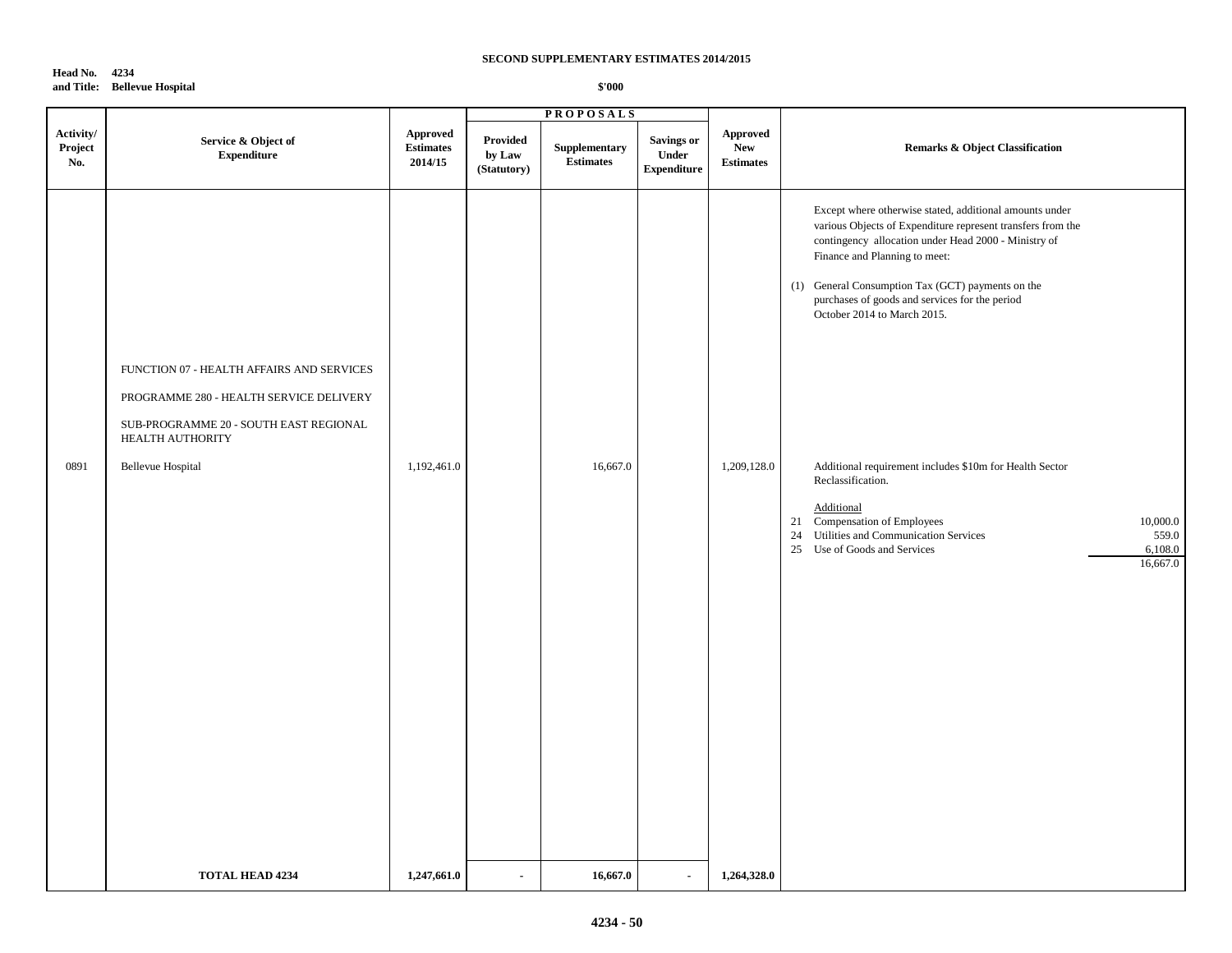**SECOND SUPPLEMENTARY ESTIMATES 2014/2015**

**Head No. 4234**
**and Title: Bellevue Hospital**

**$'000**

| Activity/ Project No. | Service & Object of Expenditure | Approved Estimates 2014/15 | PROPOSALS Provided by Law (Statutory) | Supplementary Estimates | Savings or Under Expenditure | Approved New Estimates | Remarks & Object Classification |
|---|---|---|---|---|---|---|---|
| | | | | | | | Except where otherwise stated, additional amounts under various Objects of Expenditure represent transfers from the contingency allocation under Head 2000 - Ministry of Finance and Planning to meet: |
| | | | | | | | (1) General Consumption Tax (GCT) payments on the purchases of goods and services for the period October 2014 to March 2015. |
| | FUNCTION 07 - HEALTH AFFAIRS AND SERVICES | | | | | | |
| | PROGRAMME 280 - HEALTH SERVICE DELIVERY | | | | | | |
| | SUB-PROGRAMME 20 - SOUTH EAST REGIONAL HEALTH AUTHORITY | | | | | | |
| 0891 | Bellevue Hospital | 1,192,461.0 | | 16,667.0 | | 1,209,128.0 | Additional requirement includes $10m for Health Sector Reclassification. |
| | | | | | | | Additional |
| | | | | | | | 21 Compensation of Employees 10,000.0 |
| | | | | | | | 24 Utilities and Communication Services 559.0 |
| | | | | | | | 25 Use of Goods and Services 6,108.0 |
| | | | | | | | 16,667.0 |
| | **TOTAL HEAD 4234** | **1,247,661.0** | **-** | **16,667.0** | **-** | **1,264,328.0** | |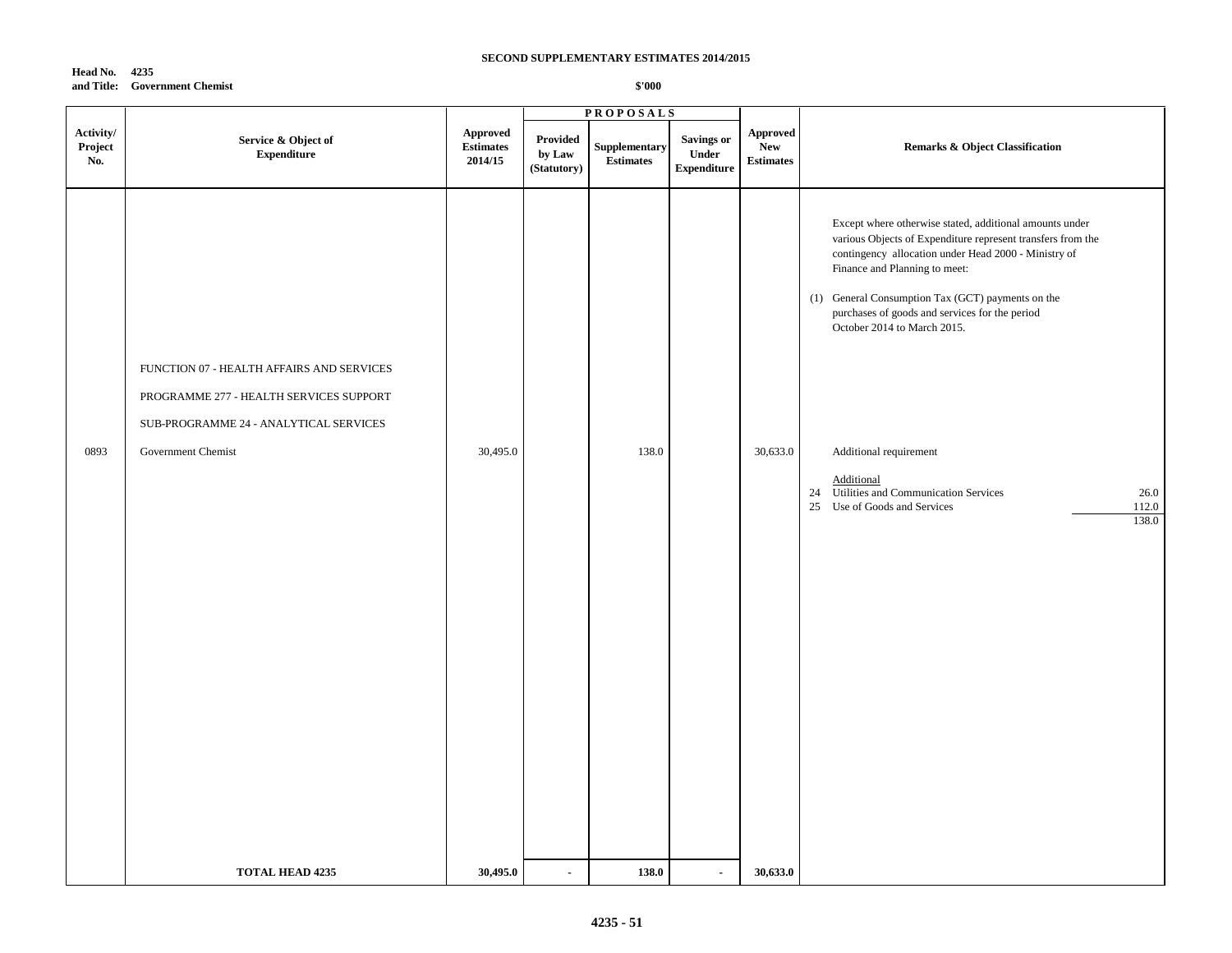**SECOND SUPPLEMENTARY ESTIMATES 2014/2015**

**Head No. 4235**
**and Title: Government Chemist**

**$'000**

| Activity/ Project No. | Service & Object of Expenditure | Approved Estimates 2014/15 | PROPOSALS Provided by Law (Statutory) | Supplementary Estimates | Savings or Under Expenditure | Approved New Estimates | Remarks & Object Classification |
|---|---|---|---|---|---|---|---|
| | | | | | | | Except where otherwise stated, additional amounts under various Objects of Expenditure represent transfers from the contingency allocation under Head 2000 - Ministry of Finance and Planning to meet: |
| | | | | | | | (1) General Consumption Tax (GCT) payments on the purchases of goods and services for the period October 2014 to March 2015. |
| | FUNCTION 07 - HEALTH AFFAIRS AND SERVICES | | | | | | |
| | PROGRAMME 277 - HEALTH SERVICES SUPPORT | | | | | | |
| | SUB-PROGRAMME 24 - ANALYTICAL SERVICES | | | | | | |
| 0893 | Government Chemist | 30,495.0 | | 138.0 | | 30,633.0 | Additional requirement |
| | | | | | | | Additional |
| | | | | | | | 24 Utilities and Communication Services 26.0 |
| | | | | | | | 25 Use of Goods and Services 112.0 |
| | | | | | | | 138.0 |
| | **TOTAL HEAD 4235** | **30,495.0** | **-** | **138.0** | **-** | **30,633.0** | |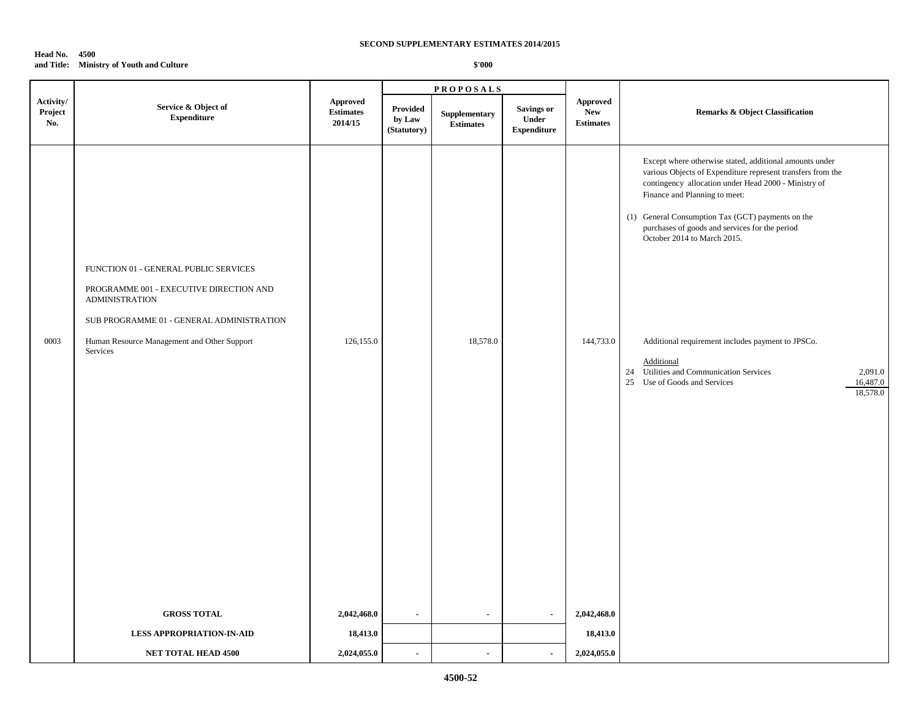**SECOND SUPPLEMENTARY ESTIMATES 2014/2015**

**Head No. 4500**
**and Title: Ministry of Youth and Culture**

**$'000**

| Activity/ Project No. | Service & Object of Expenditure | Approved Estimates 2014/15 | PROPOSALS | | | Approved New Estimates | Remarks & Object Classification |
|---|---|---|---|---|---|---|---|
| | | | Provided by Law (Statutory) | Supplementary Estimates | Savings or Under Expenditure | | |
| | | | | | | | Except where otherwise stated, additional amounts under various Objects of Expenditure represent transfers from the contingency allocation under Head 2000 - Ministry of Finance and Planning to meet: |
| | | | | | | | (1) General Consumption Tax (GCT) payments on the purchases of goods and services for the period October 2014 to March 2015. |
| | FUNCTION 01 - GENERAL PUBLIC SERVICES | | | | | | |
| | PROGRAMME 001 - EXECUTIVE DIRECTION AND ADMINISTRATION | | | | | | |
| | SUB PROGRAMME 01 - GENERAL ADMINISTRATION | | | | | | |
| 0003 | Human Resource Management and Other Support Services | 126,155.0 | | 18,578.0 | | 144,733.0 | Additional requirement includes payment to JPSCo. |
| | | | | | | | Additional |
| | | | | | | | 24 Utilities and Communication Services 2,091.0 |
| | | | | | | | 25 Use of Goods and Services 16,487.0 |
| | | | | | | | 18,578.0 |
| | **GROSS TOTAL** | **2,042,468.0** | - | - | - | **2,042,468.0** | |
| | **LESS APPROPRIATION-IN-AID** | **18,413.0** | | | | **18,413.0** | |
| | **NET TOTAL HEAD 4500** | **2,024,055.0** | - | - | - | **2,024,055.0** | |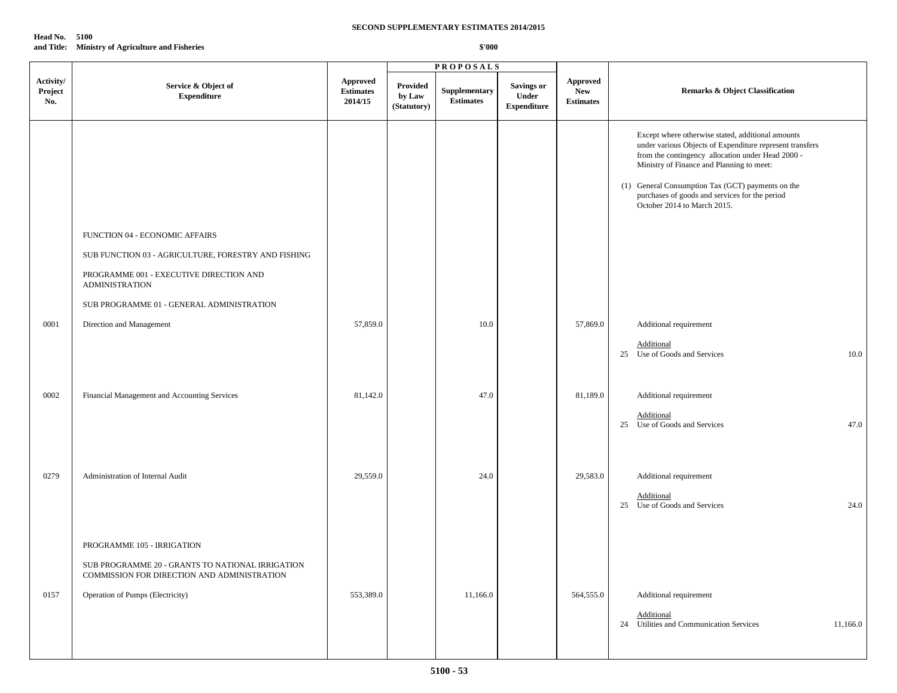**SECOND SUPPLEMENTARY ESTIMATES 2014/2015**

**Head No. 5100**
**and Title: Ministry of Agriculture and Fisheries**

**$'000**

| Activity/ Project No. | Service & Object of Expenditure | Approved Estimates 2014/15 | PROPOSALS Provided by Law (Statutory) | Supplementary Estimates | Savings or Under Expenditure | Approved New Estimates | Remarks & Object Classification |
|---|---|---|---|---|---|---|---|
| | | | | | | | Except where otherwise stated, additional amounts under various Objects of Expenditure represent transfers from the contingency allocation under Head 2000 - Ministry of Finance and Planning to meet:<br><br>(1) General Consumption Tax (GCT) payments on the purchases of goods and services for the period October 2014 to March 2015. |
| | FUNCTION 04 - ECONOMIC AFFAIRS | | | | | | |
| | SUB FUNCTION 03 - AGRICULTURE, FORESTRY AND FISHING | | | | | | |
| | PROGRAMME 001 - EXECUTIVE DIRECTION AND ADMINISTRATION | | | | | | |
| | SUB PROGRAMME 01 - GENERAL ADMINISTRATION | | | | | | |
| 0001 | Direction and Management | 57,859.0 | | 10.0 | | 57,869.0 | Additional requirement<br><br>Additional<br>25 Use of Goods and Services 10.0 |
| 0002 | Financial Management and Accounting Services | 81,142.0 | | 47.0 | | 81,189.0 | Additional requirement<br><br>Additional<br>25 Use of Goods and Services 47.0 |
| 0279 | Administration of Internal Audit | 29,559.0 | | 24.0 | | 29,583.0 | Additional requirement<br><br>Additional<br>25 Use of Goods and Services 24.0 |
| | PROGRAMME 105 - IRRIGATION | | | | | | |
| | SUB PROGRAMME 20 - GRANTS TO NATIONAL IRRIGATION COMMISSION FOR DIRECTION AND ADMINISTRATION | | | | | | |
| 0157 | Operation of Pumps (Electricity) | 553,389.0 | | 11,166.0 | | 564,555.0 | Additional requirement<br><br>Additional<br>24 Utilities and Communication Services 11,166.0 |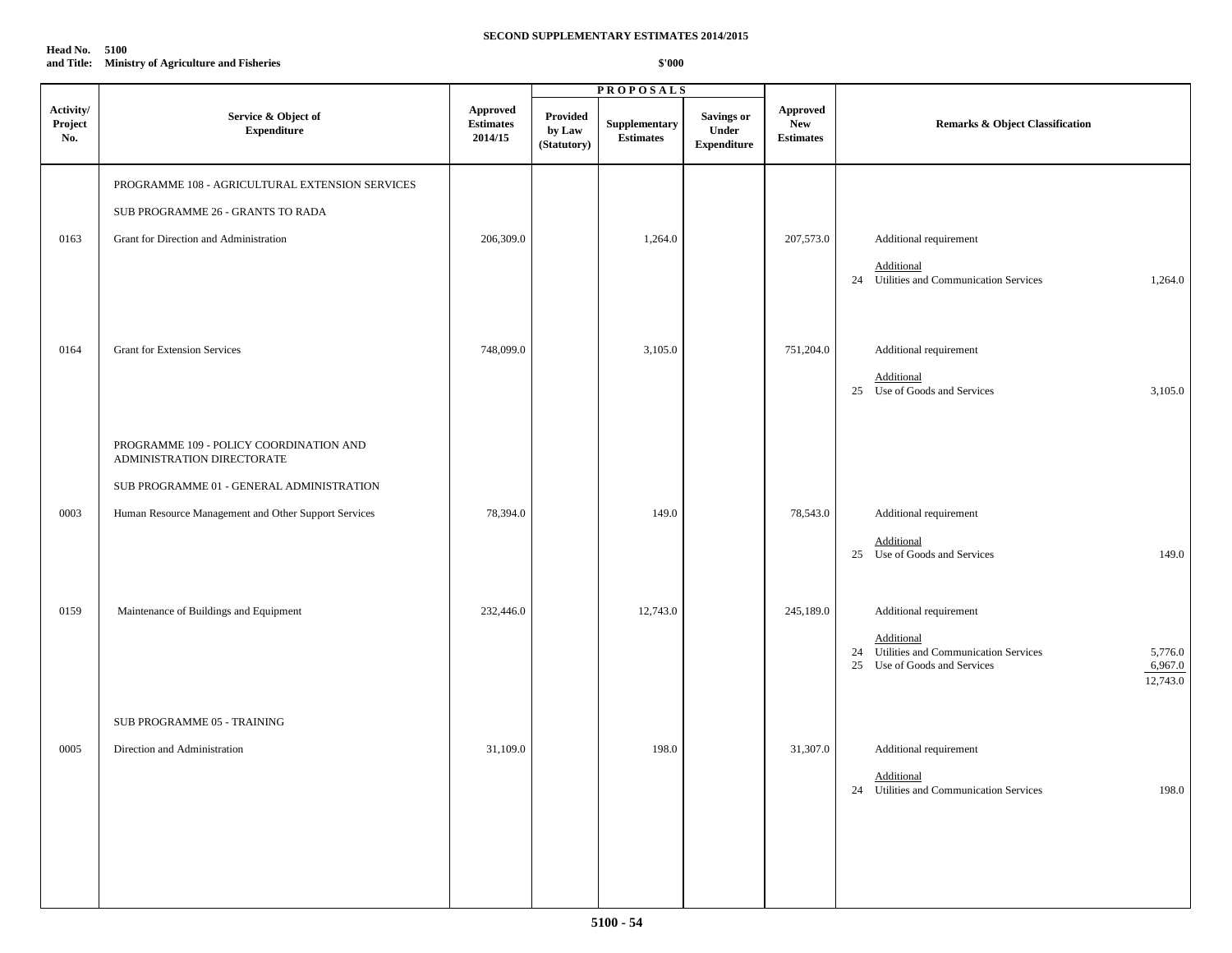**SECOND SUPPLEMENTARY ESTIMATES 2014/2015**

**Head No. 5100**
**and Title: Ministry of Agriculture and Fisheries**

**$'000**

| Activity/ Project No. | Service & Object of Expenditure | Approved Estimates 2014/15 | PROPOSALS Provided by Law (Statutory) | Supplementary Estimates | Savings or Under Expenditure | Approved New Estimates | Remarks & Object Classification |
|---|---|---|---|---|---|---|---|
| | PROGRAMME 108 - AGRICULTURAL EXTENSION SERVICES | | | | | | |
| | SUB PROGRAMME 26 - GRANTS TO RADA | | | | | | |
| 0163 | Grant for Direction and Administration | 206,309.0 | | 1,264.0 | | 207,573.0 | Additional requirement<br>Additional<br>24 Utilities and Communication Services 1,264.0 |
| 0164 | Grant for Extension Services | 748,099.0 | | 3,105.0 | | 751,204.0 | Additional requirement<br>Additional<br>25 Use of Goods and Services 3,105.0 |
| | PROGRAMME 109 - POLICY COORDINATION AND ADMINISTRATION DIRECTORATE | | | | | | |
| | SUB PROGRAMME 01 - GENERAL ADMINISTRATION | | | | | | |
| 0003 | Human Resource Management and Other Support Services | 78,394.0 | | 149.0 | | 78,543.0 | Additional requirement<br>Additional<br>25 Use of Goods and Services 149.0 |
| 0159 | Maintenance of Buildings and Equipment | 232,446.0 | | 12,743.0 | | 245,189.0 | Additional requirement<br>Additional<br>24 Utilities and Communication Services 5,776.0<br>25 Use of Goods and Services 6,967.0<br>12,743.0 |
| | SUB PROGRAMME 05 - TRAINING | | | | | | |
| 0005 | Direction and Administration | 31,109.0 | | 198.0 | | 31,307.0 | Additional requirement<br>Additional<br>24 Utilities and Communication Services 198.0 |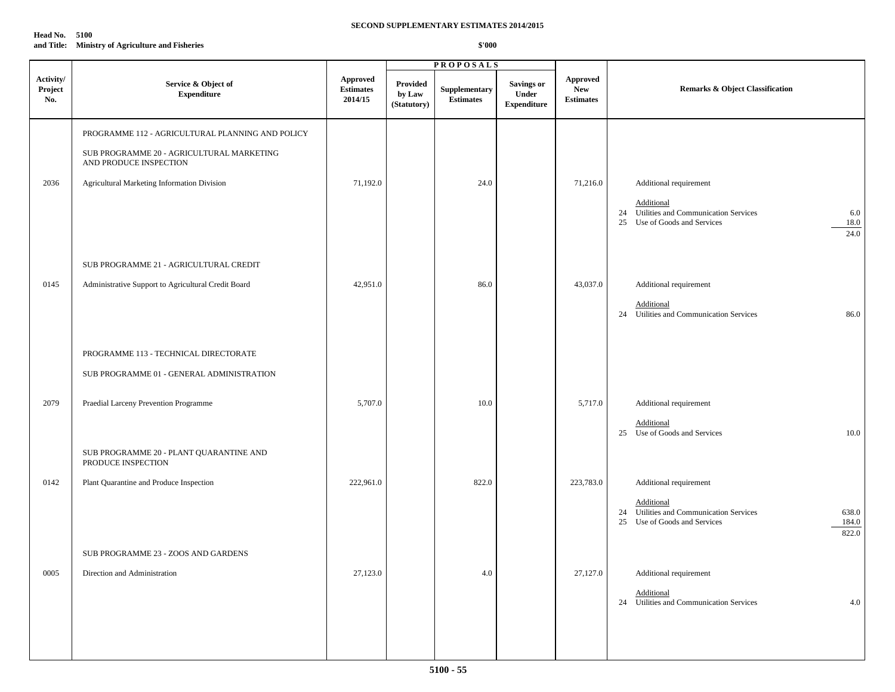**SECOND SUPPLEMENTARY ESTIMATES 2014/2015**

**Head No. 5100**
**and Title: Ministry of Agriculture and Fisheries**

**$'000**

| Activity/ Project No. | Service & Object of Expenditure | Approved Estimates 2014/15 | PROPOSALS: Provided by Law (Statutory) | PROPOSALS: Supplementary Estimates | PROPOSALS: Savings or Under Expenditure | Approved New Estimates | Remarks & Object Classification |
|---|---|---|---|---|---|---|---|
| | PROGRAMME 112 - AGRICULTURAL PLANNING AND POLICY | | | | | | |
| | SUB PROGRAMME 20 - AGRICULTURAL MARKETING AND PRODUCE INSPECTION | | | | | | |
| 2036 | Agricultural Marketing Information Division | 71,192.0 | | 24.0 | | 71,216.0 | Additional requirement<br><br>Additional<br>24 Utilities and Communication Services 6.0<br>25 Use of Goods and Services 18.0<br>24.0 |
| | SUB PROGRAMME 21 - AGRICULTURAL CREDIT | | | | | | |
| 0145 | Administrative Support to Agricultural Credit Board | 42,951.0 | | 86.0 | | 43,037.0 | Additional requirement<br><br>Additional<br>24 Utilities and Communication Services 86.0 |
| | PROGRAMME 113 - TECHNICAL DIRECTORATE | | | | | | |
| | SUB PROGRAMME 01 - GENERAL ADMINISTRATION | | | | | | |
| 2079 | Praedial Larceny Prevention Programme | 5,707.0 | | 10.0 | | 5,717.0 | Additional requirement<br><br>Additional<br>25 Use of Goods and Services 10.0 |
| | SUB PROGRAMME 20 - PLANT QUARANTINE AND PRODUCE INSPECTION | | | | | | |
| 0142 | Plant Quarantine and Produce Inspection | 222,961.0 | | 822.0 | | 223,783.0 | Additional requirement<br><br>Additional<br>24 Utilities and Communication Services 638.0<br>25 Use of Goods and Services 184.0<br>822.0 |
| | SUB PROGRAMME 23 - ZOOS AND GARDENS | | | | | | |
| 0005 | Direction and Administration | 27,123.0 | | 4.0 | | 27,127.0 | Additional requirement<br><br>Additional<br>24 Utilities and Communication Services 4.0 |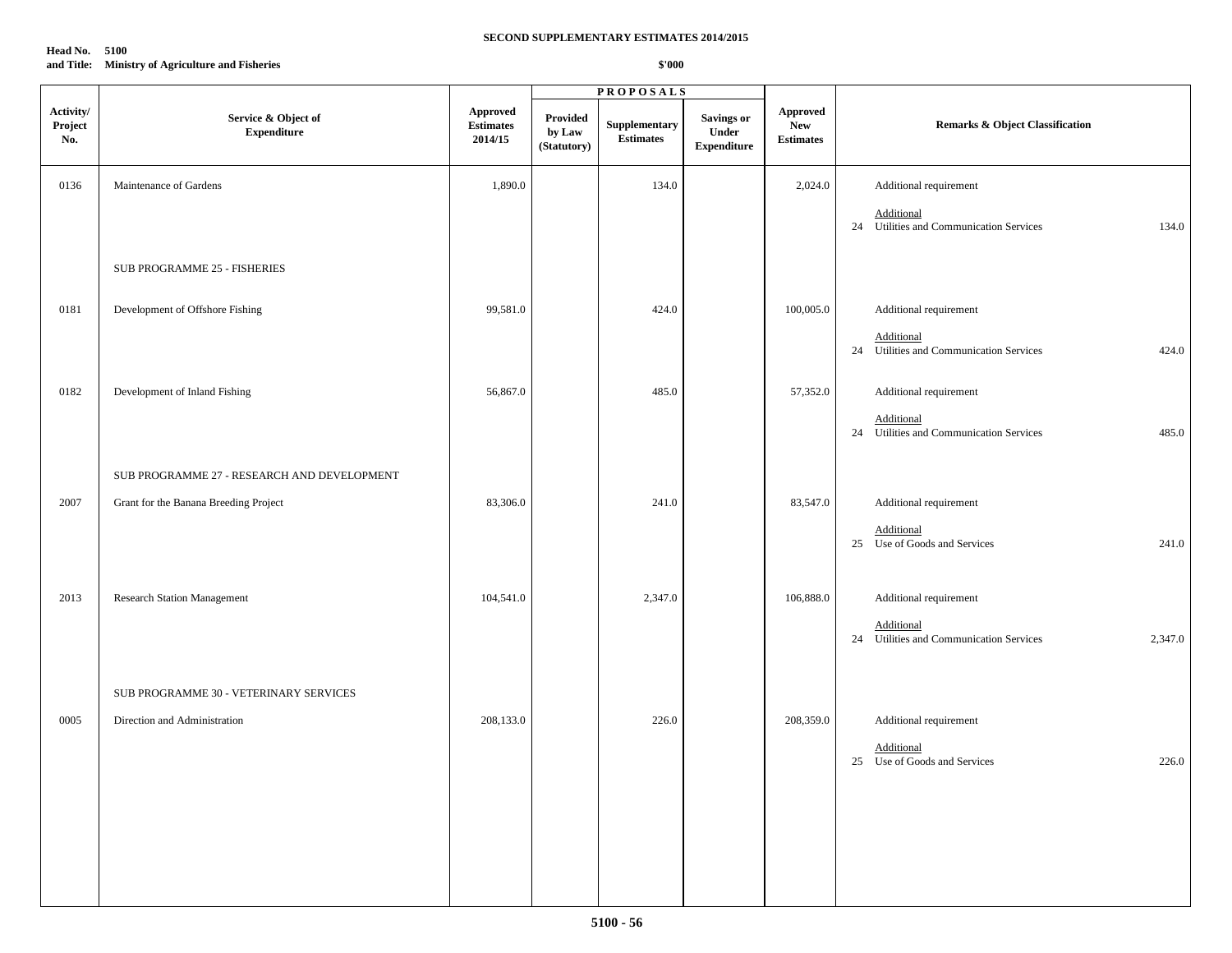**SECOND SUPPLEMENTARY ESTIMATES 2014/2015**

**Head No. 5100**
**and Title: Ministry of Agriculture and Fisheries**

**$'000**

| Activity/ Project No. | Service & Object of Expenditure | Approved Estimates 2014/15 | PROPOSALS Provided by Law (Statutory) | Supplementary Estimates | Savings or Under Expenditure | Approved New Estimates | Remarks & Object Classification |
|---|---|---|---|---|---|---|---|
| 0136 | Maintenance of Gardens | 1,890.0 | | 134.0 | | 2,024.0 | Additional requirement<br>Additional<br>24 Utilities and Communication Services 134.0 |
| | SUB PROGRAMME 25 - FISHERIES | | | | | | |
| 0181 | Development of Offshore Fishing | 99,581.0 | | 424.0 | | 100,005.0 | Additional requirement<br>Additional<br>24 Utilities and Communication Services 424.0 |
| 0182 | Development of Inland Fishing | 56,867.0 | | 485.0 | | 57,352.0 | Additional requirement<br>Additional<br>24 Utilities and Communication Services 485.0 |
| | SUB PROGRAMME 27 - RESEARCH AND DEVELOPMENT | | | | | | |
| 2007 | Grant for the Banana Breeding Project | 83,306.0 | | 241.0 | | 83,547.0 | Additional requirement<br>Additional<br>25 Use of Goods and Services 241.0 |
| 2013 | Research Station Management | 104,541.0 | | 2,347.0 | | 106,888.0 | Additional requirement<br>Additional<br>24 Utilities and Communication Services 2,347.0 |
| | SUB PROGRAMME 30 - VETERINARY SERVICES | | | | | | |
| 0005 | Direction and Administration | 208,133.0 | | 226.0 | | 208,359.0 | Additional requirement<br>Additional<br>25 Use of Goods and Services 226.0 |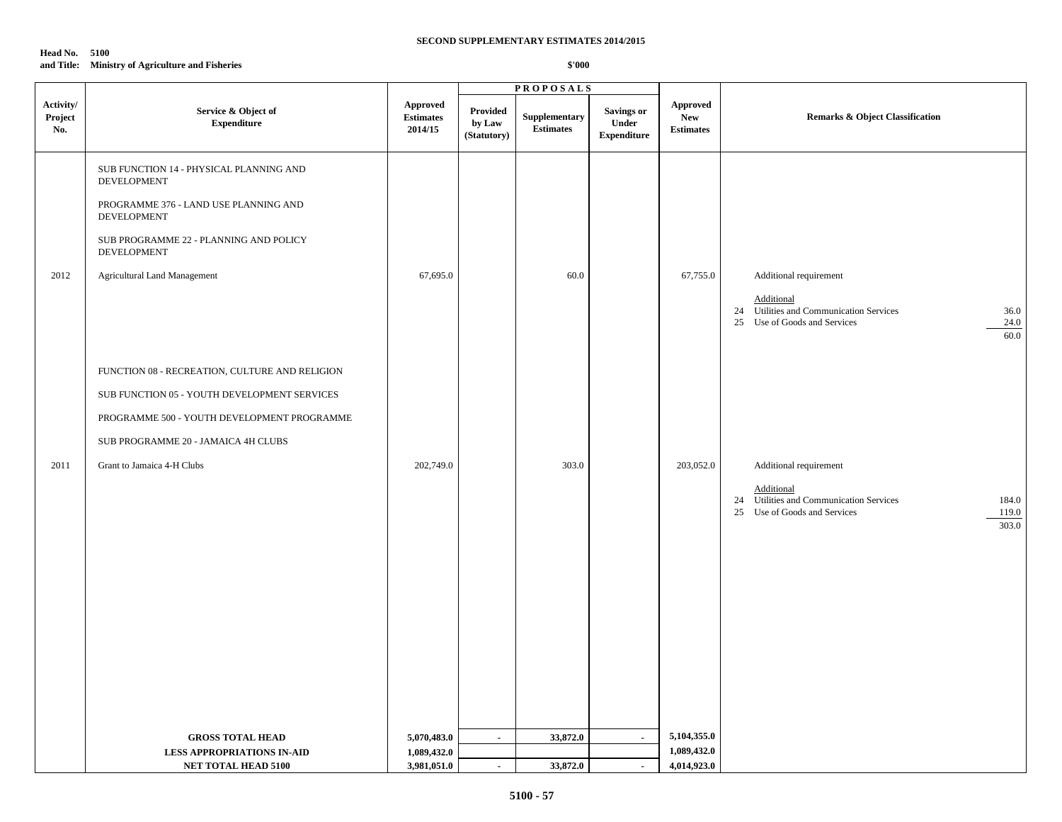**SECOND SUPPLEMENTARY ESTIMATES 2014/2015**

**Head No. 5100**
**and Title: Ministry of Agriculture and Fisheries**

**$'000**

| Activity/ Project No. | Service & Object of Expenditure | Approved Estimates 2014/15 | PROPOSALS Provided by Law (Statutory) | Supplementary Estimates | Savings or Under Expenditure | Approved New Estimates | Remarks & Object Classification |
|---|---|---|---|---|---|---|---|
| | SUB FUNCTION 14 - PHYSICAL PLANNING AND DEVELOPMENT | | | | | | |
| | PROGRAMME 376 - LAND USE PLANNING AND DEVELOPMENT | | | | | | |
| | SUB PROGRAMME 22 - PLANNING AND POLICY DEVELOPMENT | | | | | | |
| 2012 | Agricultural Land Management | 67,695.0 | | 60.0 | | 67,755.0 | Additional requirement |
| | | | | | | | Additional |
| | | | | | | | 24 Utilities and Communication Services 36.0 |
| | | | | | | | 25 Use of Goods and Services 24.0 |
| | | | | | | | 60.0 |
| | FUNCTION 08 - RECREATION, CULTURE AND RELIGION | | | | | | |
| | SUB FUNCTION 05 - YOUTH DEVELOPMENT SERVICES | | | | | | |
| | PROGRAMME 500 - YOUTH DEVELOPMENT PROGRAMME | | | | | | |
| | SUB PROGRAMME 20 - JAMAICA 4H CLUBS | | | | | | |
| 2011 | Grant to Jamaica 4-H Clubs | 202,749.0 | | 303.0 | | 203,052.0 | Additional requirement |
| | | | | | | | Additional |
| | | | | | | | 24 Utilities and Communication Services 184.0 |
| | | | | | | | 25 Use of Goods and Services 119.0 |
| | | | | | | | 303.0 |
| | **GROSS TOTAL HEAD** | **5,070,483.0** | **-** | **33,872.0** | **-** | **5,104,355.0** | |
| | **LESS APPROPRIATIONS IN-AID** | **1,089,432.0** | | | | **1,089,432.0** | |
| | **NET TOTAL HEAD 5100** | **3,981,051.0** | **-** | **33,872.0** | **-** | **4,014,923.0** | |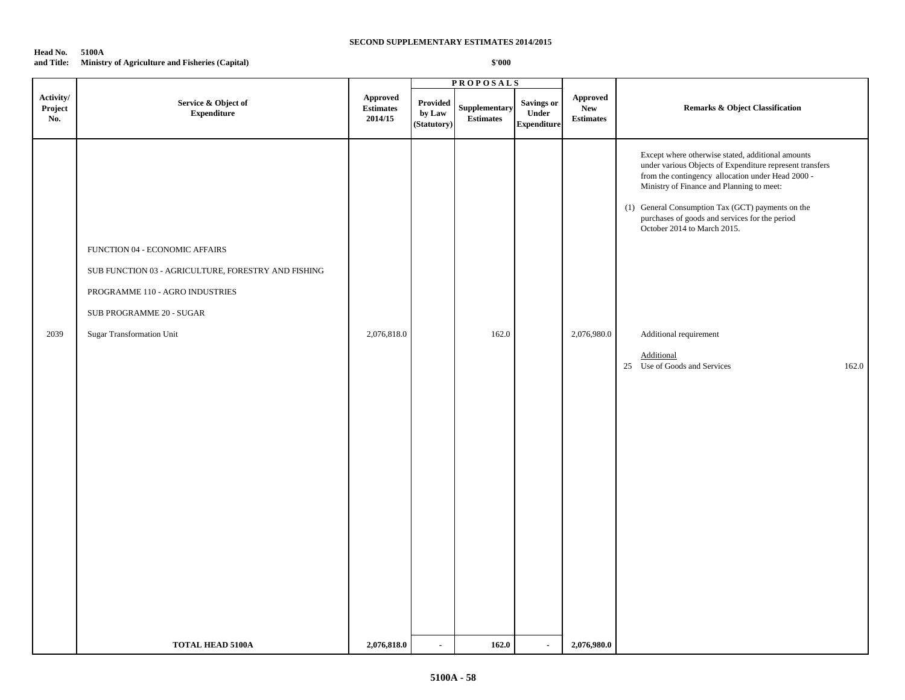**SECOND SUPPLEMENTARY ESTIMATES 2014/2015**

**Head No. and Title: 5100A Ministry of Agriculture and Fisheries (Capital)**

**$'000**

| Activity/ Project No. | Service & Object of Expenditure | Approved Estimates 2014/15 | PROPOSALS Provided by Law (Statutory) | Supplementary Estimates | Savings or Under Expenditure | Approved New Estimates | Remarks & Object Classification |
|---|---|---|---|---|---|---|---|
| | | | | | | | Except where otherwise stated, additional amounts under various Objects of Expenditure represent transfers from the contingency allocation under Head 2000 - Ministry of Finance and Planning to meet: |
| | | | | | | | (1) General Consumption Tax (GCT) payments on the purchases of goods and services for the period October 2014 to March 2015. |
| | FUNCTION 04 - ECONOMIC AFFAIRS | | | | | | |
| | SUB FUNCTION 03 - AGRICULTURE, FORESTRY AND FISHING | | | | | | |
| | PROGRAMME 110 - AGRO INDUSTRIES | | | | | | |
| | SUB PROGRAMME 20 - SUGAR | | | | | | |
| 2039 | Sugar Transformation Unit | 2,076,818.0 | | 162.0 | | 2,076,980.0 | Additional requirement |
| | | | | | | | Additional |
| | | | | | | | 25 Use of Goods and Services 162.0 |
| | **TOTAL HEAD 5100A** | **2,076,818.0** | **-** | **162.0** | **-** | **2,076,980.0** | |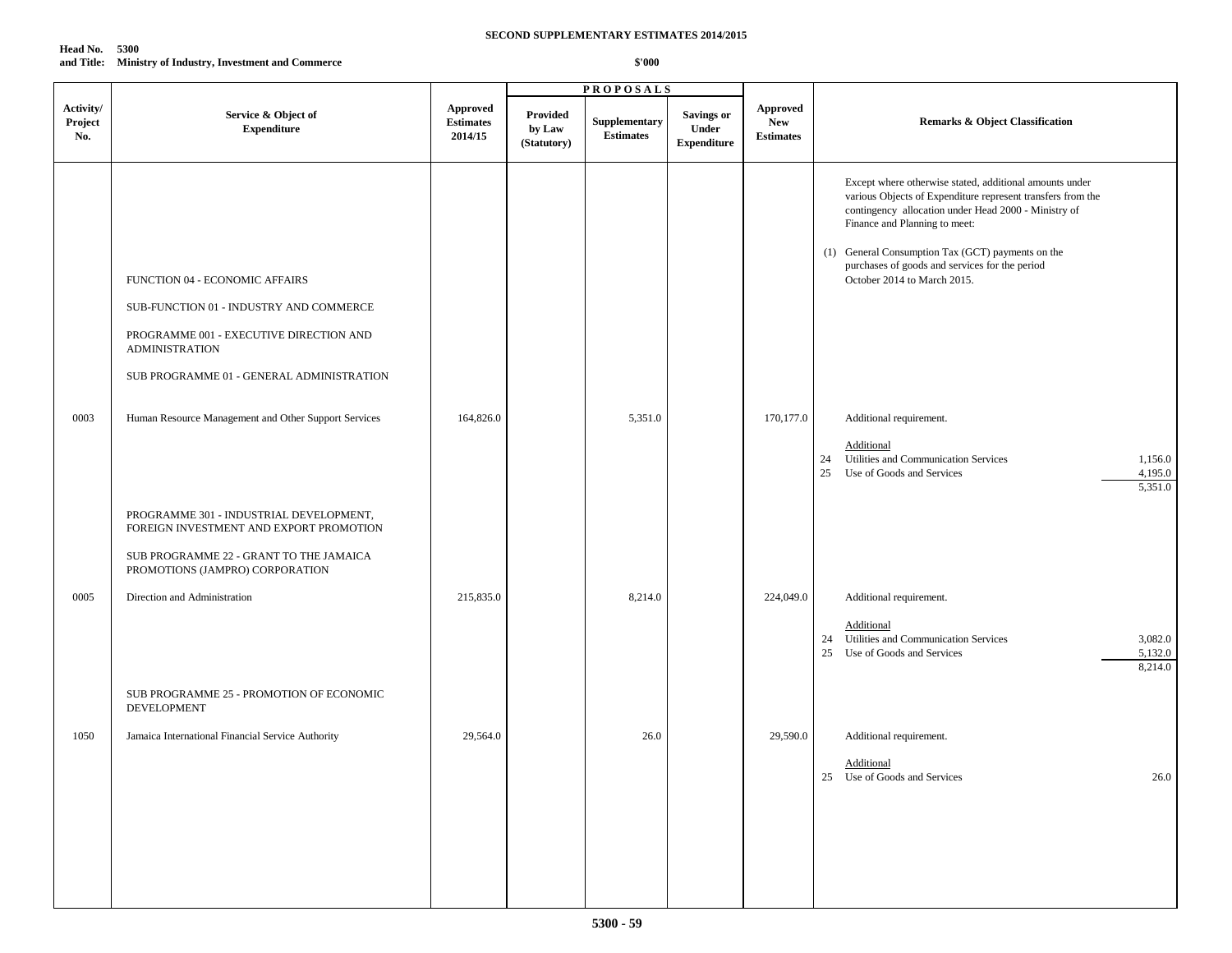**SECOND SUPPLEMENTARY ESTIMATES 2014/2015**

**Head No. 5300**
**and Title: Ministry of Industry, Investment and Commerce**

**$'000**

| Activity/ Project No. | Service & Object of Expenditure | Approved Estimates 2014/15 | PROPOSALS Provided by Law (Statutory) | Supplementary Estimates | Savings or Under Expenditure | Approved New Estimates | Remarks & Object Classification |
|---|---|---|---|---|---|---|---|
| | | | | | | | Except where otherwise stated, additional amounts under various Objects of Expenditure represent transfers from the contingency allocation under Head 2000 - Ministry of Finance and Planning to meet: |
| | | | | | | | (1) General Consumption Tax (GCT) payments on the purchases of goods and services for the period October 2014 to March 2015. |
| | FUNCTION 04 - ECONOMIC AFFAIRS | | | | | | |
| | SUB-FUNCTION 01 - INDUSTRY AND COMMERCE | | | | | | |
| | PROGRAMME 001 - EXECUTIVE DIRECTION AND ADMINISTRATION | | | | | | |
| | SUB PROGRAMME 01 - GENERAL ADMINISTRATION | | | | | | |
| 0003 | Human Resource Management and Other Support Services | 164,826.0 | | 5,351.0 | | 170,177.0 | Additional requirement. |
| | | | | | | | Additional |
| | | | | | | | 24 Utilities and Communication Services 1,156.0 |
| | | | | | | | 25 Use of Goods and Services 4,195.0 |
| | | | | | | | 5,351.0 |
| | PROGRAMME 301 - INDUSTRIAL DEVELOPMENT, FOREIGN INVESTMENT AND EXPORT PROMOTION | | | | | | |
| | SUB PROGRAMME 22 - GRANT TO THE JAMAICA PROMOTIONS (JAMPRO) CORPORATION | | | | | | |
| 0005 | Direction and Administration | 215,835.0 | | 8,214.0 | | 224,049.0 | Additional requirement. |
| | | | | | | | Additional |
| | | | | | | | 24 Utilities and Communication Services 3,082.0 |
| | | | | | | | 25 Use of Goods and Services 5,132.0 |
| | | | | | | | 8,214.0 |
| | SUB PROGRAMME 25 - PROMOTION OF ECONOMIC DEVELOPMENT | | | | | | |
| 1050 | Jamaica International Financial Service Authority | 29,564.0 | | 26.0 | | 29,590.0 | Additional requirement. |
| | | | | | | | Additional |
| | | | | | | | 25 Use of Goods and Services 26.0 |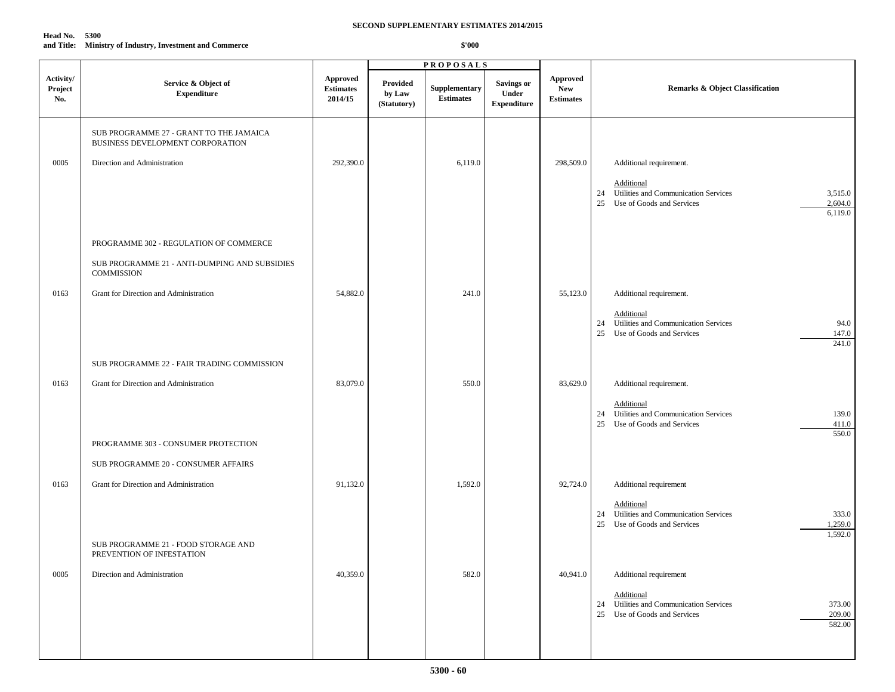**SECOND SUPPLEMENTARY ESTIMATES 2014/2015**

**Head No. 5300**
**and Title: Ministry of Industry, Investment and Commerce**

**$'000**

| Activity/ Project No. | Service & Object of Expenditure | Approved Estimates 2014/15 | PROPOSALS | | | Approved New Estimates | Remarks & Object Classification |
|---|---|---|---|---|---|---|---|
| | | | Provided by Law (Statutory) | Supplementary Estimates | Savings or Under Expenditure | | |
| | SUB PROGRAMME 27 - GRANT TO THE JAMAICA BUSINESS DEVELOPMENT CORPORATION | | | | | | |
| 0005 | Direction and Administration | 292,390.0 | | 6,119.0 | | 298,509.0 | Additional requirement.<br><br>Additional<br>24 Utilities and Communication Services 3,515.0<br>25 Use of Goods and Services 2,604.0<br>6,119.0 |
| | PROGRAMME 302 - REGULATION OF COMMERCE | | | | | | |
| | SUB PROGRAMME 21 - ANTI-DUMPING AND SUBSIDIES COMMISSION | | | | | | |
| 0163 | Grant for Direction and Administration | 54,882.0 | | 241.0 | | 55,123.0 | Additional requirement.<br><br>Additional<br>24 Utilities and Communication Services 94.0<br>25 Use of Goods and Services 147.0<br>241.0 |
| | SUB PROGRAMME 22 - FAIR TRADING COMMISSION | | | | | | |
| 0163 | Grant for Direction and Administration | 83,079.0 | | 550.0 | | 83,629.0 | Additional requirement.<br><br>Additional<br>24 Utilities and Communication Services 139.0<br>25 Use of Goods and Services 411.0<br>550.0 |
| | PROGRAMME 303 - CONSUMER PROTECTION | | | | | | |
| | SUB PROGRAMME 20 - CONSUMER AFFAIRS | | | | | | |
| 0163 | Grant for Direction and Administration | 91,132.0 | | 1,592.0 | | 92,724.0 | Additional requirement<br><br>Additional<br>24 Utilities and Communication Services 333.0<br>25 Use of Goods and Services 1,259.0<br>1,592.0 |
| | SUB PROGRAMME 21 - FOOD STORAGE AND PREVENTION OF INFESTATION | | | | | | |
| 0005 | Direction and Administration | 40,359.0 | | 582.0 | | 40,941.0 | Additional requirement<br><br>Additional<br>24 Utilities and Communication Services 373.00<br>25 Use of Goods and Services 209.00<br>582.00 |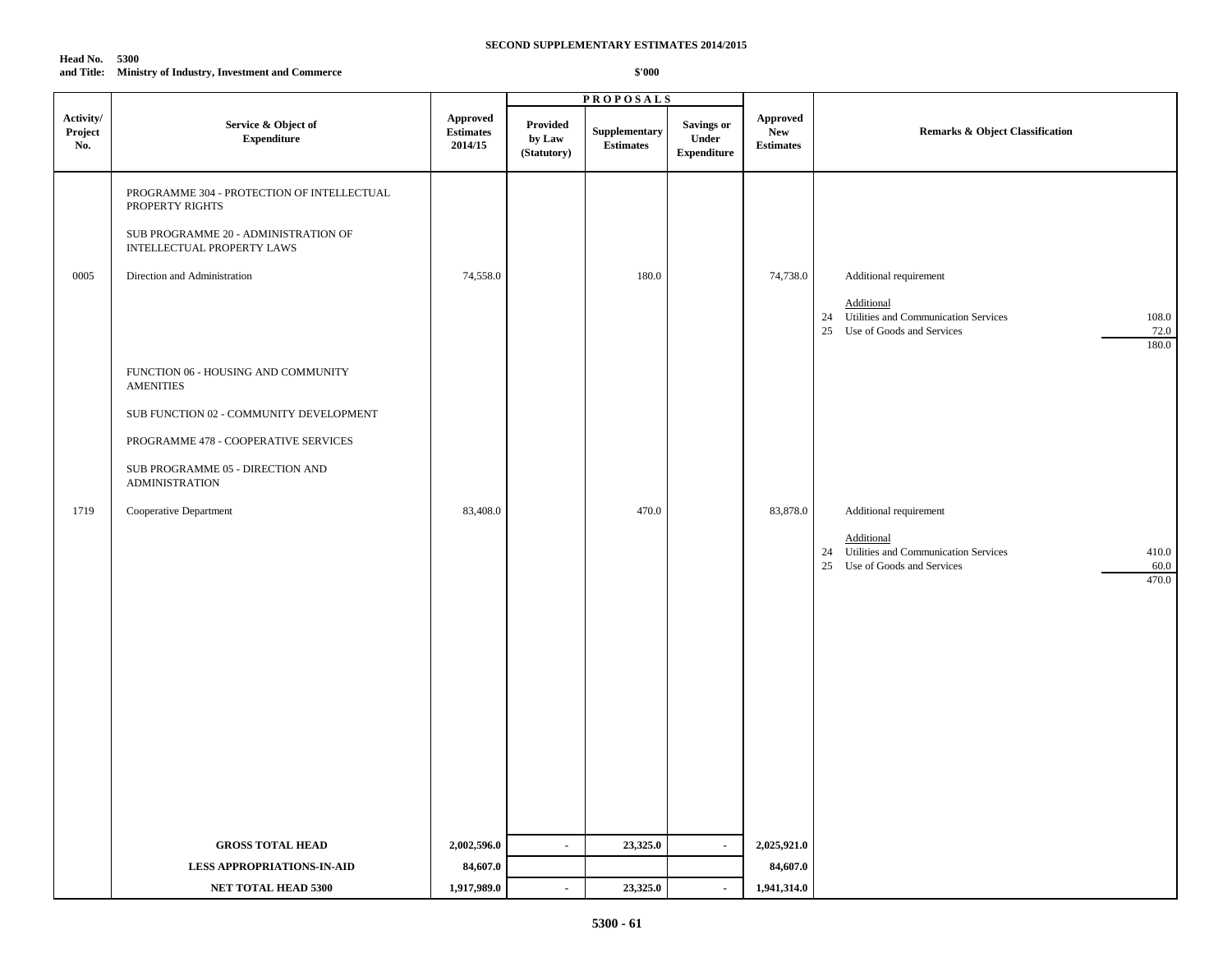**SECOND SUPPLEMENTARY ESTIMATES 2014/2015**

**Head No. 5300**
**and Title: Ministry of Industry, Investment and Commerce**

**$'000**

| Activity/ Project No. | Service & Object of Expenditure | Approved Estimates 2014/15 | PROPOSALS Provided by Law (Statutory) | Supplementary Estimates | Savings or Under Expenditure | Approved New Estimates | Remarks & Object Classification |
|---|---|---|---|---|---|---|---|
| | PROGRAMME 304 - PROTECTION OF INTELLECTUAL PROPERTY RIGHTS | | | | | | |
| | SUB PROGRAMME 20 - ADMINISTRATION OF INTELLECTUAL PROPERTY LAWS | | | | | | |
| 0005 | Direction and Administration | 74,558.0 | | 180.0 | | 74,738.0 | Additional requirement |
| | | | | | | | Additional |
| | | | | | | | 24 Utilities and Communication Services 108.0 |
| | | | | | | | 25 Use of Goods and Services 72.0 |
| | | | | | | | 180.0 |
| | FUNCTION 06 - HOUSING AND COMMUNITY AMENITIES | | | | | | |
| | SUB FUNCTION 02 - COMMUNITY DEVELOPMENT | | | | | | |
| | PROGRAMME 478 - COOPERATIVE SERVICES | | | | | | |
| | SUB PROGRAMME 05 - DIRECTION AND ADMINISTRATION | | | | | | |
| 1719 | Cooperative Department | 83,408.0 | | 470.0 | | 83,878.0 | Additional requirement |
| | | | | | | | Additional |
| | | | | | | | 24 Utilities and Communication Services 410.0 |
| | | | | | | | 25 Use of Goods and Services 60.0 |
| | | | | | | | 470.0 |
| | **GROSS TOTAL HEAD** | **2,002,596.0** | - | **23,325.0** | - | **2,025,921.0** | |
| | **LESS APPROPRIATIONS-IN-AID** | **84,607.0** | | | | **84,607.0** | |
| | **NET TOTAL HEAD 5300** | **1,917,989.0** | - | **23,325.0** | - | **1,941,314.0** | |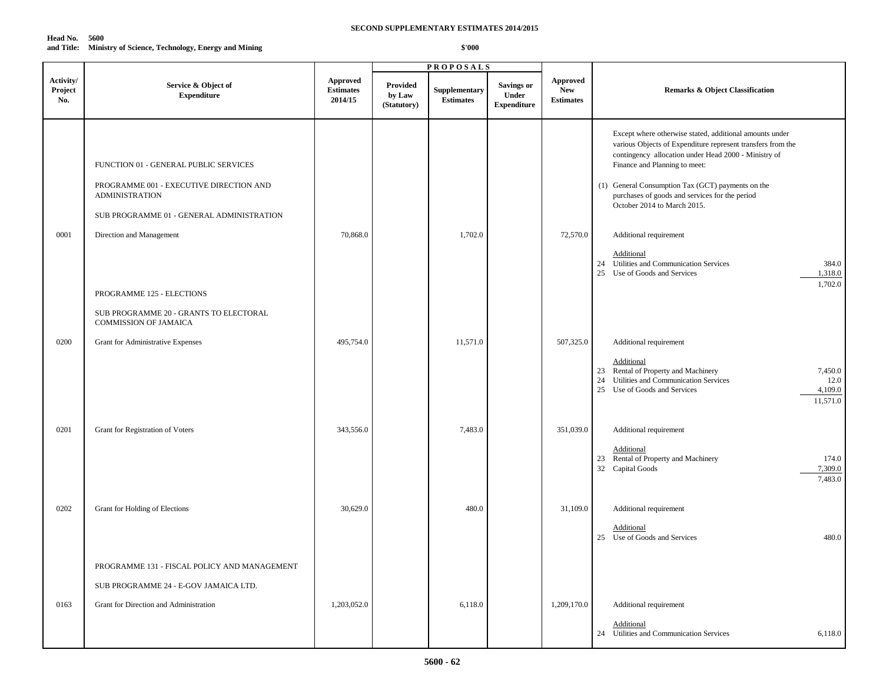**SECOND SUPPLEMENTARY ESTIMATES 2014/2015**

**Head No. 5600**
**and Title: Ministry of Science, Technology, Energy and Mining**

**$'000**

| Activity/ Project No. | Service & Object of Expenditure | Approved Estimates 2014/15 | PROPOSALS Provided by Law (Statutory) | Supplementary Estimates | Savings or Under Expenditure | Approved New Estimates | Remarks & Object Classification |
|---|---|---|---|---|---|---|---|
| | | | | | | | Except where otherwise stated, additional amounts under various Objects of Expenditure represent transfers from the contingency allocation under Head 2000 - Ministry of Finance and Planning to meet: |
| | FUNCTION 01 - GENERAL PUBLIC SERVICES | | | | | | |
| | PROGRAMME 001 - EXECUTIVE DIRECTION AND ADMINISTRATION | | | | | | (1) General Consumption Tax (GCT) payments on the purchases of goods and services for the period October 2014 to March 2015. |
| | SUB PROGRAMME 01 - GENERAL ADMINISTRATION | | | | | | |
| 0001 | Direction and Management | 70,868.0 | | 1,702.0 | | 72,570.0 | Additional requirement<br><br>Additional<br>24 Utilities and Communication Services 384.0<br>25 Use of Goods and Services 1,318.0<br>1,702.0 |
| | PROGRAMME 125 - ELECTIONS | | | | | | |
| | SUB PROGRAMME 20 - GRANTS TO ELECTORAL COMMISSION OF JAMAICA | | | | | | |
| 0200 | Grant for Administrative Expenses | 495,754.0 | | 11,571.0 | | 507,325.0 | Additional requirement<br><br>Additional<br>23 Rental of Property and Machinery 7,450.0<br>24 Utilities and Communication Services 12.0<br>25 Use of Goods and Services 4,109.0<br>11,571.0 |
| 0201 | Grant for Registration of Voters | 343,556.0 | | 7,483.0 | | 351,039.0 | Additional requirement<br><br>Additional<br>23 Rental of Property and Machinery 174.0<br>32 Capital Goods 7,309.0<br>7,483.0 |
| 0202 | Grant for Holding of Elections | 30,629.0 | | 480.0 | | 31,109.0 | Additional requirement<br><br>Additional<br>25 Use of Goods and Services 480.0 |
| | PROGRAMME 131 - FISCAL POLICY AND MANAGEMENT | | | | | | |
| | SUB PROGRAMME 24 - E-GOV JAMAICA LTD. | | | | | | |
| 0163 | Grant for Direction and Administration | 1,203,052.0 | | 6,118.0 | | 1,209,170.0 | Additional requirement<br><br>Additional<br>24 Utilities and Communication Services 6,118.0 |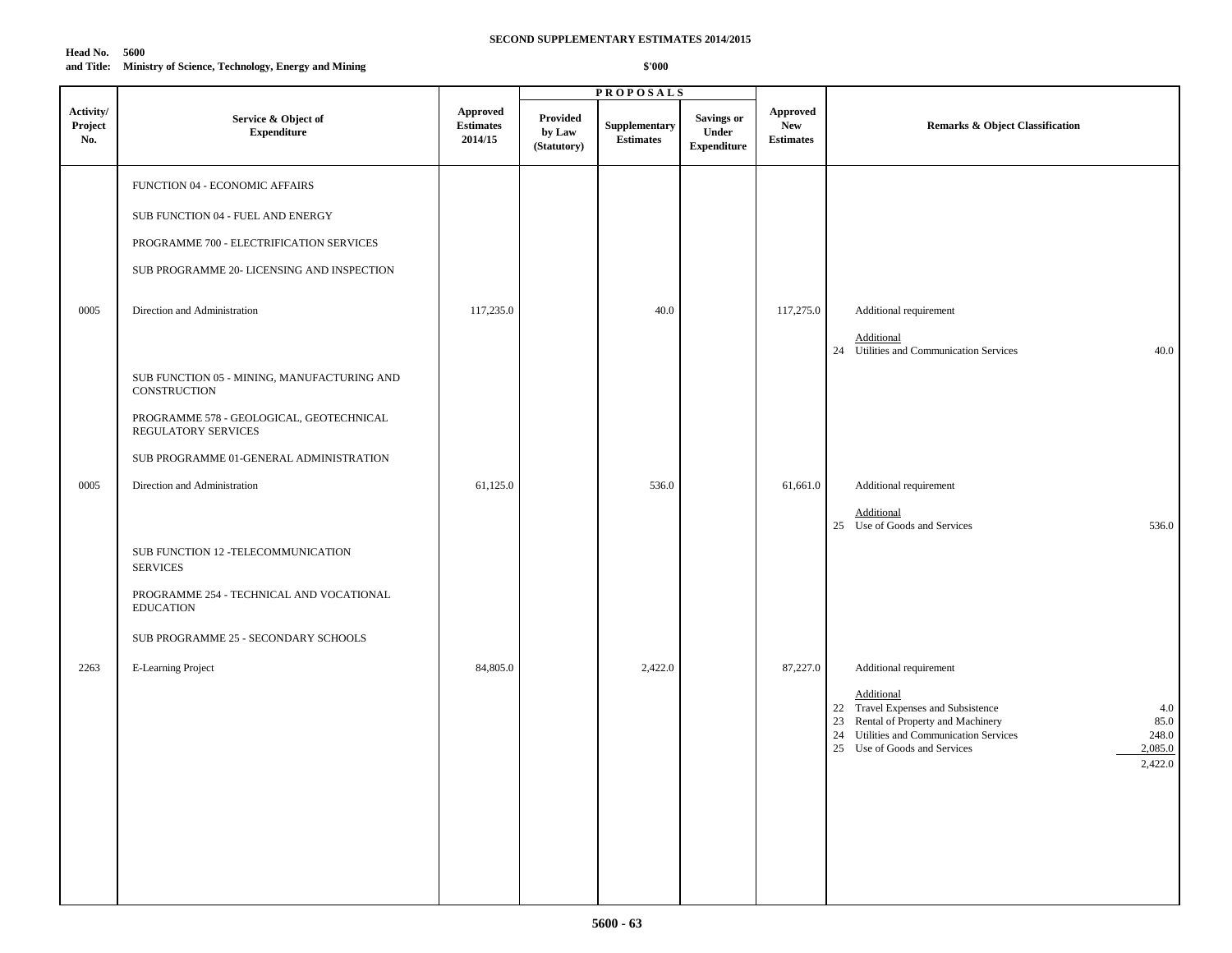**SECOND SUPPLEMENTARY ESTIMATES 2014/2015**

**Head No. 5600**
**and Title: Ministry of Science, Technology, Energy and Mining**

**\$'000**

| Activity/ Project No. | Service & Object of Expenditure | Approved Estimates 2014/15 | PROPOSALS | | | Approved New Estimates | Remarks & Object Classification | |
|---|---|---|---|---|---|---|---|---|
| | | | Provided by Law (Statutory) | Supplementary Estimates | Savings or Under Expenditure | | | |
| | FUNCTION 04 - ECONOMIC AFFAIRS | | | | | | | |
| | SUB FUNCTION 04 - FUEL AND ENERGY | | | | | | | |
| | PROGRAMME 700 - ELECTRIFICATION SERVICES | | | | | | | |
| | SUB PROGRAMME 20- LICENSING AND INSPECTION | | | | | | | |
| 0005 | Direction and Administration | 117,235.0 | | 40.0 | | 117,275.0 | Additional requirement | |
| | | | | | | | Additional | |
| | | | | | | | 24 Utilities and Communication Services | 40.0 |
| | SUB FUNCTION 05 - MINING, MANUFACTURING AND CONSTRUCTION | | | | | | | |
| | PROGRAMME 578 - GEOLOGICAL, GEOTECHNICAL REGULATORY SERVICES | | | | | | | |
| | SUB PROGRAMME 01-GENERAL ADMINISTRATION | | | | | | | |
| 0005 | Direction and Administration | 61,125.0 | | 536.0 | | 61,661.0 | Additional requirement | |
| | | | | | | | Additional | |
| | | | | | | | 25 Use of Goods and Services | 536.0 |
| | SUB FUNCTION 12 -TELECOMMUNICATION SERVICES | | | | | | | |
| | PROGRAMME 254 - TECHNICAL AND VOCATIONAL EDUCATION | | | | | | | |
| | SUB PROGRAMME 25 - SECONDARY SCHOOLS | | | | | | | |
| 2263 | E-Learning Project | 84,805.0 | | 2,422.0 | | 87,227.0 | Additional requirement | |
| | | | | | | | Additional | |
| | | | | | | | 22 Travel Expenses and Subsistence | 4.0 |
| | | | | | | | 23 Rental of Property and Machinery | 85.0 |
| | | | | | | | 24 Utilities and Communication Services | 248.0 |
| | | | | | | | 25 Use of Goods and Services | 2,085.0 |
| | | | | | | | | 2,422.0 |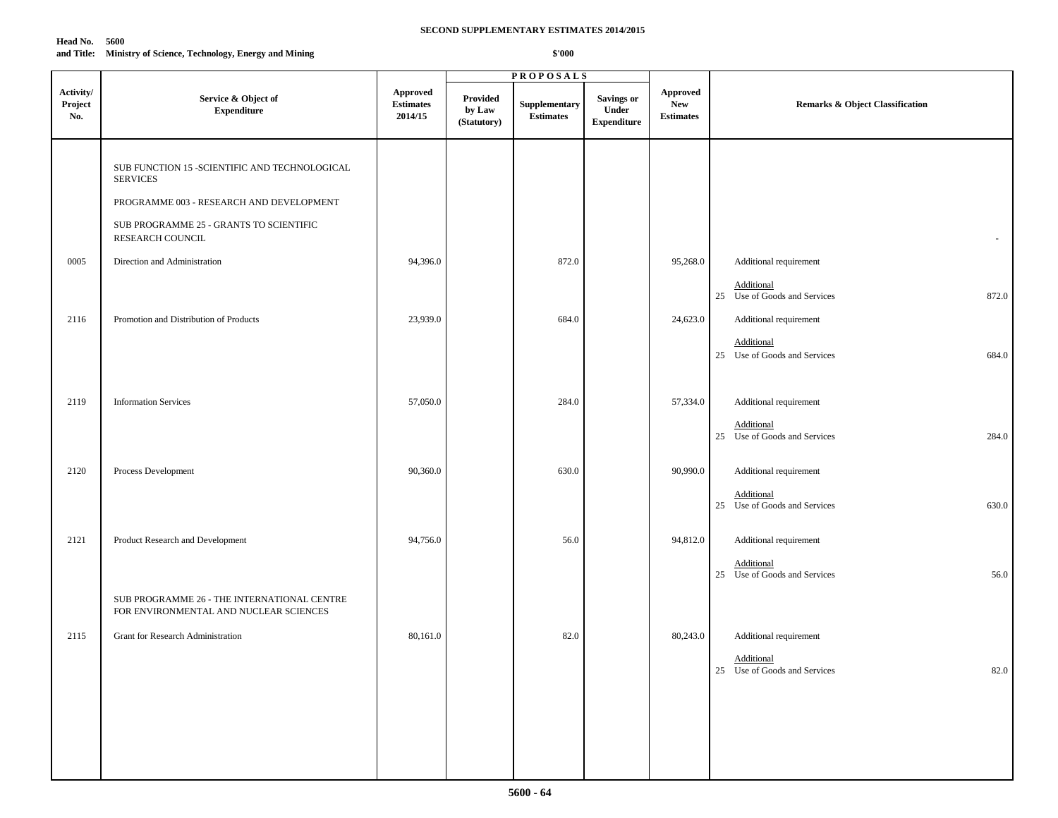**SECOND SUPPLEMENTARY ESTIMATES 2014/2015**

**Head No. 5600**
**and Title: Ministry of Science, Technology, Energy and Mining**

**$'000**

| Activity/ Project No. | Service & Object of Expenditure | Approved Estimates 2014/15 | PROPOSALS | | | Approved New Estimates | Remarks & Object Classification |
|---|---|---|---|---|---|---|---|
| | | | Provided by Law (Statutory) | Supplementary Estimates | Savings or Under Expenditure | | |
| | SUB FUNCTION 15 -SCIENTIFIC AND TECHNOLOGICAL SERVICES | | | | | | |
| | PROGRAMME 003 - RESEARCH AND DEVELOPMENT | | | | | | |
| | SUB PROGRAMME 25 - GRANTS TO SCIENTIFIC RESEARCH COUNCIL | | | | | | - |
| 0005 | Direction and Administration | 94,396.0 | | 872.0 | | 95,268.0 | Additional requirement |
| | | | | | | | Additional<br>25 Use of Goods and Services 872.0 |
| 2116 | Promotion and Distribution of Products | 23,939.0 | | 684.0 | | 24,623.0 | Additional requirement |
| | | | | | | | Additional<br>25 Use of Goods and Services 684.0 |
| 2119 | Information Services | 57,050.0 | | 284.0 | | 57,334.0 | Additional requirement |
| | | | | | | | Additional<br>25 Use of Goods and Services 284.0 |
| 2120 | Process Development | 90,360.0 | | 630.0 | | 90,990.0 | Additional requirement |
| | | | | | | | Additional<br>25 Use of Goods and Services 630.0 |
| 2121 | Product Research and Development | 94,756.0 | | 56.0 | | 94,812.0 | Additional requirement |
| | | | | | | | Additional<br>25 Use of Goods and Services 56.0 |
| | SUB PROGRAMME 26 - THE INTERNATIONAL CENTRE FOR ENVIRONMENTAL AND NUCLEAR SCIENCES | | | | | | |
| 2115 | Grant for Research Administration | 80,161.0 | | 82.0 | | 80,243.0 | Additional requirement |
| | | | | | | | Additional<br>25 Use of Goods and Services 82.0 |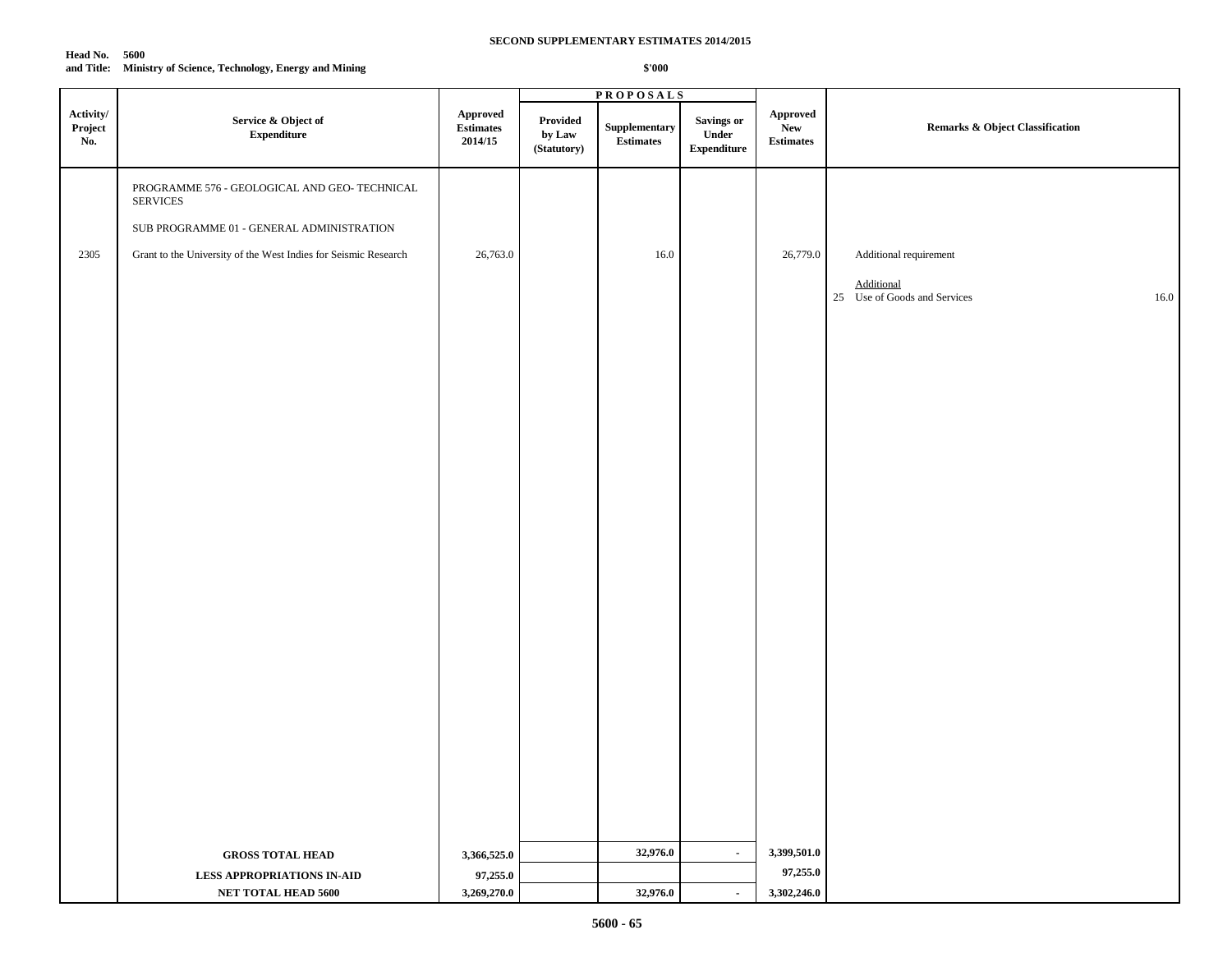**SECOND SUPPLEMENTARY ESTIMATES 2014/2015**

**Head No. 5600**
**and Title: Ministry of Science, Technology, Energy and Mining**

**$'000**

| Activity/ Project No. | Service & Object of Expenditure | Approved Estimates 2014/15 | PROPOSALS Provided by Law (Statutory) | Supplementary Estimates | Savings or Under Expenditure | Approved New Estimates | Remarks & Object Classification |
|---|---|---|---|---|---|---|---|
| | PROGRAMME 576 - GEOLOGICAL AND GEO- TECHNICAL SERVICES | | | | | | |
| | SUB PROGRAMME 01 - GENERAL ADMINISTRATION | | | | | | |
| 2305 | Grant to the University of the West Indies for Seismic Research | 26,763.0 | | 16.0 | | 26,779.0 | Additional requirement |
| | | | | | | | Additional<br>25 Use of Goods and Services 16.0 |
| | **GROSS TOTAL HEAD** | **3,366,525.0** | | **32,976.0** | - | **3,399,501.0** | |
| | **LESS APPROPRIATIONS IN-AID** | **97,255.0** | | | | **97,255.0** | |
| | **NET TOTAL HEAD 5600** | **3,269,270.0** | | **32,976.0** | - | **3,302,246.0** | |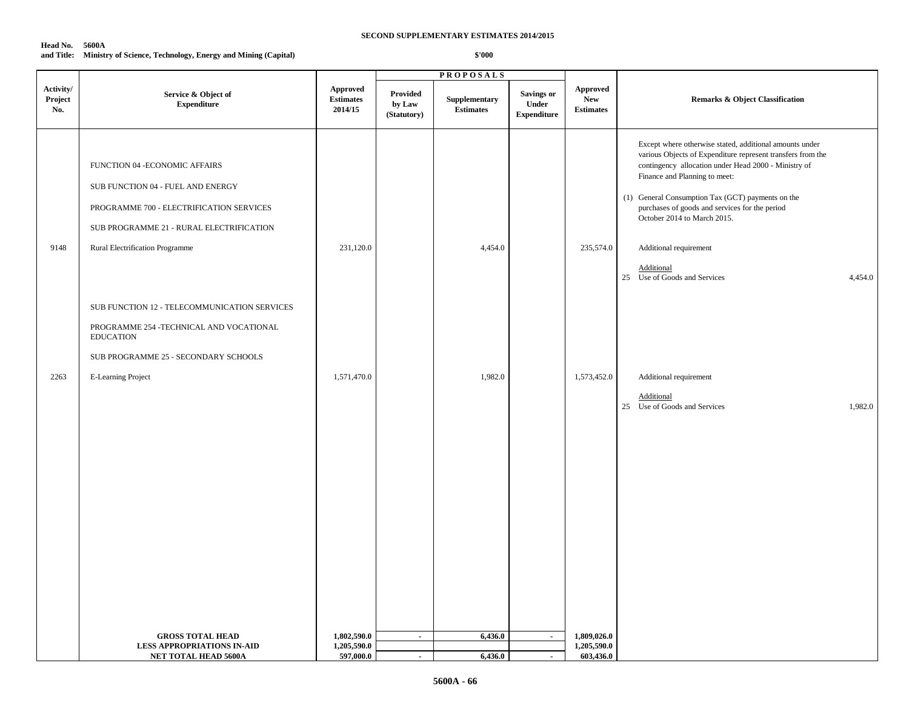**SECOND SUPPLEMENTARY ESTIMATES 2014/2015**

**Head No. 5600A**
**and Title: Ministry of Science, Technology, Energy and Mining (Capital)**

**$'000**

| Activity/ Project No. | Service & Object of Expenditure | Approved Estimates 2014/15 | PROPOSALS Provided by Law (Statutory) | Supplementary Estimates | Savings or Under Expenditure | Approved New Estimates | Remarks & Object Classification | |
|---|---|---|---|---|---|---|---|---|
| | | | | | | | Except where otherwise stated, additional amounts under various Objects of Expenditure represent transfers from the contingency allocation under Head 2000 - Ministry of Finance and Planning to meet: | |
| | FUNCTION 04 -ECONOMIC AFFAIRS | | | | | | | |
| | SUB FUNCTION 04 - FUEL AND ENERGY | | | | | | (1) General Consumption Tax (GCT) payments on the purchases of goods and services for the period October 2014 to March 2015. | |
| | PROGRAMME 700 - ELECTRIFICATION SERVICES | | | | | | | |
| | SUB PROGRAMME 21 - RURAL ELECTRIFICATION | | | | | | | |
| 9148 | Rural Electrification Programme | 231,120.0 | | 4,454.0 | | 235,574.0 | Additional requirement | |
| | | | | | | | Additional | |
| | | | | | | | 25 Use of Goods and Services | 4,454.0 |
| | SUB FUNCTION 12 - TELECOMMUNICATION SERVICES | | | | | | | |
| | PROGRAMME 254 -TECHNICAL AND VOCATIONAL EDUCATION | | | | | | | |
| | SUB PROGRAMME 25 - SECONDARY SCHOOLS | | | | | | | |
| 2263 | E-Learning Project | 1,571,470.0 | | 1,982.0 | | 1,573,452.0 | Additional requirement | |
| | | | | | | | Additional | |
| | | | | | | | 25 Use of Goods and Services | 1,982.0 |
| | **GROSS TOTAL HEAD** | **1,802,590.0** | **-** | **6,436.0** | **-** | **1,809,026.0** | | |
| | **LESS APPROPRIATIONS IN-AID** | **1,205,590.0** | | | | **1,205,590.0** | | |
| | **NET TOTAL HEAD 5600A** | **597,000.0** | **-** | **6,436.0** | **-** | **603,436.0** | | |

**5600A - 66**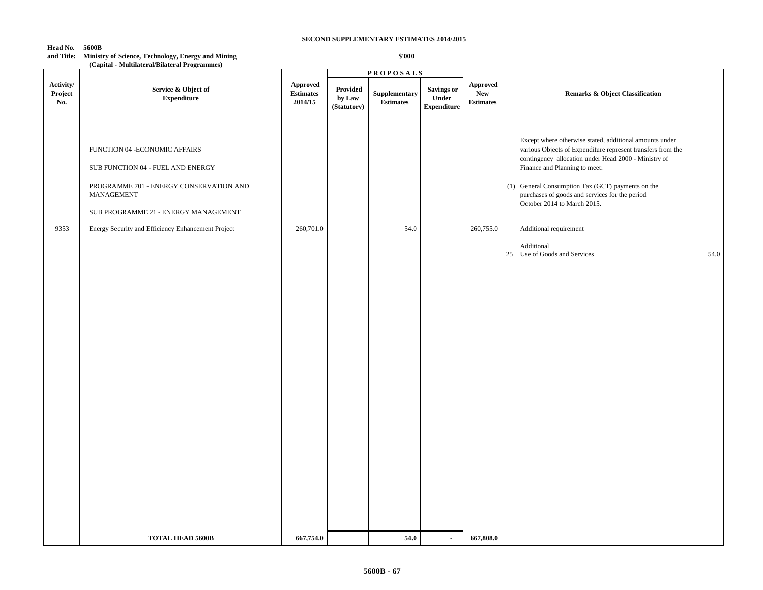**SECOND SUPPLEMENTARY ESTIMATES 2014/2015**

**Head No. 5600B**
**and Title: Ministry of Science, Technology, Energy and Mining**
**(Capital - Multilateral/Bilateral Programmes)**

**$'000**

| Activity/ Project No. | Service & Object of Expenditure | Approved Estimates 2014/15 | PROPOSALS | | | Approved New Estimates | Remarks & Object Classification |
|---|---|---|---|---|---|---|---|
| | | | Provided by Law (Statutory) | Supplementary Estimates | Savings or Under Expenditure | | |
| | FUNCTION 04 -ECONOMIC AFFAIRS | | | | | | Except where otherwise stated, additional amounts under various Objects of Expenditure represent transfers from the contingency allocation under Head 2000 - Ministry of Finance and Planning to meet: |
| | SUB FUNCTION 04 - FUEL AND ENERGY | | | | | | (1) General Consumption Tax (GCT) payments on the purchases of goods and services for the period October 2014 to March 2015. |
| | PROGRAMME 701 - ENERGY CONSERVATION AND MANAGEMENT | | | | | | |
| | SUB PROGRAMME 21 - ENERGY MANAGEMENT | | | | | | |
| 9353 | Energy Security and Efficiency Enhancement Project | 260,701.0 | | 54.0 | | 260,755.0 | Additional requirement<br>Additional<br>25 Use of Goods and Services 54.0 |
| | **TOTAL HEAD 5600B** | **667,754.0** | | **54.0** | **-** | **667,808.0** | |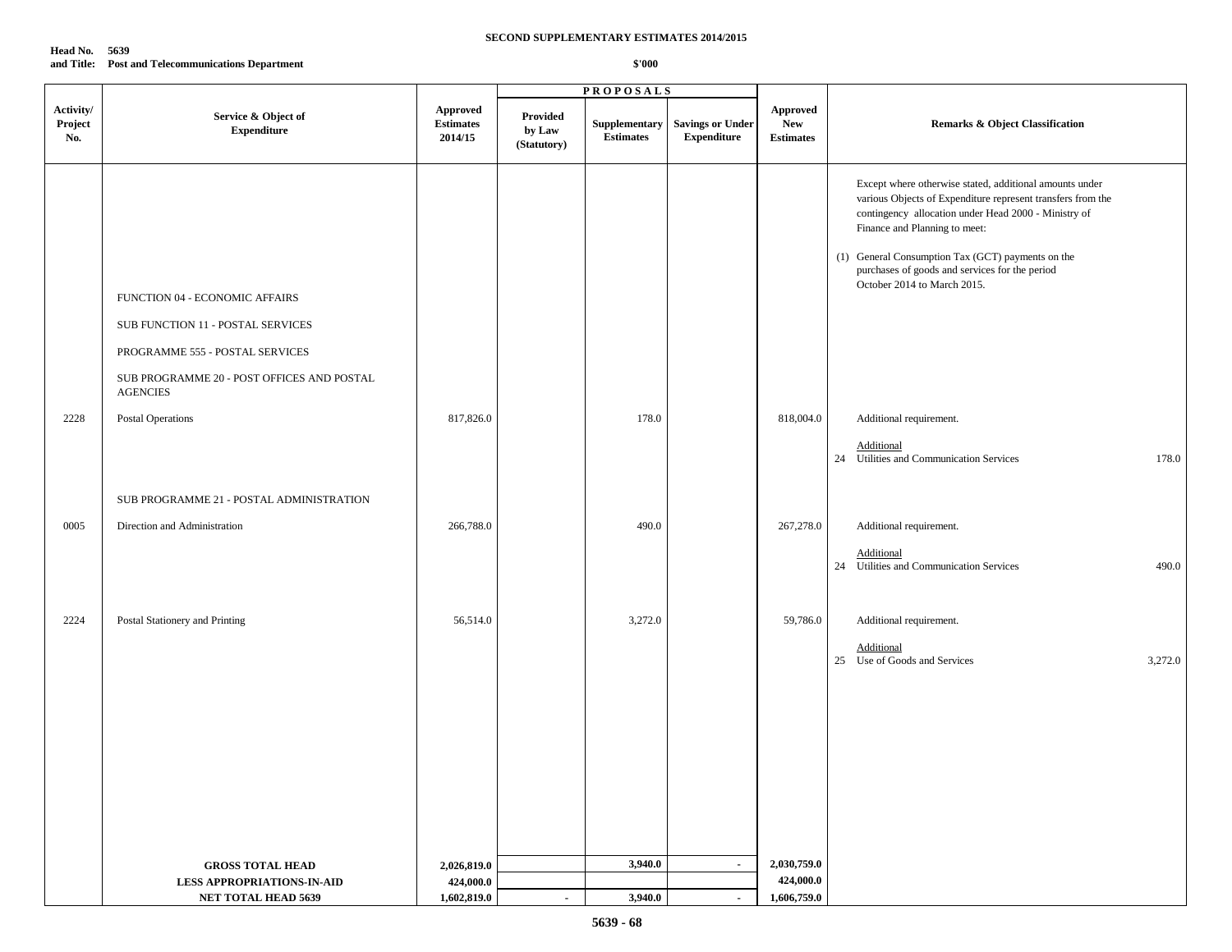**SECOND SUPPLEMENTARY ESTIMATES 2014/2015**

**Head No. 5639**
**and Title: Post and Telecommunications Department**

**$'000**

| Activity/ Project No. | Service & Object of Expenditure | Approved Estimates 2014/15 | PROPOSALS Provided by Law (Statutory) | Supplementary Estimates | Savings or Under Expenditure | Approved New Estimates | Remarks & Object Classification |
|---|---|---|---|---|---|---|---|
| | | | | | | | Except where otherwise stated, additional amounts under various Objects of Expenditure represent transfers from the contingency allocation under Head 2000 - Ministry of Finance and Planning to meet: |
| | | | | | | | (1) General Consumption Tax (GCT) payments on the purchases of goods and services for the period October 2014 to March 2015. |
| | FUNCTION 04 - ECONOMIC AFFAIRS | | | | | | |
| | SUB FUNCTION 11 - POSTAL SERVICES | | | | | | |
| | PROGRAMME 555 - POSTAL SERVICES | | | | | | |
| | SUB PROGRAMME 20 - POST OFFICES AND POSTAL AGENCIES | | | | | | |
| 2228 | Postal Operations | 817,826.0 | | 178.0 | | 818,004.0 | Additional requirement. |
| | | | | | | | Additional |
| | | | | | | | 24 Utilities and Communication Services 178.0 |
| | SUB PROGRAMME 21 - POSTAL ADMINISTRATION | | | | | | |
| 0005 | Direction and Administration | 266,788.0 | | 490.0 | | 267,278.0 | Additional requirement. |
| | | | | | | | Additional |
| | | | | | | | 24 Utilities and Communication Services 490.0 |
| 2224 | Postal Stationery and Printing | 56,514.0 | | 3,272.0 | | 59,786.0 | Additional requirement. |
| | | | | | | | Additional |
| | | | | | | | 25 Use of Goods and Services 3,272.0 |
| | **GROSS TOTAL HEAD** | **2,026,819.0** | | **3,940.0** | **-** | **2,030,759.0** | |
| | **LESS APPROPRIATIONS-IN-AID** | **424,000.0** | | | | **424,000.0** | |
| | **NET TOTAL HEAD 5639** | **1,602,819.0** | **-** | **3,940.0** | **-** | **1,606,759.0** | |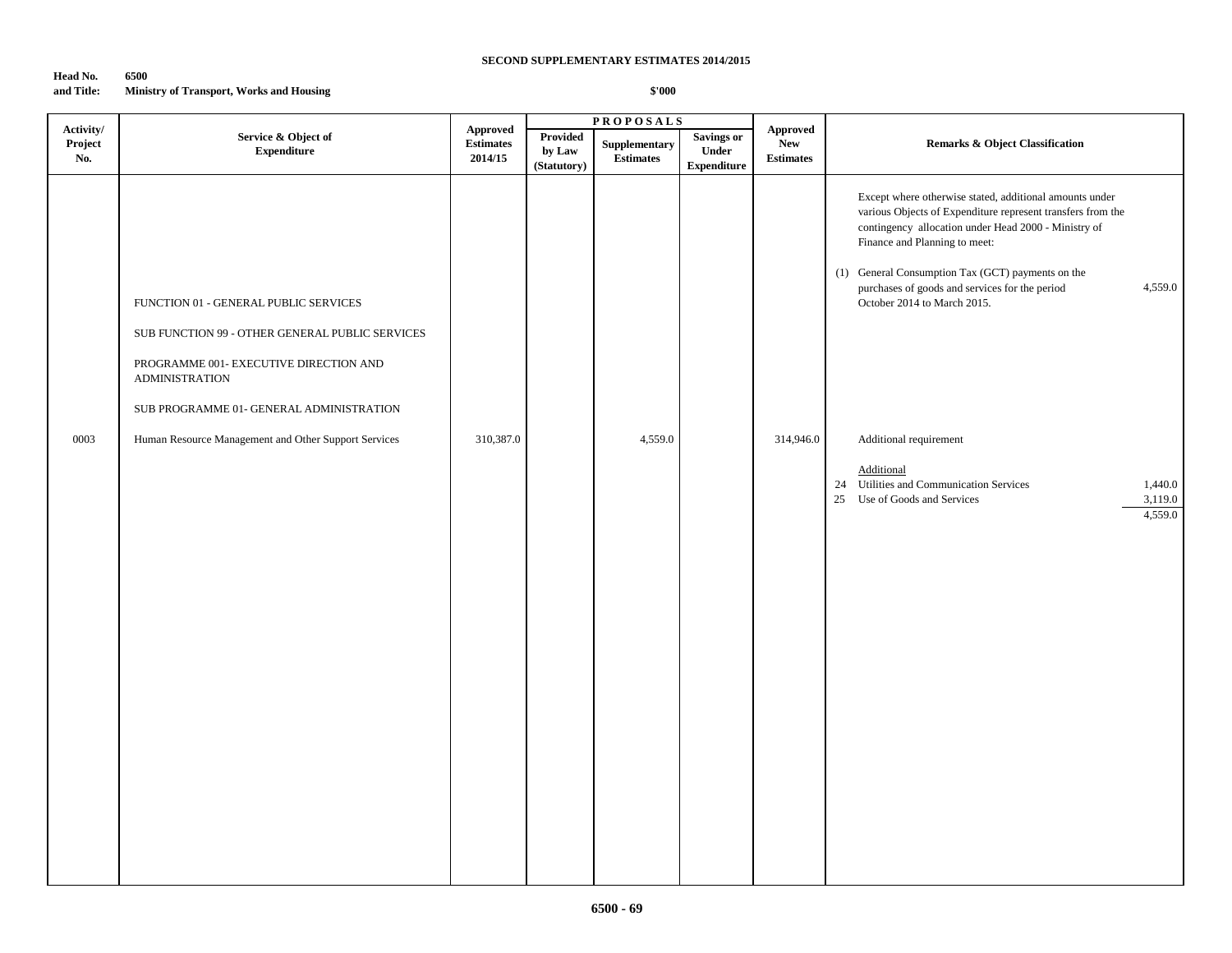**SECOND SUPPLEMENTARY ESTIMATES 2014/2015**

**Head No. and Title:** 6500 Ministry of Transport, Works and Housing

**$'000**

| Activity/ Project No. | Service & Object of Expenditure | Approved Estimates 2014/15 | PROPOSALS | | | Approved New Estimates | Remarks & Object Classification | |
|---|---|---|---|---|---|---|---|---|
| | | | Provided by Law (Statutory) | Supplementary Estimates | Savings or Under Expenditure | | | |
| | | | | | | | Except where otherwise stated, additional amounts under various Objects of Expenditure represent transfers from the contingency allocation under Head 2000 - Ministry of Finance and Planning to meet: | |
| | | | | | | | (1) General Consumption Tax (GCT) payments on the purchases of goods and services for the period October 2014 to March 2015. | 4,559.0 |
| | FUNCTION 01 - GENERAL PUBLIC SERVICES | | | | | | | |
| | SUB FUNCTION 99 - OTHER GENERAL PUBLIC SERVICES | | | | | | | |
| | PROGRAMME 001- EXECUTIVE DIRECTION AND ADMINISTRATION | | | | | | | |
| | SUB PROGRAMME 01- GENERAL ADMINISTRATION | | | | | | | |
| 0003 | Human Resource Management and Other Support Services | 310,387.0 | | 4,559.0 | | 314,946.0 | Additional requirement | |
| | | | | | | | Additional | |
| | | | | | | | 24 Utilities and Communication Services | 1,440.0 |
| | | | | | | | 25 Use of Goods and Services | 3,119.0 |
| | | | | | | | | 4,559.0 |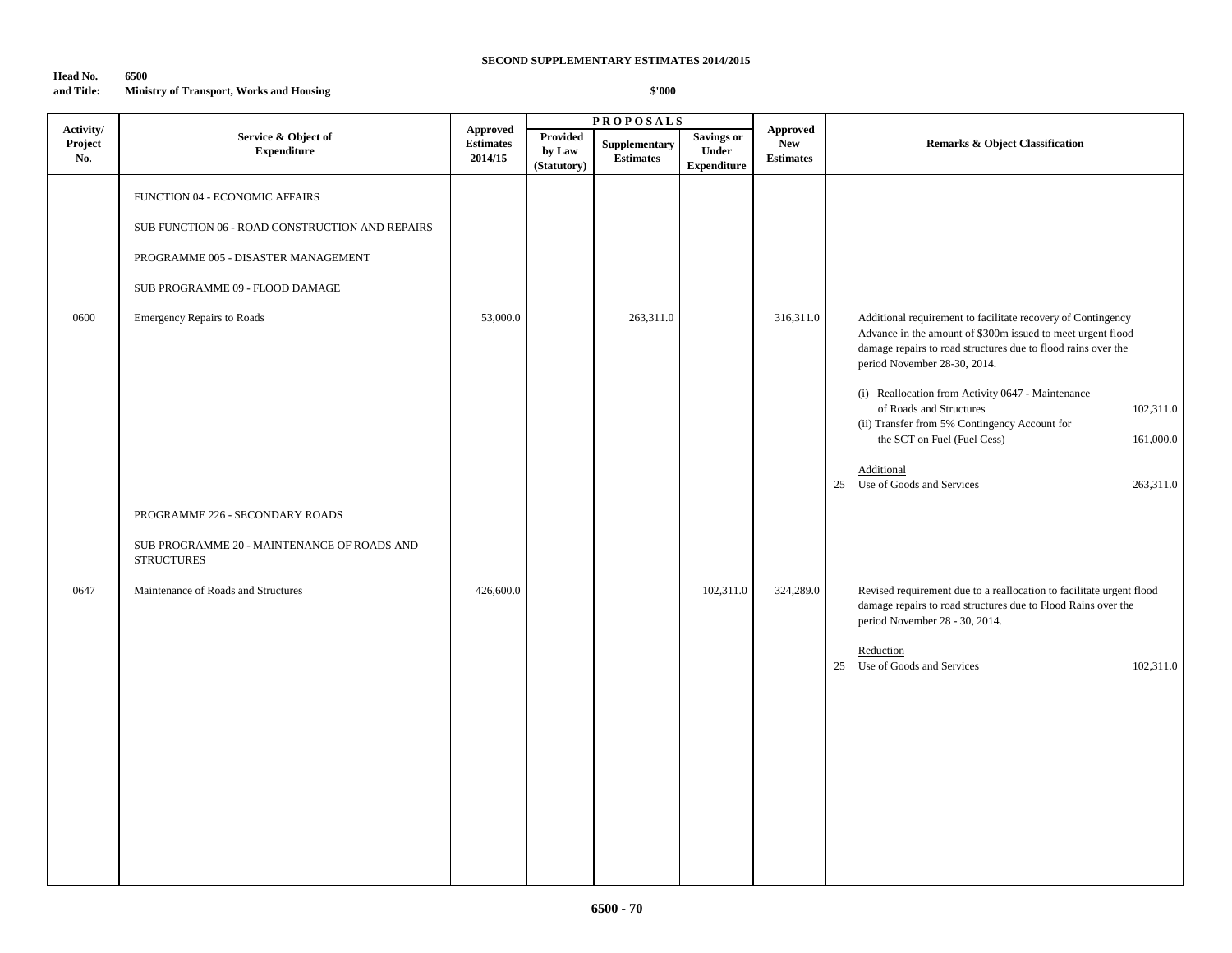**SECOND SUPPLEMENTARY ESTIMATES 2014/2015**

**Head No. and Title:** 6500 Ministry of Transport, Works and Housing

**$'000**

| Activity/ Project No. | Service & Object of Expenditure | Approved Estimates 2014/15 | PROPOSALS | | | Approved New Estimates | Remarks & Object Classification |
|---|---|---|---|---|---|---|---|
| | | | Provided by Law (Statutory) | Supplementary Estimates | Savings or Under Expenditure | | |
| | FUNCTION 04 - ECONOMIC AFFAIRS | | | | | | |
| | SUB FUNCTION 06 - ROAD CONSTRUCTION AND REPAIRS | | | | | | |
| | PROGRAMME 005 - DISASTER MANAGEMENT | | | | | | |
| | SUB PROGRAMME 09 - FLOOD DAMAGE | | | | | | |
| 0600 | Emergency Repairs to Roads | 53,000.0 | | 263,311.0 | | 316,311.0 | Additional requirement to facilitate recovery of Contingency Advance in the amount of $300m issued to meet urgent flood damage repairs to road structures due to flood rains over the period November 28-30, 2014.<br><br>(i) Reallocation from Activity 0647 - Maintenance of Roads and Structures 102,311.0<br>(ii) Transfer from 5% Contingency Account for the SCT on Fuel (Fuel Cess) 161,000.0<br><br>Additional<br>25 Use of Goods and Services 263,311.0 |
| | PROGRAMME 226 - SECONDARY ROADS | | | | | | |
| | SUB PROGRAMME 20 - MAINTENANCE OF ROADS AND STRUCTURES | | | | | | |
| 0647 | Maintenance of Roads and Structures | 426,600.0 | | | 102,311.0 | 324,289.0 | Revised requirement due to a reallocation to facilitate urgent flood damage repairs to road structures due to Flood Rains over the period November 28 - 30, 2014.<br><br>Reduction<br>25 Use of Goods and Services 102,311.0 |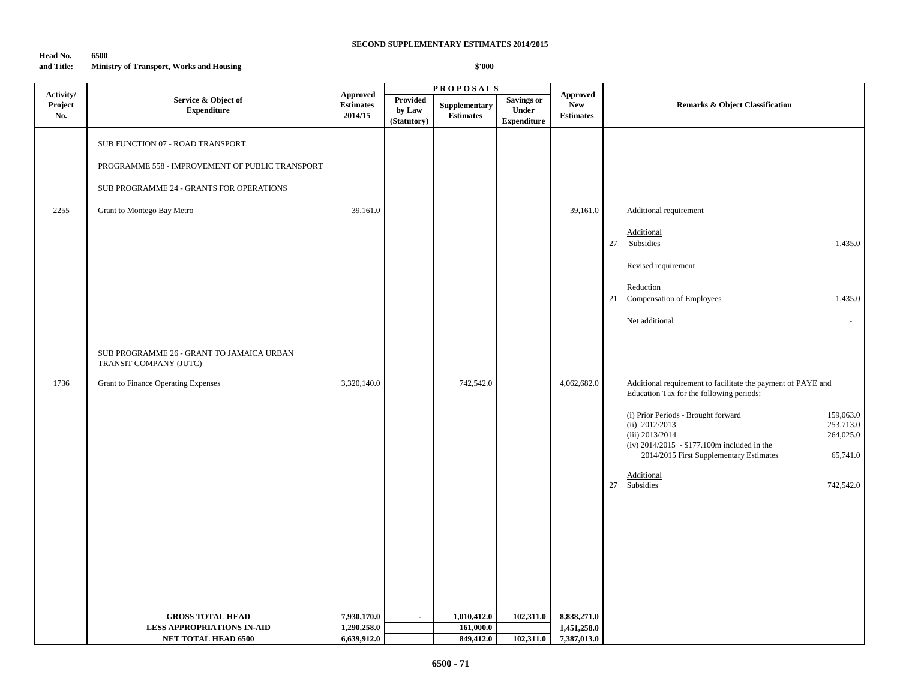**SECOND SUPPLEMENTARY ESTIMATES 2014/2015**

**Head No. and Title:** **6500 Ministry of Transport, Works and Housing**

**$'000**

| Activity/ Project No. | Service & Object of Expenditure | Approved Estimates 2014/15 | PROPOSALS Provided by Law (Statutory) | Supplementary Estimates | Savings or Under Expenditure | Approved New Estimates | Remarks & Object Classification |
|---|---|---|---|---|---|---|---|
| | SUB FUNCTION 07 - ROAD TRANSPORT | | | | | | |
| | PROGRAMME 558 - IMPROVEMENT OF PUBLIC TRANSPORT | | | | | | |
| | SUB PROGRAMME 24 - GRANTS FOR OPERATIONS | | | | | | |
| 2255 | Grant to Montego Bay Metro | 39,161.0 | | | | 39,161.0 | Additional requirement<br><br>Additional<br>27 Subsidies 1,435.0<br><br>Revised requirement<br><br>Reduction<br>21 Compensation of Employees 1,435.0<br><br>Net additional - |
| | SUB PROGRAMME 26 - GRANT TO JAMAICA URBAN TRANSIT COMPANY (JUTC) | | | | | | |
| 1736 | Grant to Finance Operating Expenses | 3,320,140.0 | | 742,542.0 | | 4,062,682.0 | Additional requirement to facilitate the payment of PAYE and Education Tax for the following periods:<br><br>(i) Prior Periods - Brought forward 159,063.0<br>(ii) 2012/2013 253,713.0<br>(iii) 2013/2014 264,025.0<br>(iv) 2014/2015 - $177.100m included in the 2014/2015 First Supplementary Estimates 65,741.0<br><br>Additional<br>27 Subsidies 742,542.0 |
| | **GROSS TOTAL HEAD** | **7,930,170.0** | **-** | **1,010,412.0** | **102,311.0** | **8,838,271.0** | |
| | **LESS APPROPRIATIONS IN-AID** | **1,290,258.0** | | **161,000.0** | | **1,451,258.0** | |
| | **NET TOTAL HEAD 6500** | **6,639,912.0** | | **849,412.0** | **102,311.0** | **7,387,013.0** | |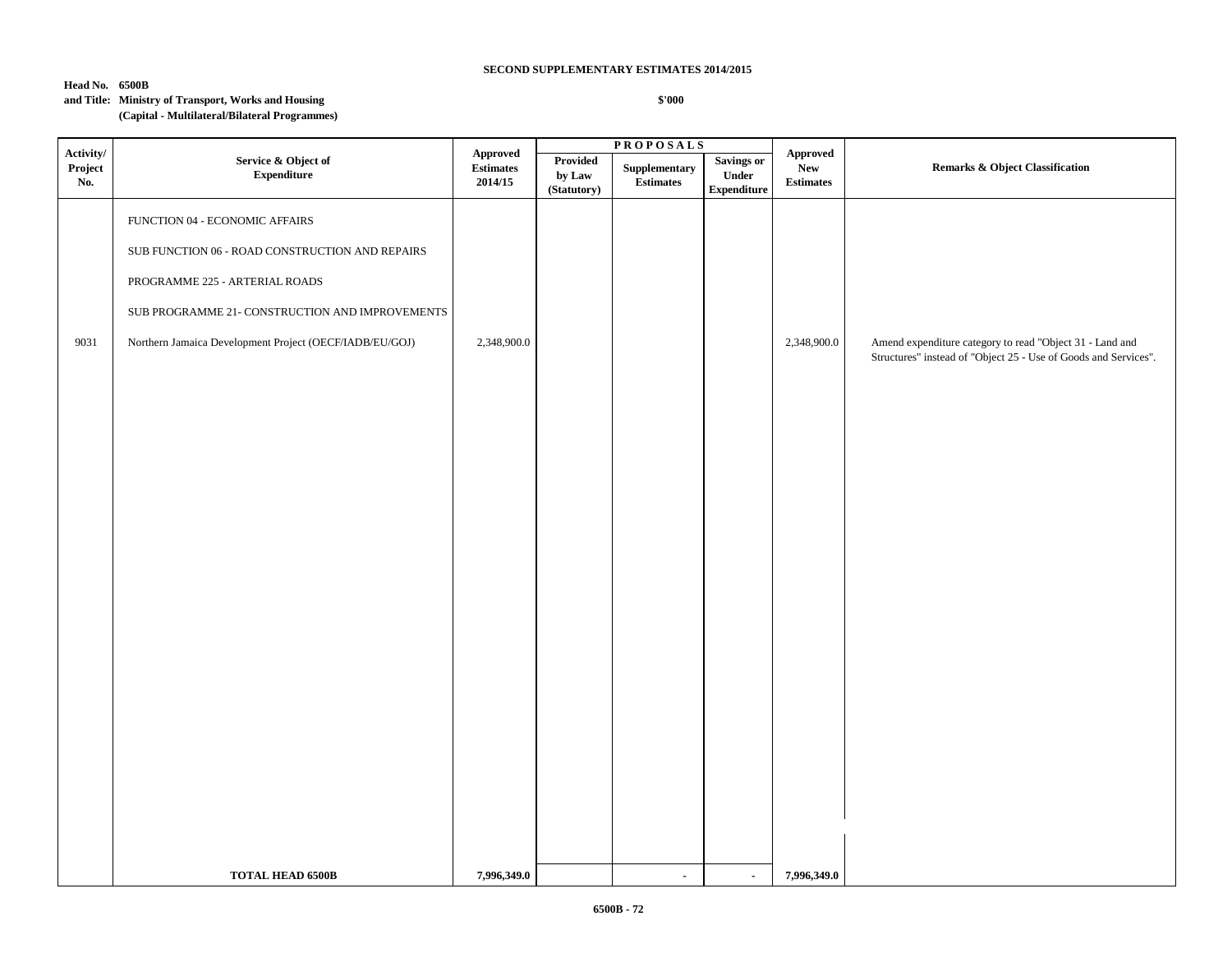**SECOND SUPPLEMENTARY ESTIMATES 2014/2015**

**Head No. 6500B**
**and Title: Ministry of Transport, Works and Housing**
**(Capital - Multilateral/Bilateral Programmes)**

**$'000**

| Activity/ Project No. | Service & Object of Expenditure | Approved Estimates 2014/15 | PROPOSALS | | | Approved New Estimates | Remarks & Object Classification |
|---|---|---|---|---|---|---|---|
| | | | Provided by Law (Statutory) | Supplementary Estimates | Savings or Under Expenditure | | |
| | FUNCTION 04 - ECONOMIC AFFAIRS | | | | | | |
| | SUB FUNCTION 06 - ROAD CONSTRUCTION AND REPAIRS | | | | | | |
| | PROGRAMME 225 - ARTERIAL ROADS | | | | | | |
| | SUB PROGRAMME 21- CONSTRUCTION AND IMPROVEMENTS | | | | | | |
| 9031 | Northern Jamaica Development Project (OECF/IADB/EU/GOJ) | 2,348,900.0 | | | | 2,348,900.0 | Amend expenditure category to read "Object 31 - Land and Structures" instead of "Object 25 - Use of Goods and Services". |
| | **TOTAL HEAD 6500B** | **7,996,349.0** | | - | - | **7,996,349.0** | |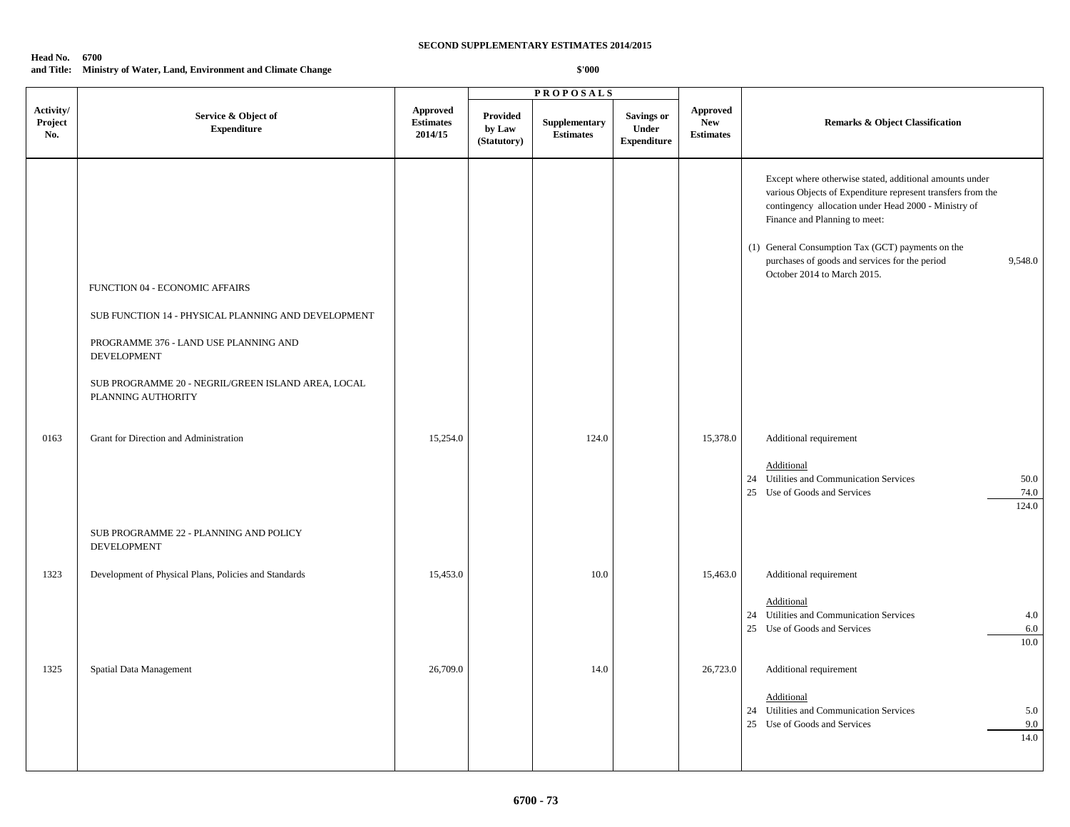**SECOND SUPPLEMENTARY ESTIMATES 2014/2015**

**Head No. 6700**
**and Title: Ministry of Water, Land, Environment and Climate Change**

**$'000**

| Activity/ Project No. | Service & Object of Expenditure | Approved Estimates 2014/15 | PROPOSALS Provided by Law (Statutory) | Supplementary Estimates | Savings or Under Expenditure | Approved New Estimates | Remarks & Object Classification |
|---|---|---|---|---|---|---|---|
| | | | | | | | Except where otherwise stated, additional amounts under various Objects of Expenditure represent transfers from the contingency allocation under Head 2000 - Ministry of Finance and Planning to meet: |
| | | | | | | | (1) General Consumption Tax (GCT) payments on the purchases of goods and services for the period October 2014 to March 2015. 9,548.0 |
| | FUNCTION 04 - ECONOMIC AFFAIRS | | | | | | |
| | SUB FUNCTION 14 - PHYSICAL PLANNING AND DEVELOPMENT | | | | | | |
| | PROGRAMME 376 - LAND USE PLANNING AND DEVELOPMENT | | | | | | |
| | SUB PROGRAMME 20 - NEGRIL/GREEN ISLAND AREA, LOCAL PLANNING AUTHORITY | | | | | | |
| 0163 | Grant for Direction and Administration | 15,254.0 | | 124.0 | | 15,378.0 | Additional requirement |
| | | | | | | | Additional |
| | | | | | | | 24 Utilities and Communication Services 50.0 |
| | | | | | | | 25 Use of Goods and Services 74.0 |
| | | | | | | | 124.0 |
| | SUB PROGRAMME 22 - PLANNING AND POLICY DEVELOPMENT | | | | | | |
| 1323 | Development of Physical Plans, Policies and Standards | 15,453.0 | | 10.0 | | 15,463.0 | Additional requirement |
| | | | | | | | Additional |
| | | | | | | | 24 Utilities and Communication Services 4.0 |
| | | | | | | | 25 Use of Goods and Services 6.0 |
| | | | | | | | 10.0 |
| 1325 | Spatial Data Management | 26,709.0 | | 14.0 | | 26,723.0 | Additional requirement |
| | | | | | | | Additional |
| | | | | | | | 24 Utilities and Communication Services 5.0 |
| | | | | | | | 25 Use of Goods and Services 9.0 |
| | | | | | | | 14.0 |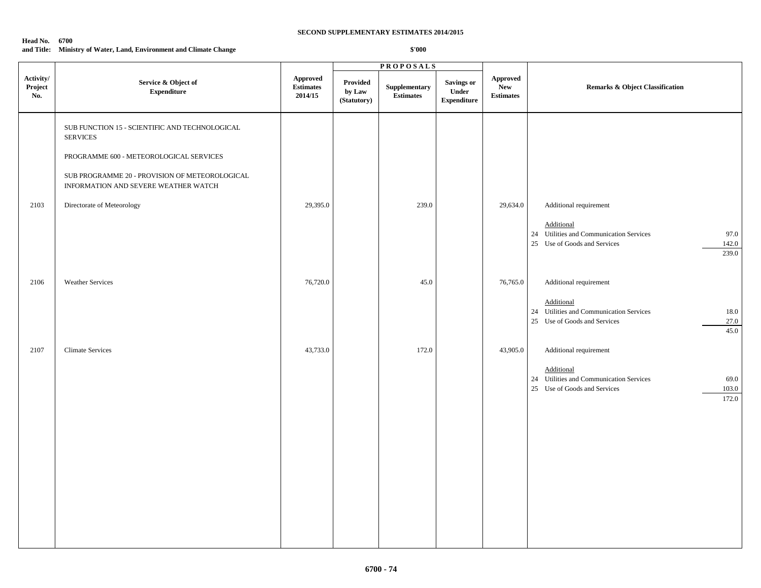**SECOND SUPPLEMENTARY ESTIMATES 2014/2015**

**Head No. 6700**
**and Title: Ministry of Water, Land, Environment and Climate Change**

**$'000**

| Activity/ Project No. | Service & Object of Expenditure | Approved Estimates 2014/15 | PROPOSALS | | | Approved New Estimates | Remarks & Object Classification | |
|---|---|---|---|---|---|---|---|---|
| | | | Provided by Law (Statutory) | Supplementary Estimates | Savings or Under Expenditure | | | |
| | SUB FUNCTION 15 - SCIENTIFIC AND TECHNOLOGICAL SERVICES | | | | | | | |
| | PROGRAMME 600 - METEOROLOGICAL SERVICES | | | | | | | |
| | SUB PROGRAMME 20 - PROVISION OF METEOROLOGICAL INFORMATION AND SEVERE WEATHER WATCH | | | | | | | |
| 2103 | Directorate of Meteorology | 29,395.0 | | 239.0 | | 29,634.0 | Additional requirement | |
| | | | | | | | Additional | |
| | | | | | | | 24 Utilities and Communication Services | 97.0 |
| | | | | | | | 25 Use of Goods and Services | 142.0 |
| | | | | | | | | 239.0 |
| 2106 | Weather Services | 76,720.0 | | 45.0 | | 76,765.0 | Additional requirement | |
| | | | | | | | Additional | |
| | | | | | | | 24 Utilities and Communication Services | 18.0 |
| | | | | | | | 25 Use of Goods and Services | 27.0 |
| | | | | | | | | 45.0 |
| 2107 | Climate Services | 43,733.0 | | 172.0 | | 43,905.0 | Additional requirement | |
| | | | | | | | Additional | |
| | | | | | | | 24 Utilities and Communication Services | 69.0 |
| | | | | | | | 25 Use of Goods and Services | 103.0 |
| | | | | | | | | 172.0 |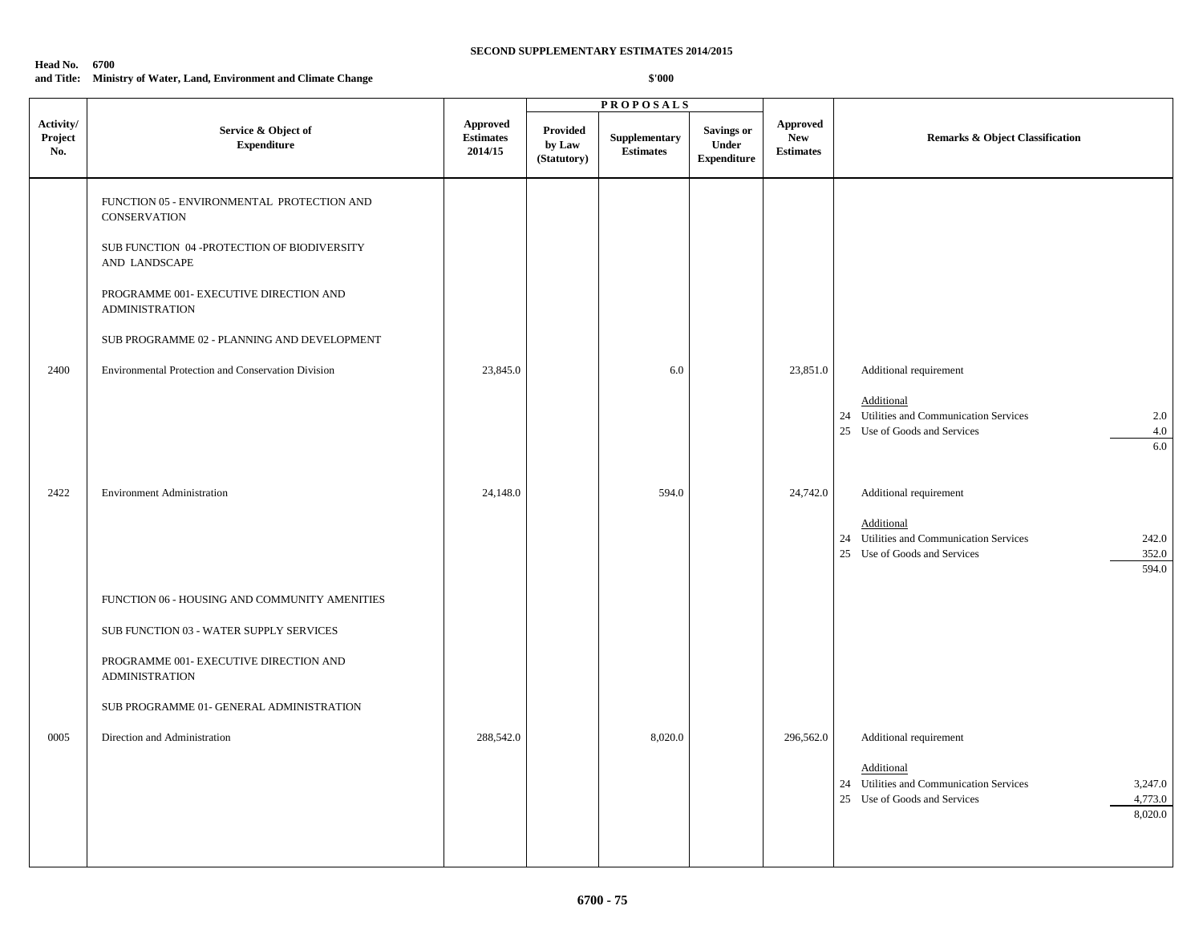**SECOND SUPPLEMENTARY ESTIMATES 2014/2015**

**Head No. 6700**
**and Title: Ministry of Water, Land, Environment and Climate Change**

**$'000**

| Activity/ Project No. | Service & Object of Expenditure | Approved Estimates 2014/15 | PROPOSALS | | | Approved New Estimates | Remarks & Object Classification |
|---|---|---|---|---|---|---|---|
| | | | Provided by Law (Statutory) | Supplementary Estimates | Savings or Under Expenditure | | |
| | FUNCTION 05 - ENVIRONMENTAL PROTECTION AND CONSERVATION | | | | | | |
| | SUB FUNCTION 04 -PROTECTION OF BIODIVERSITY AND LANDSCAPE | | | | | | |
| | PROGRAMME 001- EXECUTIVE DIRECTION AND ADMINISTRATION | | | | | | |
| | SUB PROGRAMME 02 - PLANNING AND DEVELOPMENT | | | | | | |
| 2400 | Environmental Protection and Conservation Division | 23,845.0 | | 6.0 | | 23,851.0 | Additional requirement |
| | | | | | | | Additional |
| | | | | | | | 24 Utilities and Communication Services 2.0 |
| | | | | | | | 25 Use of Goods and Services 4.0 |
| | | | | | | | 6.0 |
| 2422 | Environment Administration | 24,148.0 | | 594.0 | | 24,742.0 | Additional requirement |
| | | | | | | | Additional |
| | | | | | | | 24 Utilities and Communication Services 242.0 |
| | | | | | | | 25 Use of Goods and Services 352.0 |
| | | | | | | | 594.0 |
| | FUNCTION 06 - HOUSING AND COMMUNITY AMENITIES | | | | | | |
| | SUB FUNCTION 03 - WATER SUPPLY SERVICES | | | | | | |
| | PROGRAMME 001- EXECUTIVE DIRECTION AND ADMINISTRATION | | | | | | |
| | SUB PROGRAMME 01- GENERAL ADMINISTRATION | | | | | | |
| 0005 | Direction and Administration | 288,542.0 | | 8,020.0 | | 296,562.0 | Additional requirement |
| | | | | | | | Additional |
| | | | | | | | 24 Utilities and Communication Services 3,247.0 |
| | | | | | | | 25 Use of Goods and Services 4,773.0 |
| | | | | | | | 8,020.0 |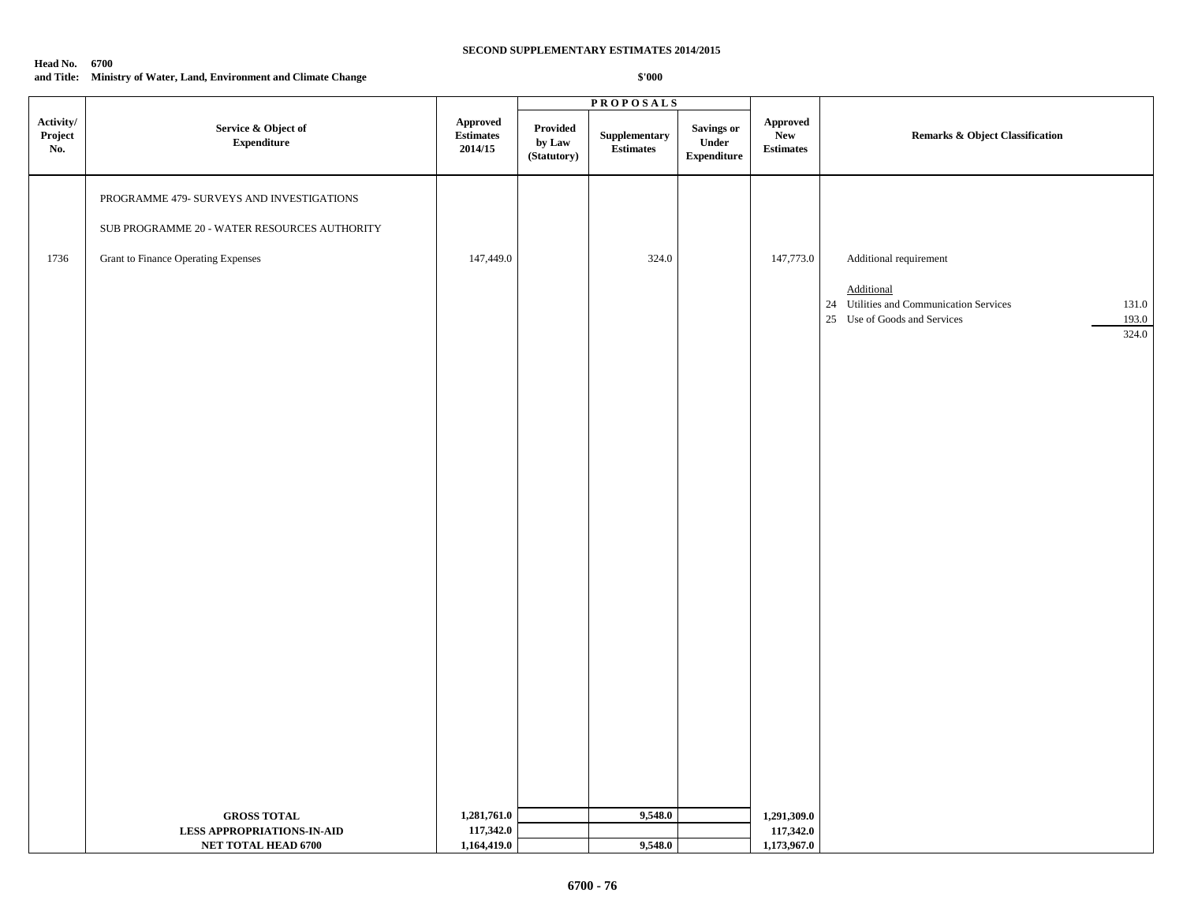**SECOND SUPPLEMENTARY ESTIMATES 2014/2015**

**Head No. 6700**
**and Title: Ministry of Water, Land, Environment and Climate Change**

**$'000**

| Activity/ Project No. | Service & Object of Expenditure | Approved Estimates 2014/15 | PROPOSALS Provided by Law (Statutory) | Supplementary Estimates | Savings or Under Expenditure | Approved New Estimates | Remarks & Object Classification |
|---|---|---|---|---|---|---|---|
| | PROGRAMME 479- SURVEYS AND INVESTIGATIONS | | | | | | |
| | SUB PROGRAMME 20 - WATER RESOURCES AUTHORITY | | | | | | |
| 1736 | Grant to Finance Operating Expenses | 147,449.0 | | 324.0 | | 147,773.0 | Additional requirement |
| | | | | | | | Additional |
| | | | | | | | 24 Utilities and Communication Services 131.0 |
| | | | | | | | 25 Use of Goods and Services 193.0 |
| | | | | | | | 324.0 |
| | **GROSS TOTAL** | **1,281,761.0** | | **9,548.0** | | **1,291,309.0** | |
| | **LESS APPROPRIATIONS-IN-AID** | **117,342.0** | | | | **117,342.0** | |
| | **NET TOTAL HEAD 6700** | **1,164,419.0** | | **9,548.0** | | **1,173,967.0** | |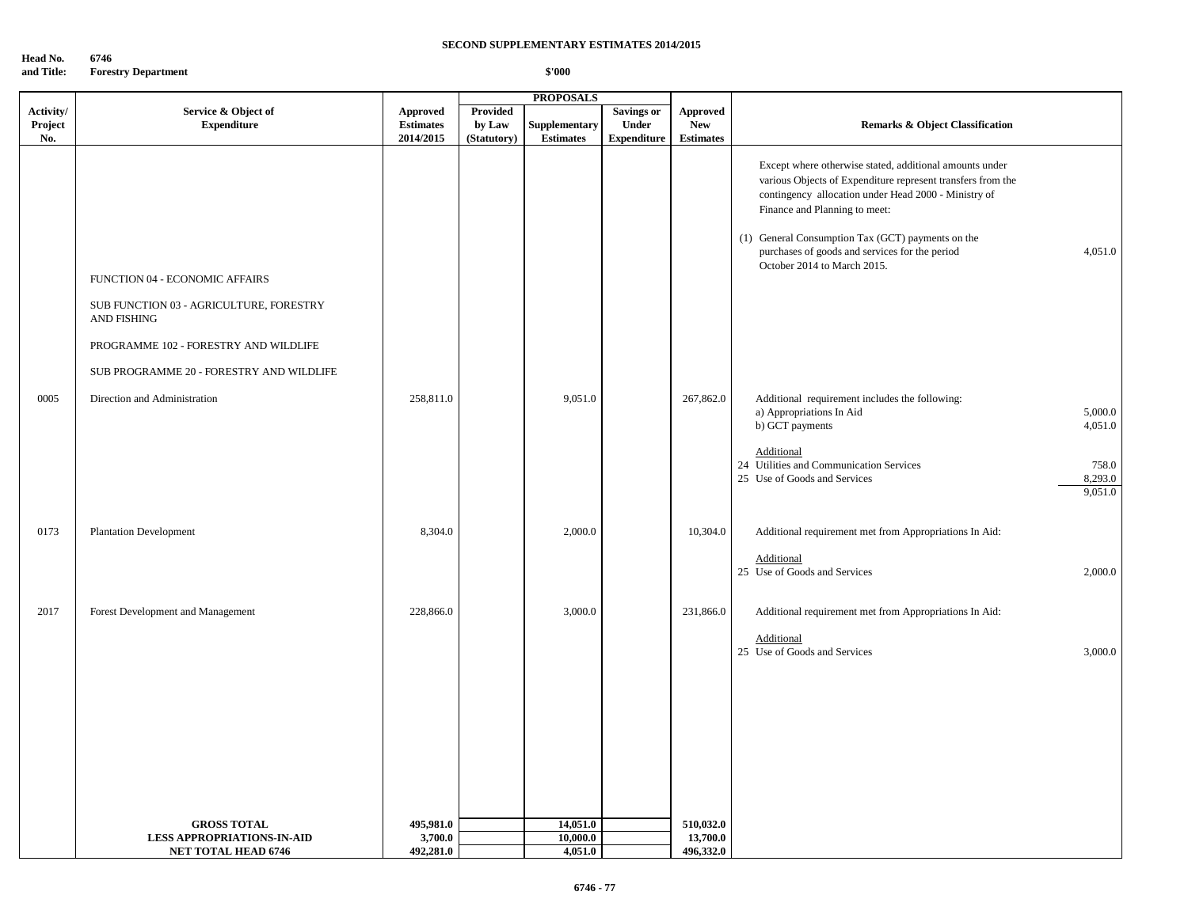**SECOND SUPPLEMENTARY ESTIMATES 2014/2015**

**Head No. and Title:** 6746 Forestry Department

$'000

| Activity/ Project No. | Service & Object of Expenditure | Approved Estimates 2014/2015 | PROPOSALS Provided by Law (Statutory) | Supplementary Estimates | Savings or Under Expenditure | Approved New Estimates | Remarks & Object Classification | |
|---|---|---|---|---|---|---|---|---|
| | | | | | | | Except where otherwise stated, additional amounts under various Objects of Expenditure represent transfers from the contingency allocation under Head 2000 - Ministry of Finance and Planning to meet: | |
| | | | | | | | (1) General Consumption Tax (GCT) payments on the purchases of goods and services for the period October 2014 to March 2015. | 4,051.0 |
| | FUNCTION 04 - ECONOMIC AFFAIRS | | | | | | | |
| | SUB FUNCTION 03 - AGRICULTURE, FORESTRY AND FISHING | | | | | | | |
| | PROGRAMME 102 - FORESTRY AND WILDLIFE | | | | | | | |
| | SUB PROGRAMME 20 - FORESTRY AND WILDLIFE | | | | | | | |
| 0005 | Direction and Administration | 258,811.0 | | 9,051.0 | | 267,862.0 | Additional requirement includes the following: | |
| | | | | | | | a) Appropriations In Aid | 5,000.0 |
| | | | | | | | b) GCT payments | 4,051.0 |
| | | | | | | | Additional | |
| | | | | | | | 24 Utilities and Communication Services | 758.0 |
| | | | | | | | 25 Use of Goods and Services | 8,293.0 |
| | | | | | | | | 9,051.0 |
| 0173 | Plantation Development | 8,304.0 | | 2,000.0 | | 10,304.0 | Additional requirement met from Appropriations In Aid: | |
| | | | | | | | Additional | |
| | | | | | | | 25 Use of Goods and Services | 2,000.0 |
| 2017 | Forest Development and Management | 228,866.0 | | 3,000.0 | | 231,866.0 | Additional requirement met from Appropriations In Aid: | |
| | | | | | | | Additional | |
| | | | | | | | 25 Use of Goods and Services | 3,000.0 |
| | **GROSS TOTAL** | **495,981.0** | | **14,051.0** | | **510,032.0** | | |
| | **LESS APPROPRIATIONS-IN-AID** | **3,700.0** | | **10,000.0** | | **13,700.0** | | |
| | **NET TOTAL HEAD 6746** | **492,281.0** | | **4,051.0** | | **496,332.0** | | |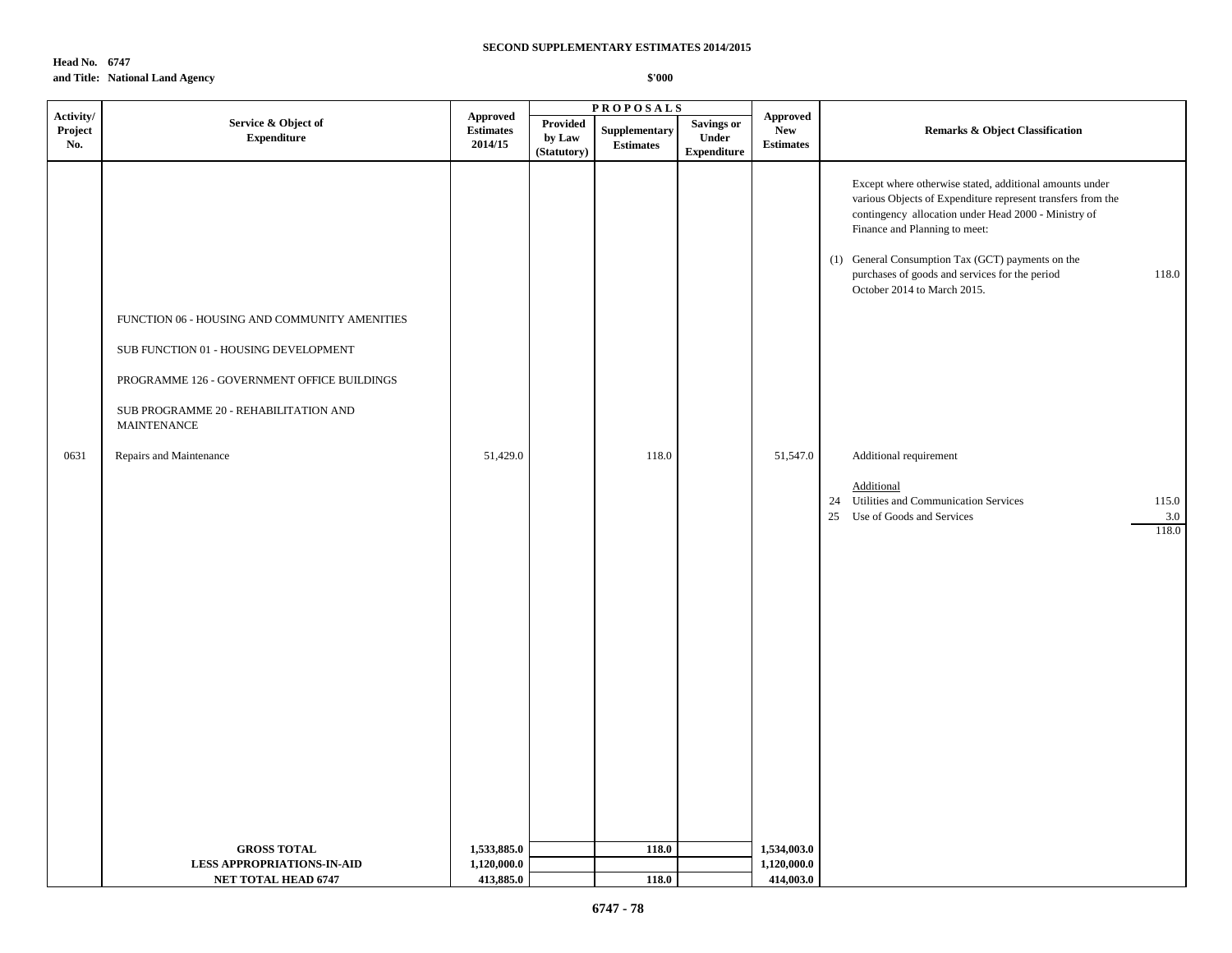**SECOND SUPPLEMENTARY ESTIMATES 2014/2015**

**Head No. 6747**
**and Title: National Land Agency**

**$'000**

| Activity/ Project No. | Service & Object of Expenditure | Approved Estimates 2014/15 | PROPOSALS Provided by Law (Statutory) | Supplementary Estimates | Savings or Under Expenditure | Approved New Estimates | Remarks & Object Classification |
|---|---|---|---|---|---|---|---|
| | | | | | | | Except where otherwise stated, additional amounts under various Objects of Expenditure represent transfers from the contingency allocation under Head 2000 - Ministry of Finance and Planning to meet: |
| | | | | | | | (1) General Consumption Tax (GCT) payments on the purchases of goods and services for the period October 2014 to March 2015. 118.0 |
| | FUNCTION 06 - HOUSING AND COMMUNITY AMENITIES | | | | | | |
| | SUB FUNCTION 01 - HOUSING DEVELOPMENT | | | | | | |
| | PROGRAMME 126 - GOVERNMENT OFFICE BUILDINGS | | | | | | |
| | SUB PROGRAMME 20 - REHABILITATION AND MAINTENANCE | | | | | | |
| 0631 | Repairs and Maintenance | 51,429.0 | | 118.0 | | 51,547.0 | Additional requirement |
| | | | | | | | Additional |
| | | | | | | | 24 Utilities and Communication Services 115.0 |
| | | | | | | | 25 Use of Goods and Services 3.0 |
| | | | | | | | 118.0 |
| | **GROSS TOTAL** | **1,533,885.0** | | **118.0** | | **1,534,003.0** | |
| | **LESS APPROPRIATIONS-IN-AID** | **1,120,000.0** | | | | **1,120,000.0** | |
| | **NET TOTAL HEAD 6747** | **413,885.0** | | **118.0** | | **414,003.0** | |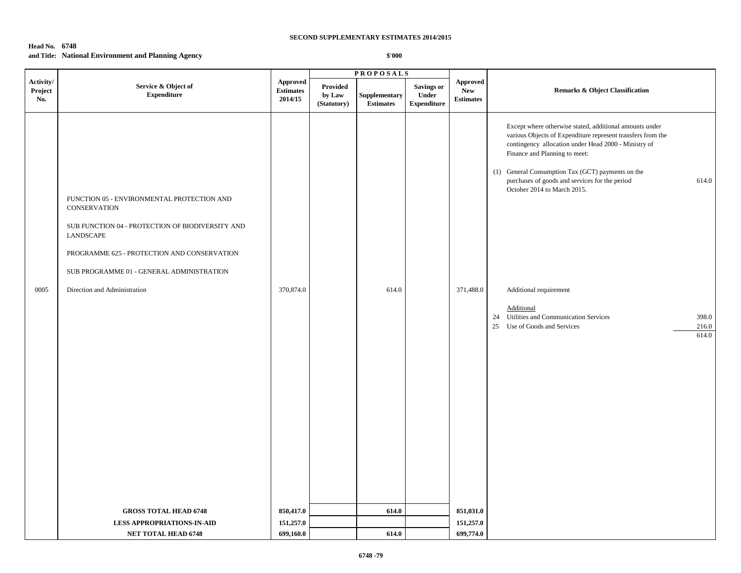SECOND SUPPLEMENTARY ESTIMATES 2014/2015

**Head No. 6748**
**and Title: National Environment and Planning Agency**

**$'000**

| Activity/ Project No. | Service & Object of Expenditure | Approved Estimates 2014/15 | PROPOSALS Provided by Law (Statutory) | Supplementary Estimates | Savings or Under Expenditure | Approved New Estimates | Remarks & Object Classification | |
|---|---|---|---|---|---|---|---|---|
| | | | | | | | Except where otherwise stated, additional amounts under various Objects of Expenditure represent transfers from the contingency allocation under Head 2000 - Ministry of Finance and Planning to meet: | |
| | | | | | | | (1) General Consumption Tax (GCT) payments on the purchases of goods and services for the period October 2014 to March 2015. | 614.0 |
| | FUNCTION 05 - ENVIRONMENTAL PROTECTION AND CONSERVATION | | | | | | | |
| | SUB FUNCTION 04 - PROTECTION OF BIODIVERSITY AND LANDSCAPE | | | | | | | |
| | PROGRAMME 625 - PROTECTION AND CONSERVATION | | | | | | | |
| | SUB PROGRAMME 01 - GENERAL ADMINISTRATION | | | | | | | |
| 0005 | Direction and Administration | 370,874.0 | | 614.0 | | 371,488.0 | Additional requirement | |
| | | | | | | | Additional | |
| | | | | | | | 24 Utilities and Communication Services | 398.0 |
| | | | | | | | 25 Use of Goods and Services | 216.0 |
| | | | | | | | | 614.0 |
| | **GROSS TOTAL HEAD 6748** | **850,417.0** | | **614.0** | | **851,031.0** | | |
| | **LESS APPROPRIATIONS-IN-AID** | **151,257.0** | | | | **151,257.0** | | |
| | **NET TOTAL HEAD 6748** | **699,160.0** | | **614.0** | | **699,774.0** | | |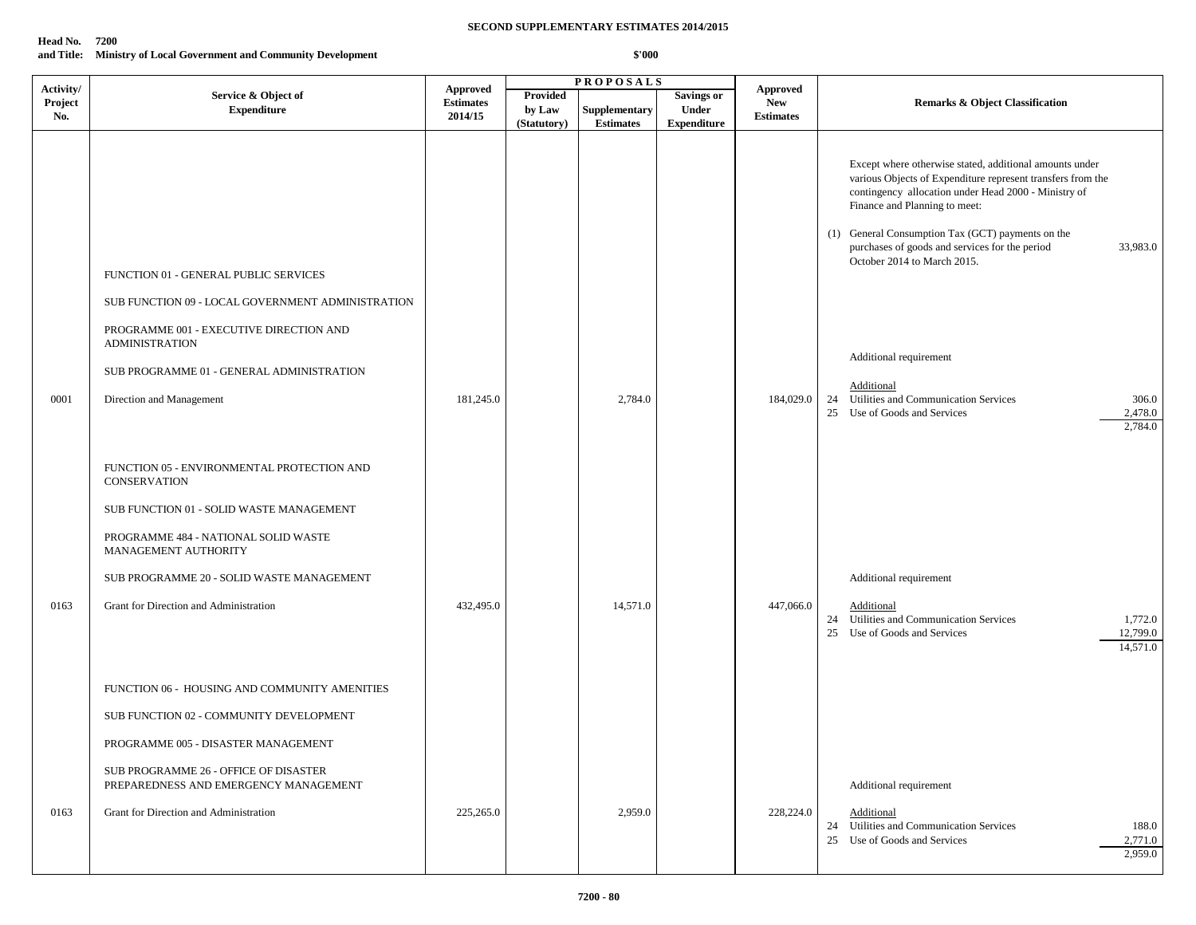**SECOND SUPPLEMENTARY ESTIMATES 2014/2015**

**Head No. 7200**
**and Title: Ministry of Local Government and Community Development**

**$'000**

| Activity/ Project No. | Service & Object of Expenditure | Approved Estimates 2014/15 | PROPOSALS Provided by Law (Statutory) | Supplementary Estimates | Savings or Under Expenditure | Approved New Estimates | Remarks & Object Classification |
|---|---|---|---|---|---|---|---|
| | | | | | | | Except where otherwise stated, additional amounts under various Objects of Expenditure represent transfers from the contingency allocation under Head 2000 - Ministry of Finance and Planning to meet: |
| | | | | | | | (1) General Consumption Tax (GCT) payments on the purchases of goods and services for the period October 2014 to March 2015. 33,983.0 |
| | FUNCTION 01 - GENERAL PUBLIC SERVICES | | | | | | |
| | SUB FUNCTION 09 - LOCAL GOVERNMENT ADMINISTRATION | | | | | | |
| | PROGRAMME 001 - EXECUTIVE DIRECTION AND ADMINISTRATION | | | | | | |
| | SUB PROGRAMME 01 - GENERAL ADMINISTRATION | | | | | | Additional requirement |
| 0001 | Direction and Management | 181,245.0 | | 2,784.0 | | 184,029.0 | Additional<br>24 Utilities and Communication Services 306.0<br>25 Use of Goods and Services 2,478.0<br>2,784.0 |
| | FUNCTION 05 - ENVIRONMENTAL PROTECTION AND CONSERVATION | | | | | | |
| | SUB FUNCTION 01 - SOLID WASTE MANAGEMENT | | | | | | |
| | PROGRAMME 484 - NATIONAL SOLID WASTE MANAGEMENT AUTHORITY | | | | | | |
| | SUB PROGRAMME 20 - SOLID WASTE MANAGEMENT | | | | | | Additional requirement |
| 0163 | Grant for Direction and Administration | 432,495.0 | | 14,571.0 | | 447,066.0 | Additional<br>24 Utilities and Communication Services 1,772.0<br>25 Use of Goods and Services 12,799.0<br>14,571.0 |
| | FUNCTION 06 - HOUSING AND COMMUNITY AMENITIES | | | | | | |
| | SUB FUNCTION 02 - COMMUNITY DEVELOPMENT | | | | | | |
| | PROGRAMME 005 - DISASTER MANAGEMENT | | | | | | |
| | SUB PROGRAMME 26 - OFFICE OF DISASTER PREPAREDNESS AND EMERGENCY MANAGEMENT | | | | | | Additional requirement |
| 0163 | Grant for Direction and Administration | 225,265.0 | | 2,959.0 | | 228,224.0 | Additional<br>24 Utilities and Communication Services 188.0<br>25 Use of Goods and Services 2,771.0<br>2,959.0 |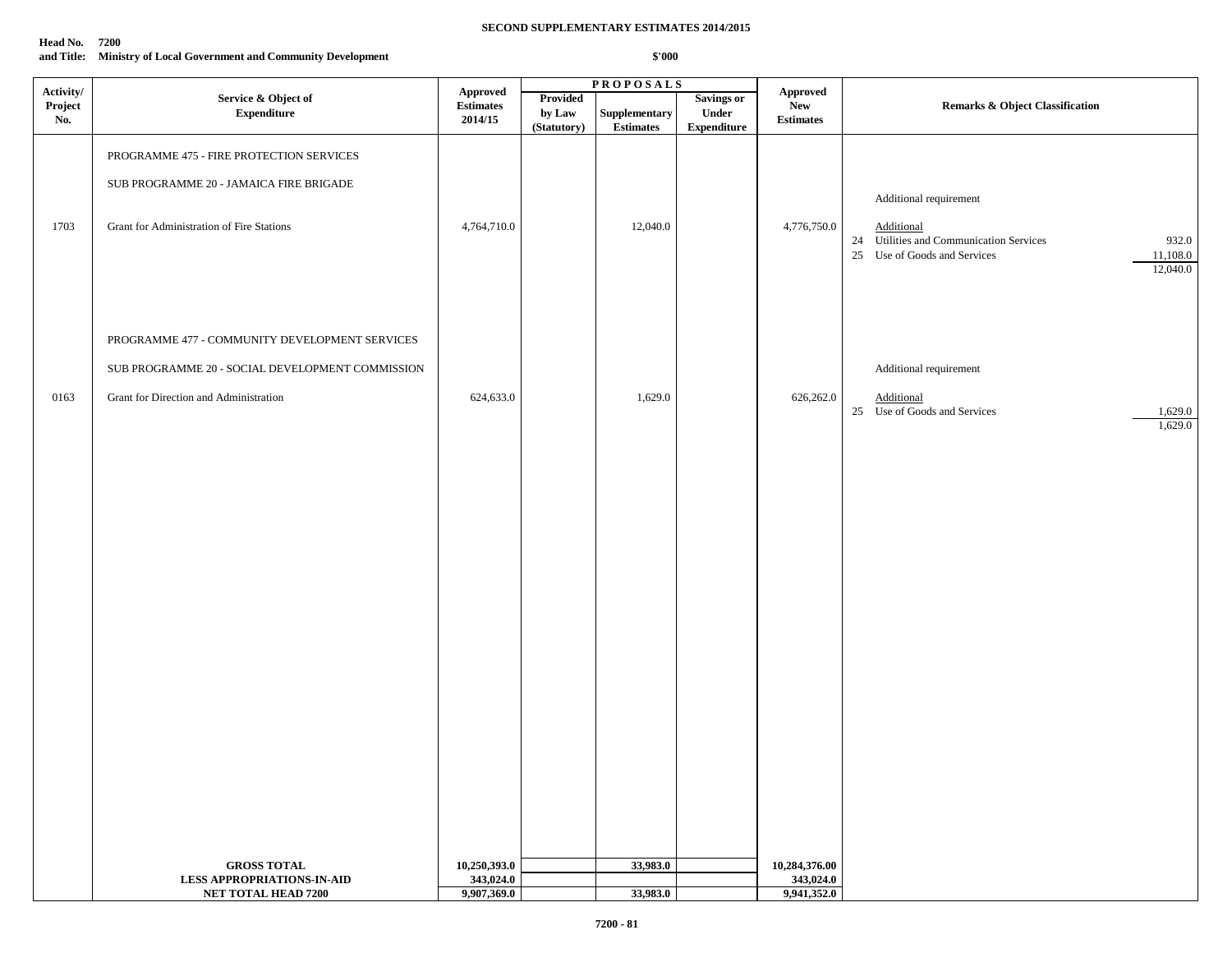**SECOND SUPPLEMENTARY ESTIMATES 2014/2015**

**Head No. 7200**
**and Title: Ministry of Local Government and Community Development**

**$'000**

| Activity/ Project No. | Service & Object of Expenditure | Approved Estimates 2014/15 | PROPOSALS Provided by Law (Statutory) | Supplementary Estimates | Savings or Under Expenditure | Approved New Estimates | Remarks & Object Classification |
|---|---|---|---|---|---|---|---|
| | PROGRAMME 475 - FIRE PROTECTION SERVICES | | | | | | |
| | SUB PROGRAMME 20 - JAMAICA FIRE BRIGADE | | | | | | Additional requirement |
| 1703 | Grant for Administration of Fire Stations | 4,764,710.0 | | 12,040.0 | | 4,776,750.0 | Additional<br>24 Utilities and Communication Services 932.0<br>25 Use of Goods and Services 11,108.0<br>12,040.0 |
| | PROGRAMME 477 - COMMUNITY DEVELOPMENT SERVICES | | | | | | |
| | SUB PROGRAMME 20 - SOCIAL DEVELOPMENT COMMISSION | | | | | | Additional requirement |
| 0163 | Grant for Direction and Administration | 624,633.0 | | 1,629.0 | | 626,262.0 | Additional<br>25 Use of Goods and Services 1,629.0<br>1,629.0 |
| | **GROSS TOTAL** | **10,250,393.0** | | **33,983.0** | | **10,284,376.00** | |
| | **LESS APPROPRIATIONS-IN-AID** | **343,024.0** | | | | **343,024.0** | |
| | **NET TOTAL HEAD 7200** | **9,907,369.0** | | **33,983.0** | | **9,941,352.0** | |